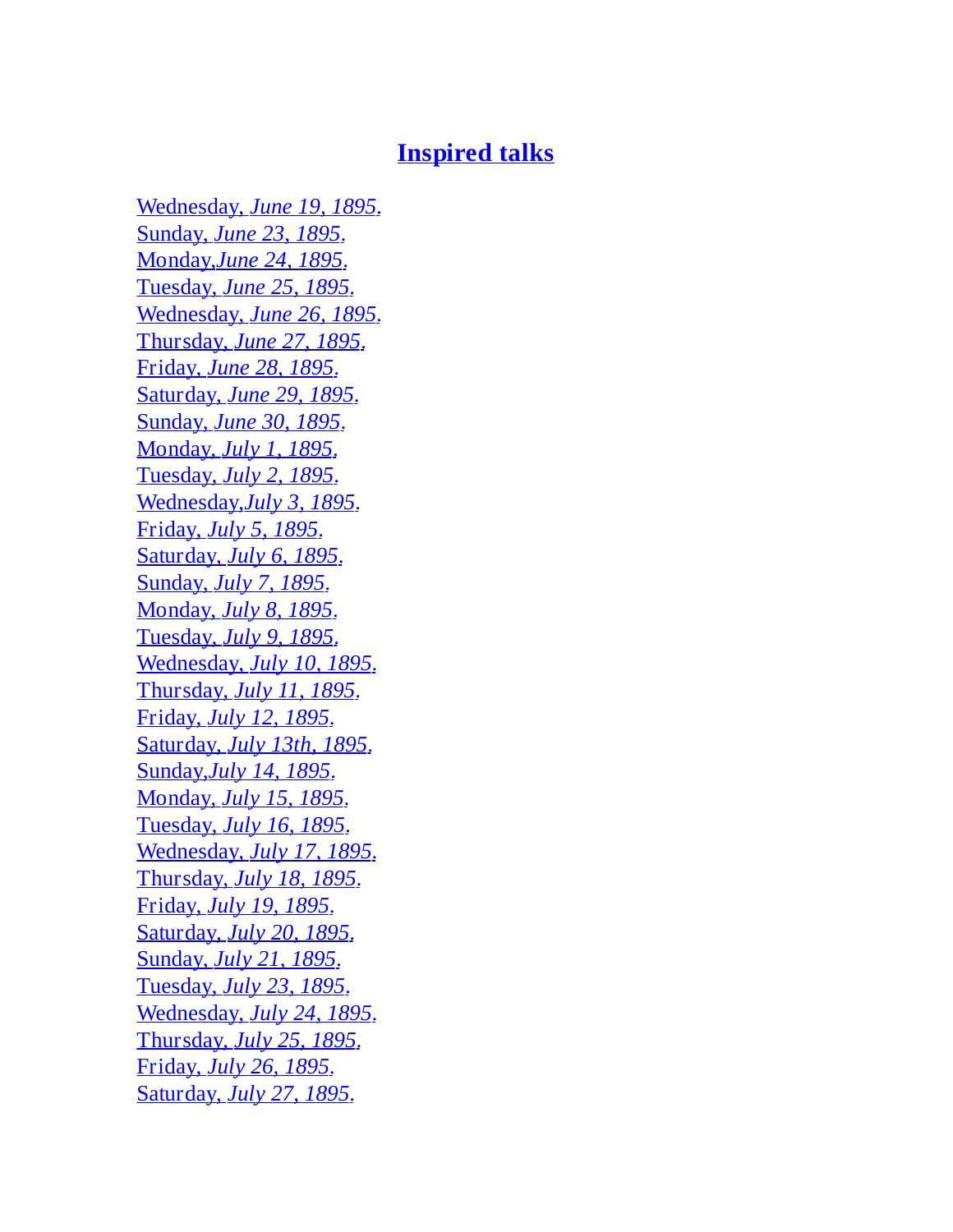# Inspired talks

Wednesday, *June 19, 1895*.
Sunday, *June 23, 1895*.
Monday,*June 24, 1895*.
Tuesday, *June 25, 1895*.
Wednesday, *June 26, 1895*.
Thursday, *June 27, 1895*.
Friday, *June 28, 1895*.
Saturday, *June 29, 1895*.
Sunday, *June 30, 1895*.
Monday, *July 1, 1895*.
Tuesday, *July 2, 1895*.
Wednesday,*July 3, 1895*.
Friday, *July 5, 1895*.
Saturday, *July 6, 1895*.
Sunday, *July 7, 1895*.
Monday, *July 8, 1895*.
Tuesday, *July 9, 1895*.
Wednesday, *July 10, 1895*.
Thursday, *July 11, 1895*.
Friday, *July 12, 1895*.
Saturday, *July 13th, 1895*.
Sunday,*July 14, 1895*.
Monday, *July 15, 1895*.
Tuesday, *July 16, 1895*.
Wednesday, *July 17, 1895*.
Thursday, *July 18, 1895*.
Friday, *July 19, 1895*.
Saturday, *July 20, 1895*.
Sunday, *July 21, 1895*.
Tuesday, *July 23, 1895*.
Wednesday, *July 24, 1895*.
Thursday, *July 25, 1895*.
Friday, *July 26, 1895*.
Saturday, *July 27, 1895*.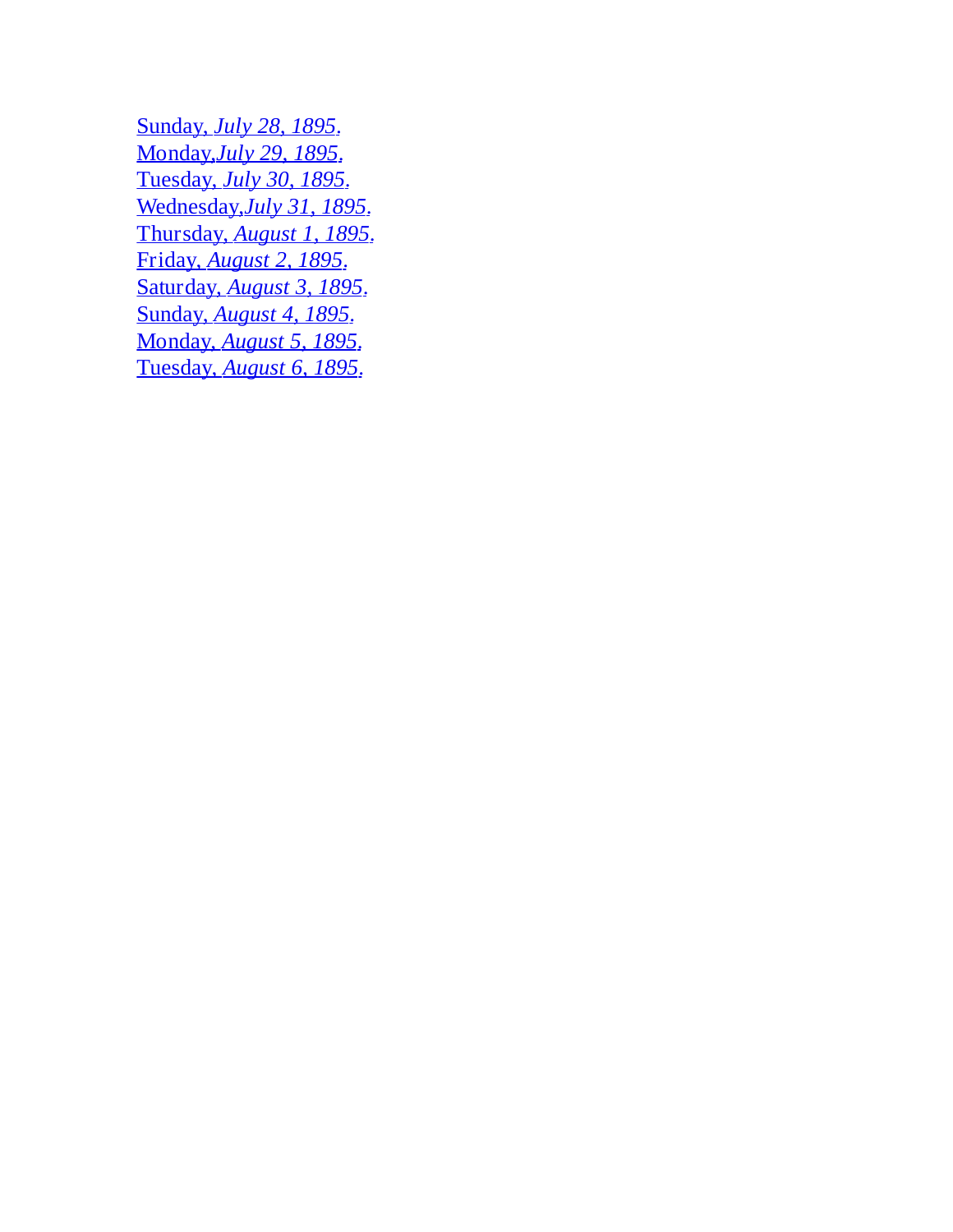Sunday, *July 28, 1895*.
Monday,*July 29, 1895*.
Tuesday, *July 30, 1895*.
Wednesday,*July 31, 1895*.
Thursday, *August 1, 1895*.
Friday, *August 2, 1895*.
Saturday, *August 3, 1895*.
Sunday, *August 4, 1895*.
Monday, *August 5, 1895*.
Tuesday, *August 6, 1895*.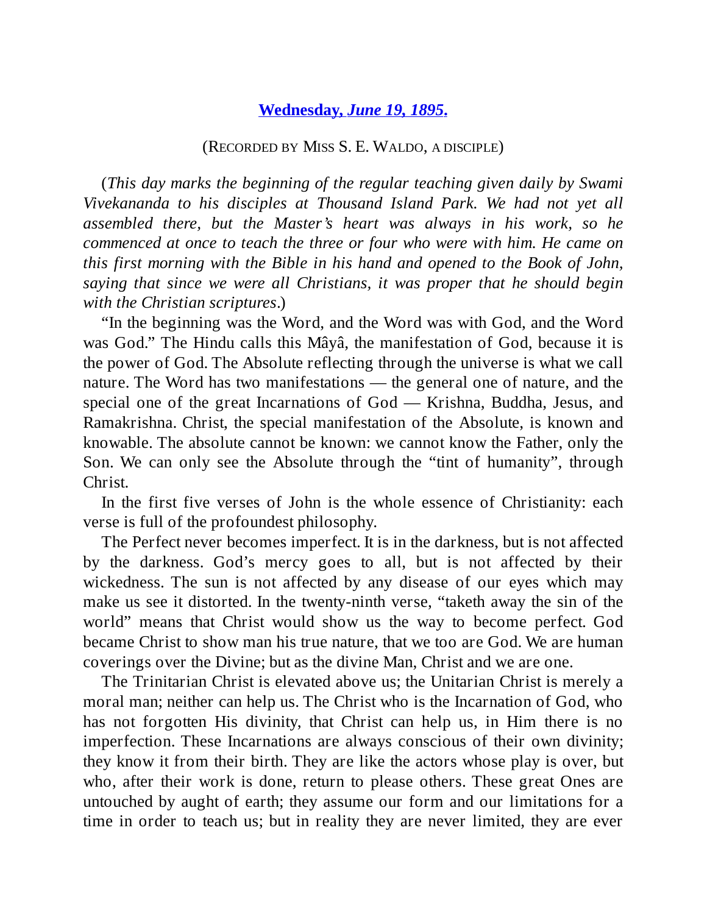## **Wednesday, *June 19, 1895*.**

(RECORDED BY MISS S. E. WALDO, A DISCIPLE)

(*This day marks the beginning of the regular teaching given daily by Swami Vivekananda to his disciples at Thousand Island Park. We had not yet all assembled there, but the Master's heart was always in his work, so he commenced at once to teach the three or four who were with him. He came on this first morning with the Bible in his hand and opened to the Book of John, saying that since we were all Christians, it was proper that he should begin with the Christian scriptures*.)

"In the beginning was the Word, and the Word was with God, and the Word was God." The Hindu calls this Mâyâ, the manifestation of God, because it is the power of God. The Absolute reflecting through the universe is what we call nature. The Word has two manifestations — the general one of nature, and the special one of the great Incarnations of God — Krishna, Buddha, Jesus, and Ramakrishna. Christ, the special manifestation of the Absolute, is known and knowable. The absolute cannot be known: we cannot know the Father, only the Son. We can only see the Absolute through the "tint of humanity", through Christ.

In the first five verses of John is the whole essence of Christianity: each verse is full of the profoundest philosophy.

The Perfect never becomes imperfect. It is in the darkness, but is not affected by the darkness. God's mercy goes to all, but is not affected by their wickedness. The sun is not affected by any disease of our eyes which may make us see it distorted. In the twenty-ninth verse, "taketh away the sin of the world" means that Christ would show us the way to become perfect. God became Christ to show man his true nature, that we too are God. We are human coverings over the Divine; but as the divine Man, Christ and we are one.

The Trinitarian Christ is elevated above us; the Unitarian Christ is merely a moral man; neither can help us. The Christ who is the Incarnation of God, who has not forgotten His divinity, that Christ can help us, in Him there is no imperfection. These Incarnations are always conscious of their own divinity; they know it from their birth. They are like the actors whose play is over, but who, after their work is done, return to please others. These great Ones are untouched by aught of earth; they assume our form and our limitations for a time in order to teach us; but in reality they are never limited, they are ever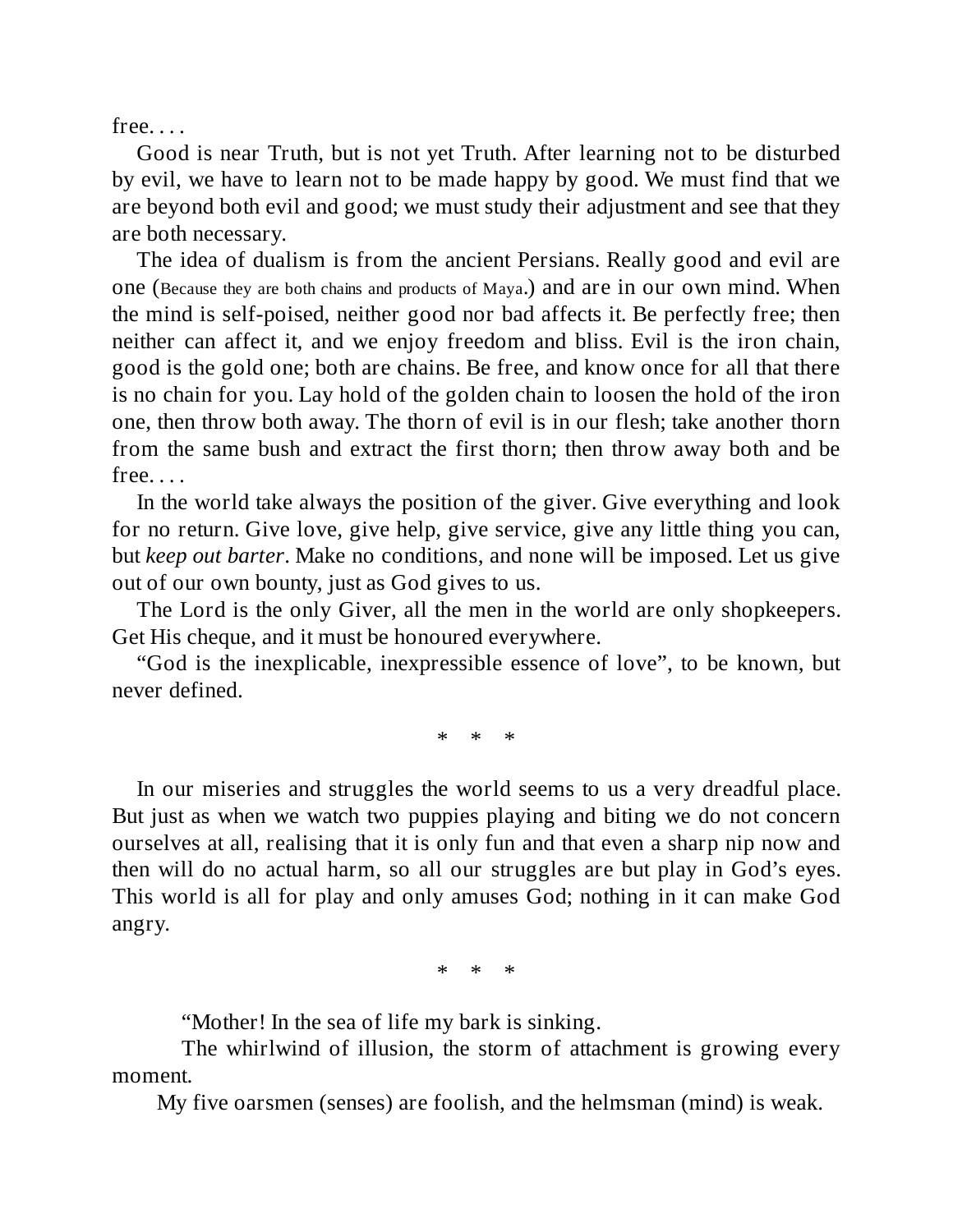free. . . .

Good is near Truth, but is not yet Truth. After learning not to be disturbed by evil, we have to learn not to be made happy by good. We must find that we are beyond both evil and good; we must study their adjustment and see that they are both necessary.

The idea of dualism is from the ancient Persians. Really good and evil are one (Because they are both chains and products of Maya.) and are in our own mind. When the mind is self-poised, neither good nor bad affects it. Be perfectly free; then neither can affect it, and we enjoy freedom and bliss. Evil is the iron chain, good is the gold one; both are chains. Be free, and know once for all that there is no chain for you. Lay hold of the golden chain to loosen the hold of the iron one, then throw both away. The thorn of evil is in our flesh; take another thorn from the same bush and extract the first thorn; then throw away both and be free. . . .

In the world take always the position of the giver. Give everything and look for no return. Give love, give help, give service, give any little thing you can, but *keep out barter*. Make no conditions, and none will be imposed. Let us give out of our own bounty, just as God gives to us.

The Lord is the only Giver, all the men in the world are only shopkeepers. Get His cheque, and it must be honoured everywhere.

"God is the inexplicable, inexpressible essence of love", to be known, but never defined.

\* \* \*

In our miseries and struggles the world seems to us a very dreadful place. But just as when we watch two puppies playing and biting we do not concern ourselves at all, realising that it is only fun and that even a sharp nip now and then will do no actual harm, so all our struggles are but play in God's eyes. This world is all for play and only amuses God; nothing in it can make God angry.

\* \* \*

"Mother! In the sea of life my bark is sinking.

The whirlwind of illusion, the storm of attachment is growing every moment.

My five oarsmen (senses) are foolish, and the helmsman (mind) is weak.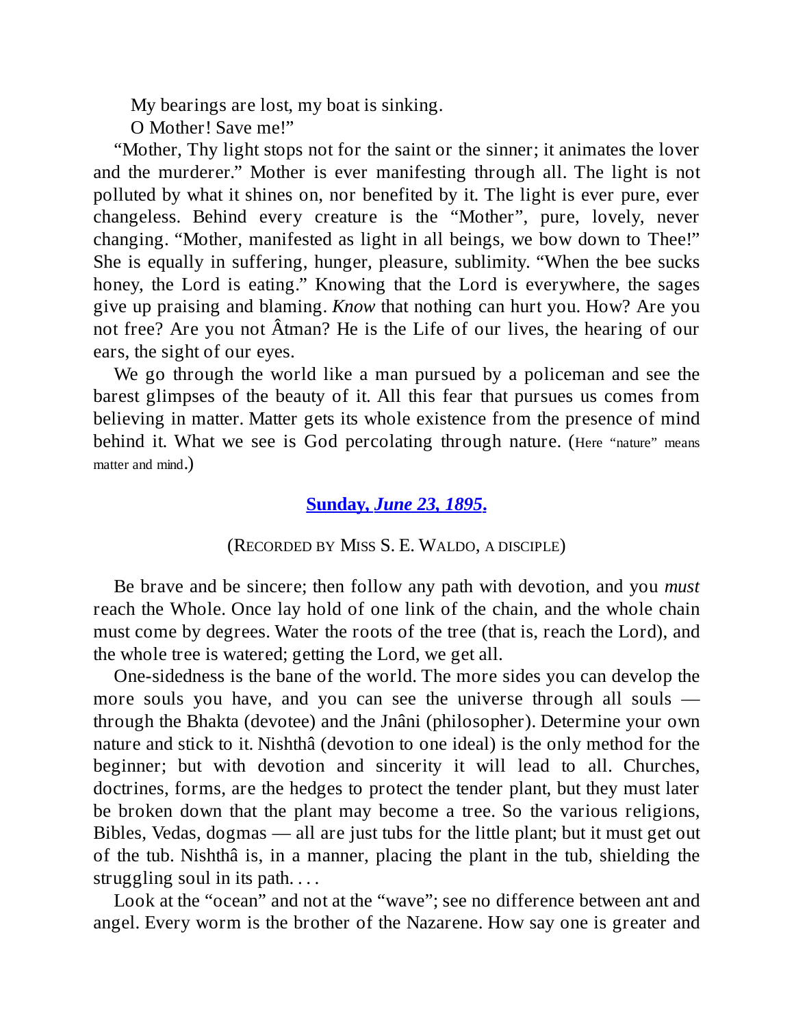My bearings are lost, my boat is sinking.
O Mother! Save me!"

"Mother, Thy light stops not for the saint or the sinner; it animates the lover and the murderer." Mother is ever manifesting through all. The light is not polluted by what it shines on, nor benefited by it. The light is ever pure, ever changeless. Behind every creature is the "Mother", pure, lovely, never changing. "Mother, manifested as light in all beings, we bow down to Thee!" She is equally in suffering, hunger, pleasure, sublimity. "When the bee sucks honey, the Lord is eating." Knowing that the Lord is everywhere, the sages give up praising and blaming. *Know* that nothing can hurt you. How? Are you not free? Are you not Âtman? He is the Life of our lives, the hearing of our ears, the sight of our eyes.

We go through the world like a man pursued by a policeman and see the barest glimpses of the beauty of it. All this fear that pursues us comes from believing in matter. Matter gets its whole existence from the presence of mind behind it. What we see is God percolating through nature. (Here "nature" means matter and mind.)

### **Sunday, *June 23, 1895*.**

(RECORDED BY MISS S. E. WALDO, A DISCIPLE)

Be brave and be sincere; then follow any path with devotion, and you *must* reach the Whole. Once lay hold of one link of the chain, and the whole chain must come by degrees. Water the roots of the tree (that is, reach the Lord), and the whole tree is watered; getting the Lord, we get all.

One-sidedness is the bane of the world. The more sides you can develop the more souls you have, and you can see the universe through all souls — through the Bhakta (devotee) and the Jnâni (philosopher). Determine your own nature and stick to it. Nishthâ (devotion to one ideal) is the only method for the beginner; but with devotion and sincerity it will lead to all. Churches, doctrines, forms, are the hedges to protect the tender plant, but they must later be broken down that the plant may become a tree. So the various religions, Bibles, Vedas, dogmas — all are just tubs for the little plant; but it must get out of the tub. Nishthâ is, in a manner, placing the plant in the tub, shielding the struggling soul in its path. . . .

Look at the "ocean" and not at the "wave"; see no difference between ant and angel. Every worm is the brother of the Nazarene. How say one is greater and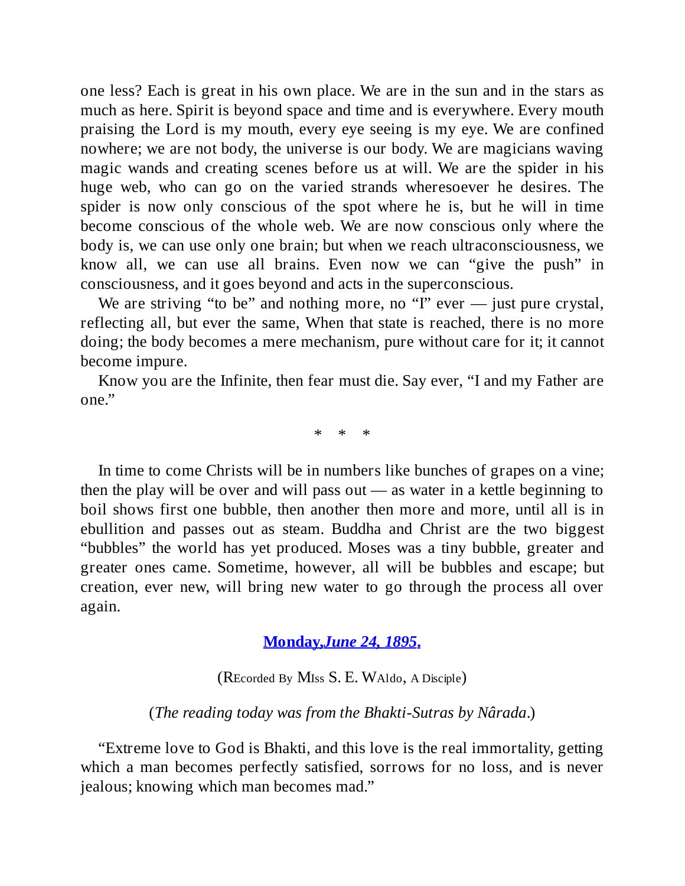one less? Each is great in his own place. We are in the sun and in the stars as much as here. Spirit is beyond space and time and is everywhere. Every mouth praising the Lord is my mouth, every eye seeing is my eye. We are confined nowhere; we are not body, the universe is our body. We are magicians waving magic wands and creating scenes before us at will. We are the spider in his huge web, who can go on the varied strands wheresoever he desires. The spider is now only conscious of the spot where he is, but he will in time become conscious of the whole web. We are now conscious only where the body is, we can use only one brain; but when we reach ultraconsciousness, we know all, we can use all brains. Even now we can "give the push" in consciousness, and it goes beyond and acts in the superconscious.

We are striving "to be" and nothing more, no "I" ever — just pure crystal, reflecting all, but ever the same, When that state is reached, there is no more doing; the body becomes a mere mechanism, pure without care for it; it cannot become impure.

Know you are the Infinite, then fear must die. Say ever, "I and my Father are one."

\* \* \*

In time to come Christs will be in numbers like bunches of grapes on a vine; then the play will be over and will pass out — as water in a kettle beginning to boil shows first one bubble, then another then more and more, until all is in ebullition and passes out as steam. Buddha and Christ are the two biggest "bubbles" the world has yet produced. Moses was a tiny bubble, greater and greater ones came. Sometime, however, all will be bubbles and escape; but creation, ever new, will bring new water to go through the process all over again.

## **Monday, *June 24, 1895.***

(Recorded By Miss S. E. Waldo, A Disciple)

(*The reading today was from the Bhakti-Sutras by Nârada.*)

"Extreme love to God is Bhakti, and this love is the real immortality, getting which a man becomes perfectly satisfied, sorrows for no loss, and is never jealous; knowing which man becomes mad."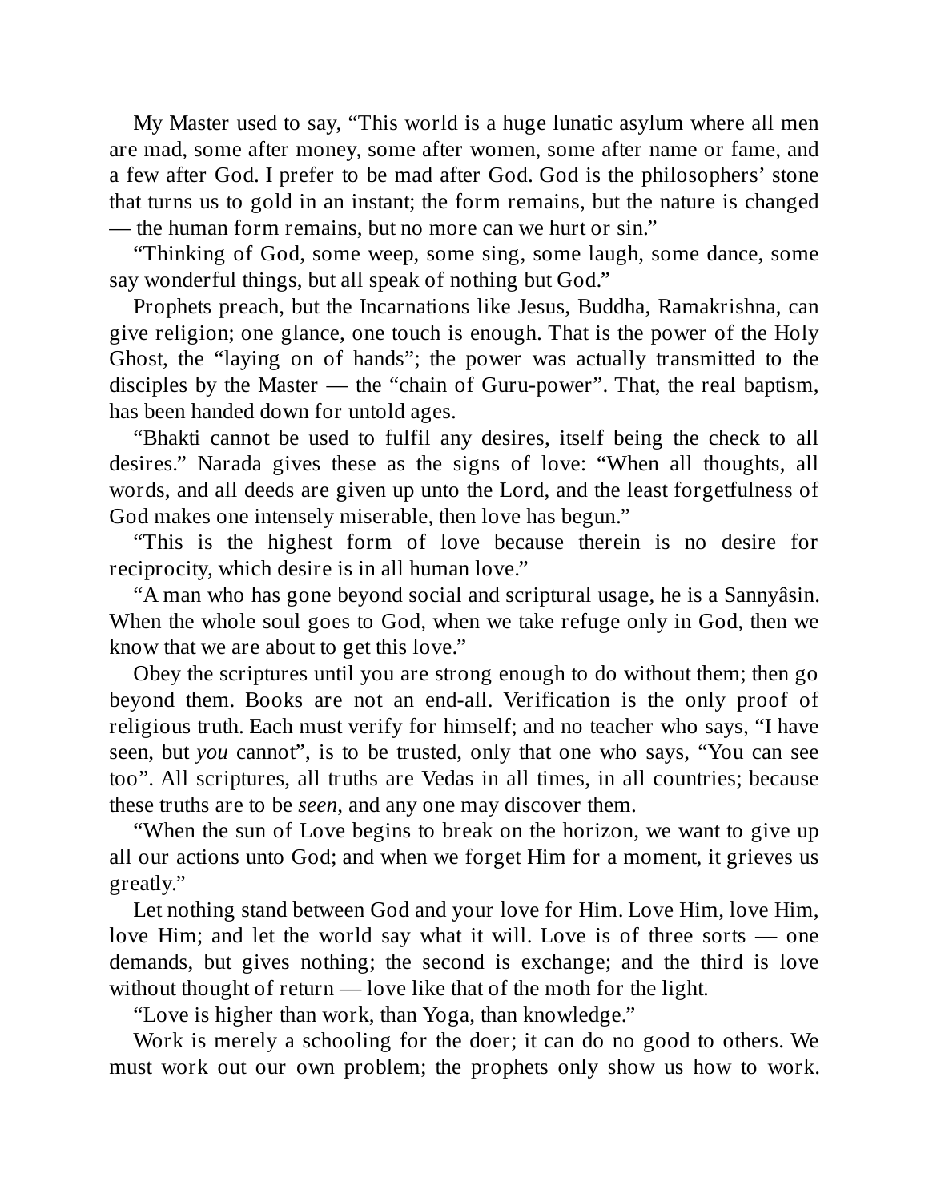My Master used to say, “This world is a huge lunatic asylum where all men are mad, some after money, some after women, some after name or fame, and a few after God. I prefer to be mad after God. God is the philosophers’ stone that turns us to gold in an instant; the form remains, but the nature is changed — the human form remains, but no more can we hurt or sin.”

“Thinking of God, some weep, some sing, some laugh, some dance, some say wonderful things, but all speak of nothing but God.”

Prophets preach, but the Incarnations like Jesus, Buddha, Ramakrishna, can give religion; one glance, one touch is enough. That is the power of the Holy Ghost, the “laying on of hands”; the power was actually transmitted to the disciples by the Master — the “chain of Guru-power”. That, the real baptism, has been handed down for untold ages.

“Bhakti cannot be used to fulfil any desires, itself being the check to all desires.” Narada gives these as the signs of love: “When all thoughts, all words, and all deeds are given up unto the Lord, and the least forgetfulness of God makes one intensely miserable, then love has begun.”

“This is the highest form of love because therein is no desire for reciprocity, which desire is in all human love.”

“A man who has gone beyond social and scriptural usage, he is a Sannyâsin. When the whole soul goes to God, when we take refuge only in God, then we know that we are about to get this love.”

Obey the scriptures until you are strong enough to do without them; then go beyond them. Books are not an end-all. Verification is the only proof of religious truth. Each must verify for himself; and no teacher who says, “I have seen, but *you* cannot”, is to be trusted, only that one who says, “You can see too”. All scriptures, all truths are Vedas in all times, in all countries; because these truths are to be *seen*, and any one may discover them.

“When the sun of Love begins to break on the horizon, we want to give up all our actions unto God; and when we forget Him for a moment, it grieves us greatly.”

Let nothing stand between God and your love for Him. Love Him, love Him, love Him; and let the world say what it will. Love is of three sorts — one demands, but gives nothing; the second is exchange; and the third is love without thought of return — love like that of the moth for the light.

“Love is higher than work, than Yoga, than knowledge.”

Work is merely a schooling for the doer; it can do no good to others. We must work out our own problem; the prophets only show us how to work.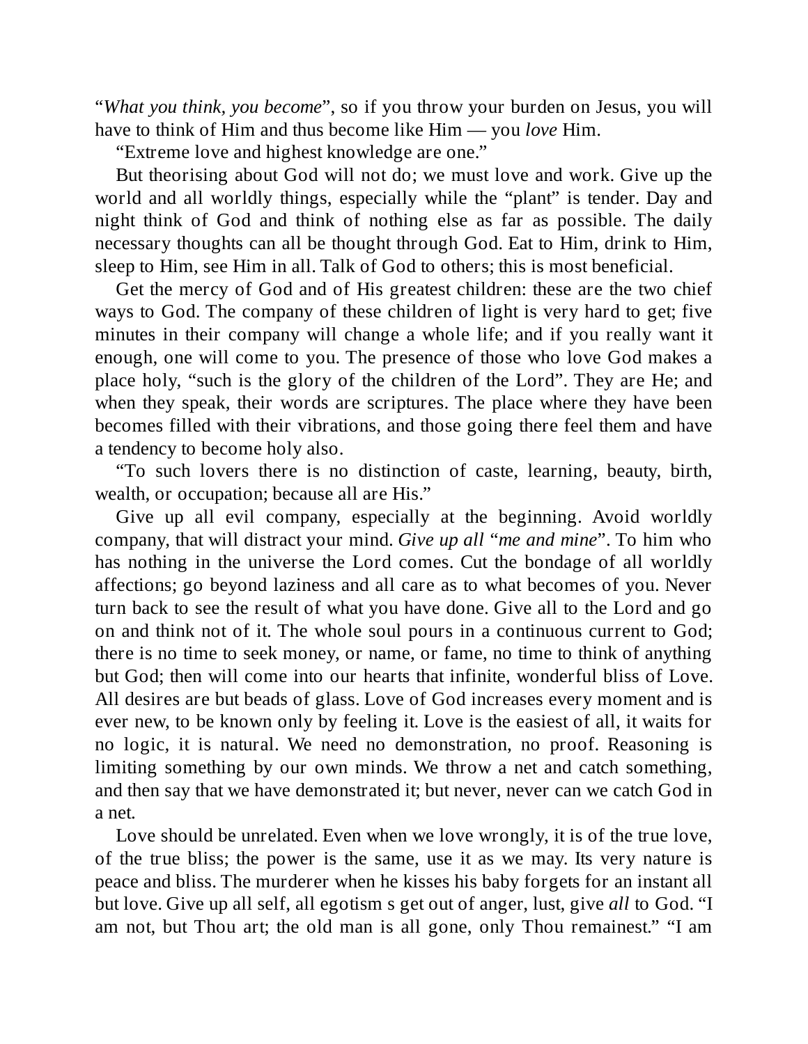"*What you think, you become*", so if you throw your burden on Jesus, you will have to think of Him and thus become like Him — you *love* Him.

"Extreme love and highest knowledge are one."

But theorising about God will not do; we must love and work. Give up the world and all worldly things, especially while the "plant" is tender. Day and night think of God and think of nothing else as far as possible. The daily necessary thoughts can all be thought through God. Eat to Him, drink to Him, sleep to Him, see Him in all. Talk of God to others; this is most beneficial.

Get the mercy of God and of His greatest children: these are the two chief ways to God. The company of these children of light is very hard to get; five minutes in their company will change a whole life; and if you really want it enough, one will come to you. The presence of those who love God makes a place holy, "such is the glory of the children of the Lord". They are He; and when they speak, their words are scriptures. The place where they have been becomes filled with their vibrations, and those going there feel them and have a tendency to become holy also.

"To such lovers there is no distinction of caste, learning, beauty, birth, wealth, or occupation; because all are His."

Give up all evil company, especially at the beginning. Avoid worldly company, that will distract your mind. *Give up all "me and mine"*. To him who has nothing in the universe the Lord comes. Cut the bondage of all worldly affections; go beyond laziness and all care as to what becomes of you. Never turn back to see the result of what you have done. Give all to the Lord and go on and think not of it. The whole soul pours in a continuous current to God; there is no time to seek money, or name, or fame, no time to think of anything but God; then will come into our hearts that infinite, wonderful bliss of Love. All desires are but beads of glass. Love of God increases every moment and is ever new, to be known only by feeling it. Love is the easiest of all, it waits for no logic, it is natural. We need no demonstration, no proof. Reasoning is limiting something by our own minds. We throw a net and catch something, and then say that we have demonstrated it; but never, never can we catch God in a net.

Love should be unrelated. Even when we love wrongly, it is of the true love, of the true bliss; the power is the same, use it as we may. Its very nature is peace and bliss. The murderer when he kisses his baby forgets for an instant all but love. Give up all self, all egotism s get out of anger, lust, give *all* to God. "I am not, but Thou art; the old man is all gone, only Thou remainest." "I am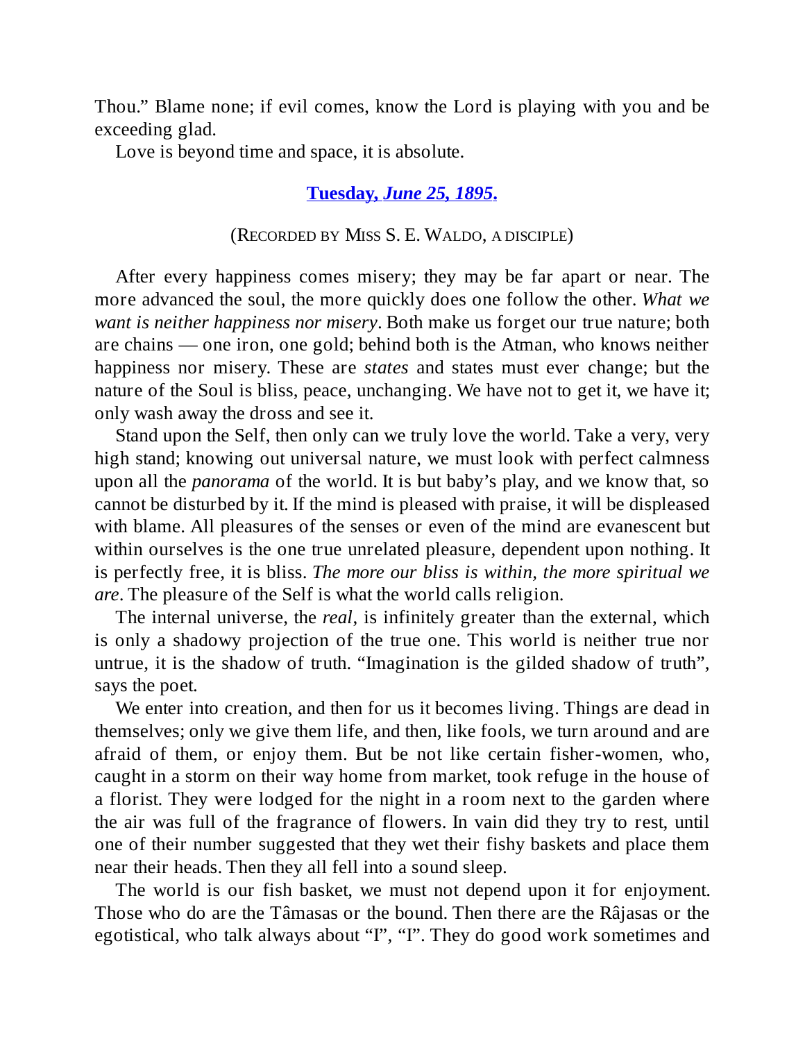Thou." Blame none; if evil comes, know the Lord is playing with you and be exceeding glad.

Love is beyond time and space, it is absolute.

### **Tuesday, *June 25, 1895*.**

(RECORDED BY MISS S. E. WALDO, A DISCIPLE)

After every happiness comes misery; they may be far apart or near. The more advanced the soul, the more quickly does one follow the other. *What we want is neither happiness nor misery*. Both make us forget our true nature; both are chains — one iron, one gold; behind both is the Atman, who knows neither happiness nor misery. These are *states* and states must ever change; but the nature of the Soul is bliss, peace, unchanging. We have not to get it, we have it; only wash away the dross and see it.

Stand upon the Self, then only can we truly love the world. Take a very, very high stand; knowing out universal nature, we must look with perfect calmness upon all the *panorama* of the world. It is but baby's play, and we know that, so cannot be disturbed by it. If the mind is pleased with praise, it will be displeased with blame. All pleasures of the senses or even of the mind are evanescent but within ourselves is the one true unrelated pleasure, dependent upon nothing. It is perfectly free, it is bliss. *The more our bliss is within, the more spiritual we are*. The pleasure of the Self is what the world calls religion.

The internal universe, the *real*, is infinitely greater than the external, which is only a shadowy projection of the true one. This world is neither true nor untrue, it is the shadow of truth. "Imagination is the gilded shadow of truth", says the poet.

We enter into creation, and then for us it becomes living. Things are dead in themselves; only we give them life, and then, like fools, we turn around and are afraid of them, or enjoy them. But be not like certain fisher-women, who, caught in a storm on their way home from market, took refuge in the house of a florist. They were lodged for the night in a room next to the garden where the air was full of the fragrance of flowers. In vain did they try to rest, until one of their number suggested that they wet their fishy baskets and place them near their heads. Then they all fell into a sound sleep.

The world is our fish basket, we must not depend upon it for enjoyment. Those who do are the Tâmasas or the bound. Then there are the Râjasas or the egotistical, who talk always about "I", "I". They do good work sometimes and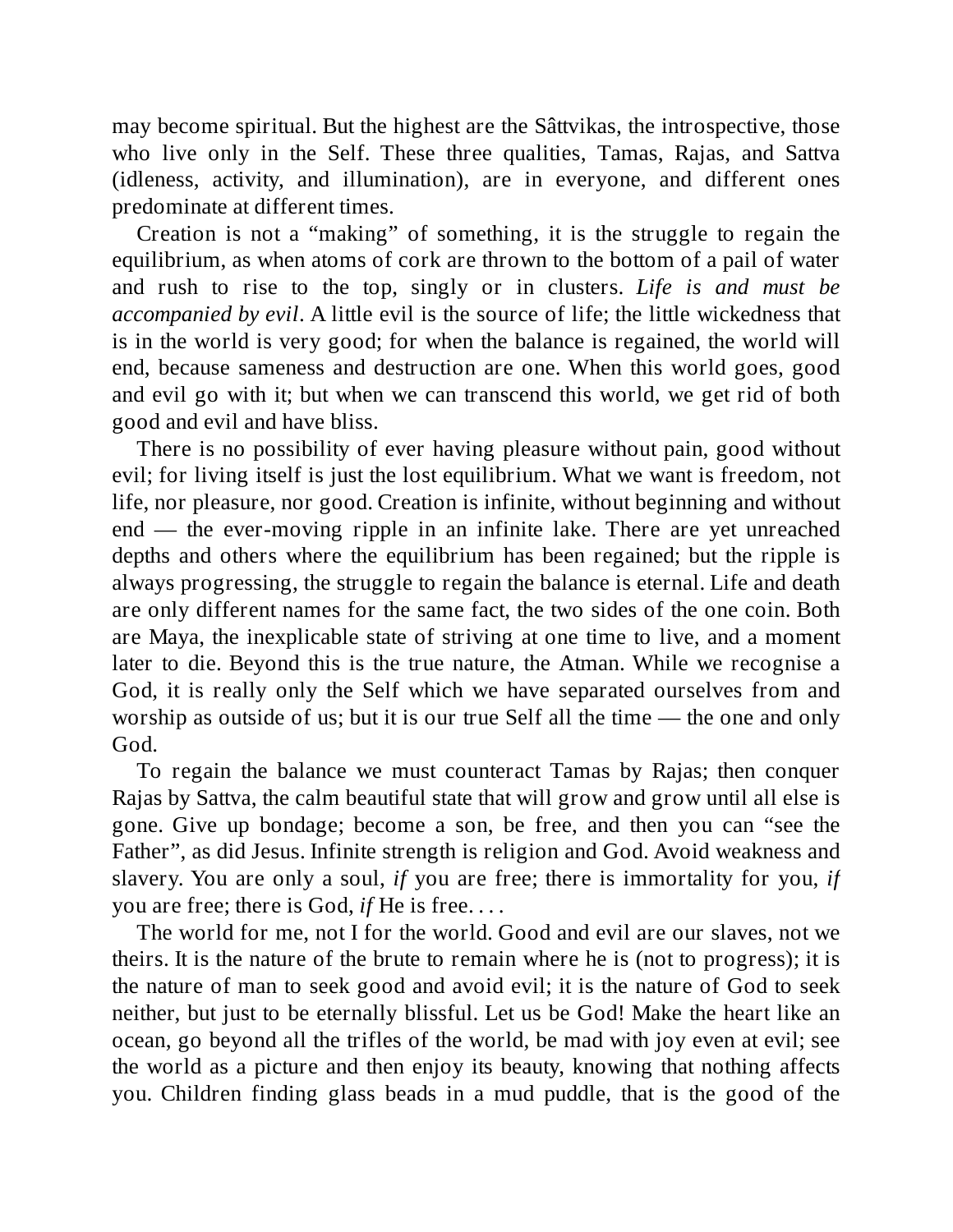may become spiritual. But the highest are the Sâttvikas, the introspective, those who live only in the Self. These three qualities, Tamas, Rajas, and Sattva (idleness, activity, and illumination), are in everyone, and different ones predominate at different times.

Creation is not a "making" of something, it is the struggle to regain the equilibrium, as when atoms of cork are thrown to the bottom of a pail of water and rush to rise to the top, singly or in clusters. *Life is and must be accompanied by evil*. A little evil is the source of life; the little wickedness that is in the world is very good; for when the balance is regained, the world will end, because sameness and destruction are one. When this world goes, good and evil go with it; but when we can transcend this world, we get rid of both good and evil and have bliss.

There is no possibility of ever having pleasure without pain, good without evil; for living itself is just the lost equilibrium. What we want is freedom, not life, nor pleasure, nor good. Creation is infinite, without beginning and without end — the ever-moving ripple in an infinite lake. There are yet unreached depths and others where the equilibrium has been regained; but the ripple is always progressing, the struggle to regain the balance is eternal. Life and death are only different names for the same fact, the two sides of the one coin. Both are Maya, the inexplicable state of striving at one time to live, and a moment later to die. Beyond this is the true nature, the Atman. While we recognise a God, it is really only the Self which we have separated ourselves from and worship as outside of us; but it is our true Self all the time — the one and only God.

To regain the balance we must counteract Tamas by Rajas; then conquer Rajas by Sattva, the calm beautiful state that will grow and grow until all else is gone. Give up bondage; become a son, be free, and then you can "see the Father", as did Jesus. Infinite strength is religion and God. Avoid weakness and slavery. You are only a soul, *if* you are free; there is immortality for you, *if* you are free; there is God, *if* He is free. . . .

The world for me, not I for the world. Good and evil are our slaves, not we theirs. It is the nature of the brute to remain where he is (not to progress); it is the nature of man to seek good and avoid evil; it is the nature of God to seek neither, but just to be eternally blissful. Let us be God! Make the heart like an ocean, go beyond all the trifles of the world, be mad with joy even at evil; see the world as a picture and then enjoy its beauty, knowing that nothing affects you. Children finding glass beads in a mud puddle, that is the good of the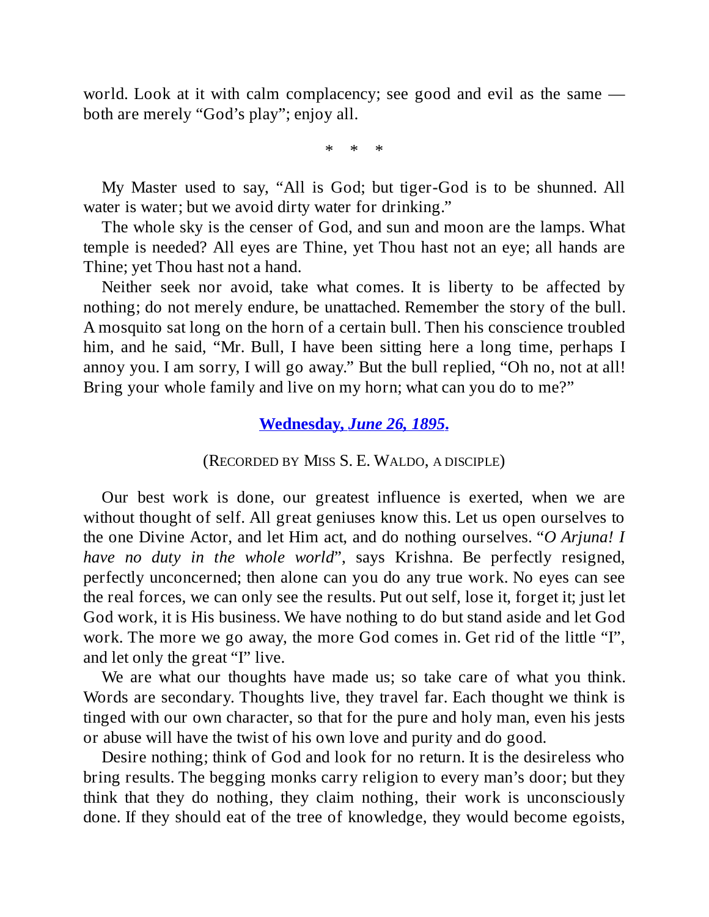world. Look at it with calm complacency; see good and evil as the same — both are merely “God’s play”; enjoy all.

\* \* \*

My Master used to say, “All is God; but tiger-God is to be shunned. All water is water; but we avoid dirty water for drinking.”

The whole sky is the censer of God, and sun and moon are the lamps. What temple is needed? All eyes are Thine, yet Thou hast not an eye; all hands are Thine; yet Thou hast not a hand.

Neither seek nor avoid, take what comes. It is liberty to be affected by nothing; do not merely endure, be unattached. Remember the story of the bull. A mosquito sat long on the horn of a certain bull. Then his conscience troubled him, and he said, “Mr. Bull, I have been sitting here a long time, perhaps I annoy you. I am sorry, I will go away.” But the bull replied, “Oh no, not at all! Bring your whole family and live on my horn; what can you do to me?”

## **Wednesday, *June 26, 1895*.**

(RECORDED BY MISS S. E. WALDO, A DISCIPLE)

Our best work is done, our greatest influence is exerted, when we are without thought of self. All great geniuses know this. Let us open ourselves to the one Divine Actor, and let Him act, and do nothing ourselves. “*O Arjuna! I have no duty in the whole world*”, says Krishna. Be perfectly resigned, perfectly unconcerned; then alone can you do any true work. No eyes can see the real forces, we can only see the results. Put out self, lose it, forget it; just let God work, it is His business. We have nothing to do but stand aside and let God work. The more we go away, the more God comes in. Get rid of the little “I”, and let only the great “I” live.

We are what our thoughts have made us; so take care of what you think. Words are secondary. Thoughts live, they travel far. Each thought we think is tinged with our own character, so that for the pure and holy man, even his jests or abuse will have the twist of his own love and purity and do good.

Desire nothing; think of God and look for no return. It is the desireless who bring results. The begging monks carry religion to every man’s door; but they think that they do nothing, they claim nothing, their work is unconsciously done. If they should eat of the tree of knowledge, they would become egoists,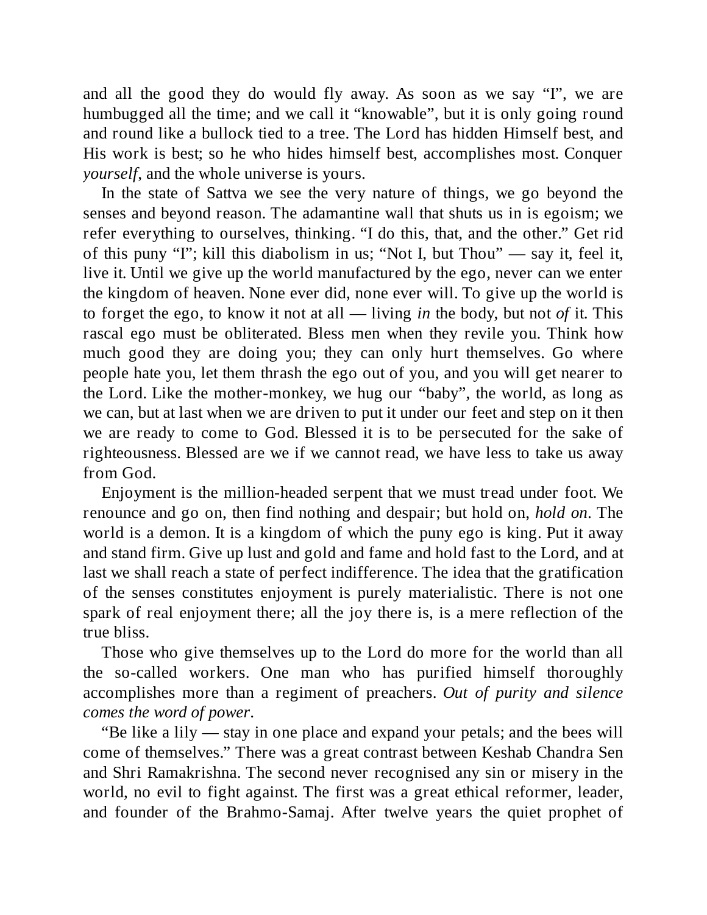and all the good they do would fly away. As soon as we say "I", we are humbugged all the time; and we call it "knowable", but it is only going round and round like a bullock tied to a tree. The Lord has hidden Himself best, and His work is best; so he who hides himself best, accomplishes most. Conquer *yourself*, and the whole universe is yours.

In the state of Sattva we see the very nature of things, we go beyond the senses and beyond reason. The adamantine wall that shuts us in is egoism; we refer everything to ourselves, thinking. "I do this, that, and the other." Get rid of this puny "I"; kill this diabolism in us; "Not I, but Thou" — say it, feel it, live it. Until we give up the world manufactured by the ego, never can we enter the kingdom of heaven. None ever did, none ever will. To give up the world is to forget the ego, to know it not at all — living *in* the body, but not *of* it. This rascal ego must be obliterated. Bless men when they revile you. Think how much good they are doing you; they can only hurt themselves. Go where people hate you, let them thrash the ego out of you, and you will get nearer to the Lord. Like the mother-monkey, we hug our "baby", the world, as long as we can, but at last when we are driven to put it under our feet and step on it then we are ready to come to God. Blessed it is to be persecuted for the sake of righteousness. Blessed are we if we cannot read, we have less to take us away from God.

Enjoyment is the million-headed serpent that we must tread under foot. We renounce and go on, then find nothing and despair; but hold on, *hold on*. The world is a demon. It is a kingdom of which the puny ego is king. Put it away and stand firm. Give up lust and gold and fame and hold fast to the Lord, and at last we shall reach a state of perfect indifference. The idea that the gratification of the senses constitutes enjoyment is purely materialistic. There is not one spark of real enjoyment there; all the joy there is, is a mere reflection of the true bliss.

Those who give themselves up to the Lord do more for the world than all the so-called workers. One man who has purified himself thoroughly accomplishes more than a regiment of preachers. *Out of purity and silence comes the word of power*.

"Be like a lily — stay in one place and expand your petals; and the bees will come of themselves." There was a great contrast between Keshab Chandra Sen and Shri Ramakrishna. The second never recognised any sin or misery in the world, no evil to fight against. The first was a great ethical reformer, leader, and founder of the Brahmo-Samaj. After twelve years the quiet prophet of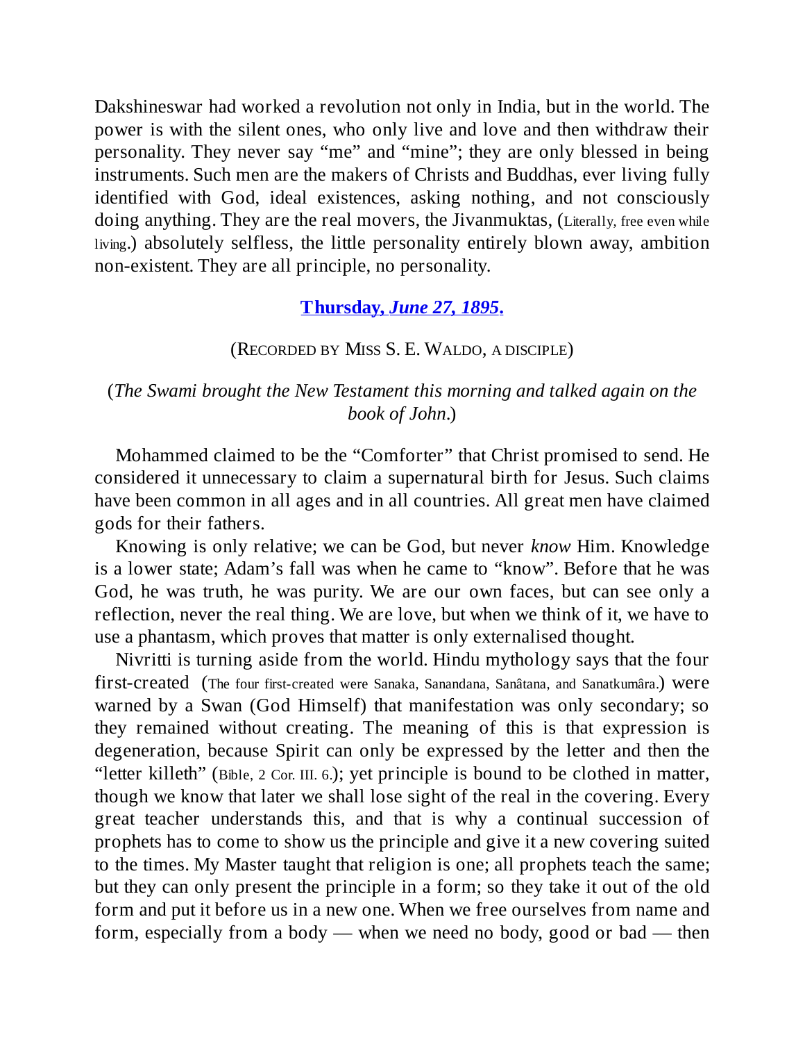Dakshineswar had worked a revolution not only in India, but in the world. The power is with the silent ones, who only live and love and then withdraw their personality. They never say "me" and "mine"; they are only blessed in being instruments. Such men are the makers of Christs and Buddhas, ever living fully identified with God, ideal existences, asking nothing, and not consciously doing anything. They are the real movers, the Jivanmuktas, (Literally, free even while living.) absolutely selfless, the little personality entirely blown away, ambition non-existent. They are all principle, no personality.

### **Thursday, *June 27, 1895.***

(RECORDED BY MISS S. E. WALDO, A DISCIPLE)

(*The Swami brought the New Testament this morning and talked again on the book of John.*)

Mohammed claimed to be the "Comforter" that Christ promised to send. He considered it unnecessary to claim a supernatural birth for Jesus. Such claims have been common in all ages and in all countries. All great men have claimed gods for their fathers.

Knowing is only relative; we can be God, but never *know* Him. Knowledge is a lower state; Adam's fall was when he came to "know". Before that he was God, he was truth, he was purity. We are our own faces, but can see only a reflection, never the real thing. We are love, but when we think of it, we have to use a phantasm, which proves that matter is only externalised thought.

Nivritti is turning aside from the world. Hindu mythology says that the four first-created (The four first-created were Sanaka, Sanandana, Sanâtana, and Sanatkumâra.) were warned by a Swan (God Himself) that manifestation was only secondary; so they remained without creating. The meaning of this is that expression is degeneration, because Spirit can only be expressed by the letter and then the "letter killeth" (Bible, 2 Cor. III. 6.); yet principle is bound to be clothed in matter, though we know that later we shall lose sight of the real in the covering. Every great teacher understands this, and that is why a continual succession of prophets has to come to show us the principle and give it a new covering suited to the times. My Master taught that religion is one; all prophets teach the same; but they can only present the principle in a form; so they take it out of the old form and put it before us in a new one. When we free ourselves from name and form, especially from a body — when we need no body, good or bad — then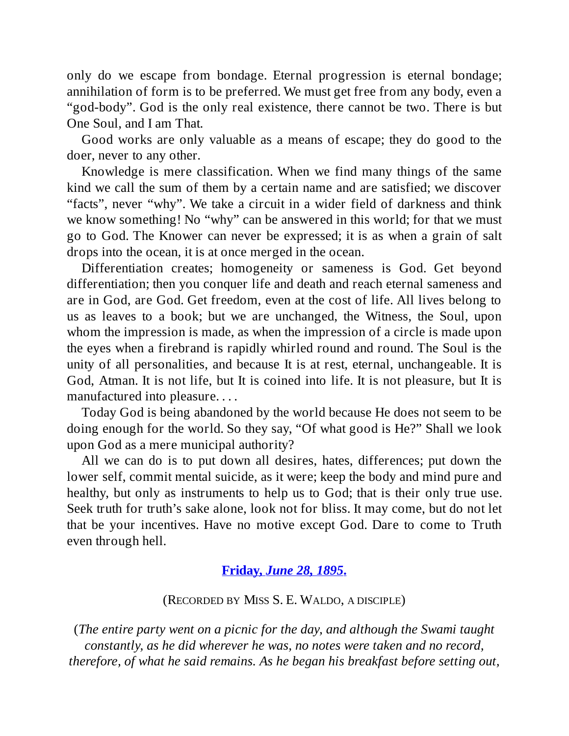only do we escape from bondage. Eternal progression is eternal bondage; annihilation of form is to be preferred. We must get free from any body, even a "god-body". God is the only real existence, there cannot be two. There is but One Soul, and I am That.

Good works are only valuable as a means of escape; they do good to the doer, never to any other.

Knowledge is mere classification. When we find many things of the same kind we call the sum of them by a certain name and are satisfied; we discover "facts", never "why". We take a circuit in a wider field of darkness and think we know something! No "why" can be answered in this world; for that we must go to God. The Knower can never be expressed; it is as when a grain of salt drops into the ocean, it is at once merged in the ocean.

Differentiation creates; homogeneity or sameness is God. Get beyond differentiation; then you conquer life and death and reach eternal sameness and are in God, are God. Get freedom, even at the cost of life. All lives belong to us as leaves to a book; but we are unchanged, the Witness, the Soul, upon whom the impression is made, as when the impression of a circle is made upon the eyes when a firebrand is rapidly whirled round and round. The Soul is the unity of all personalities, and because It is at rest, eternal, unchangeable. It is God, Atman. It is not life, but It is coined into life. It is not pleasure, but It is manufactured into pleasure. . . .

Today God is being abandoned by the world because He does not seem to be doing enough for the world. So they say, "Of what good is He?" Shall we look upon God as a mere municipal authority?

All we can do is to put down all desires, hates, differences; put down the lower self, commit mental suicide, as it were; keep the body and mind pure and healthy, but only as instruments to help us to God; that is their only true use. Seek truth for truth's sake alone, look not for bliss. It may come, but do not let that be your incentives. Have no motive except God. Dare to come to Truth even through hell.

### **Friday, *June 28, 1895*.**

(RECORDED BY MISS S. E. WALDO, A DISCIPLE)

*(The entire party went on a picnic for the day, and although the Swami taught constantly, as he did wherever he was, no notes were taken and no record, therefore, of what he said remains. As he began his breakfast before setting out,*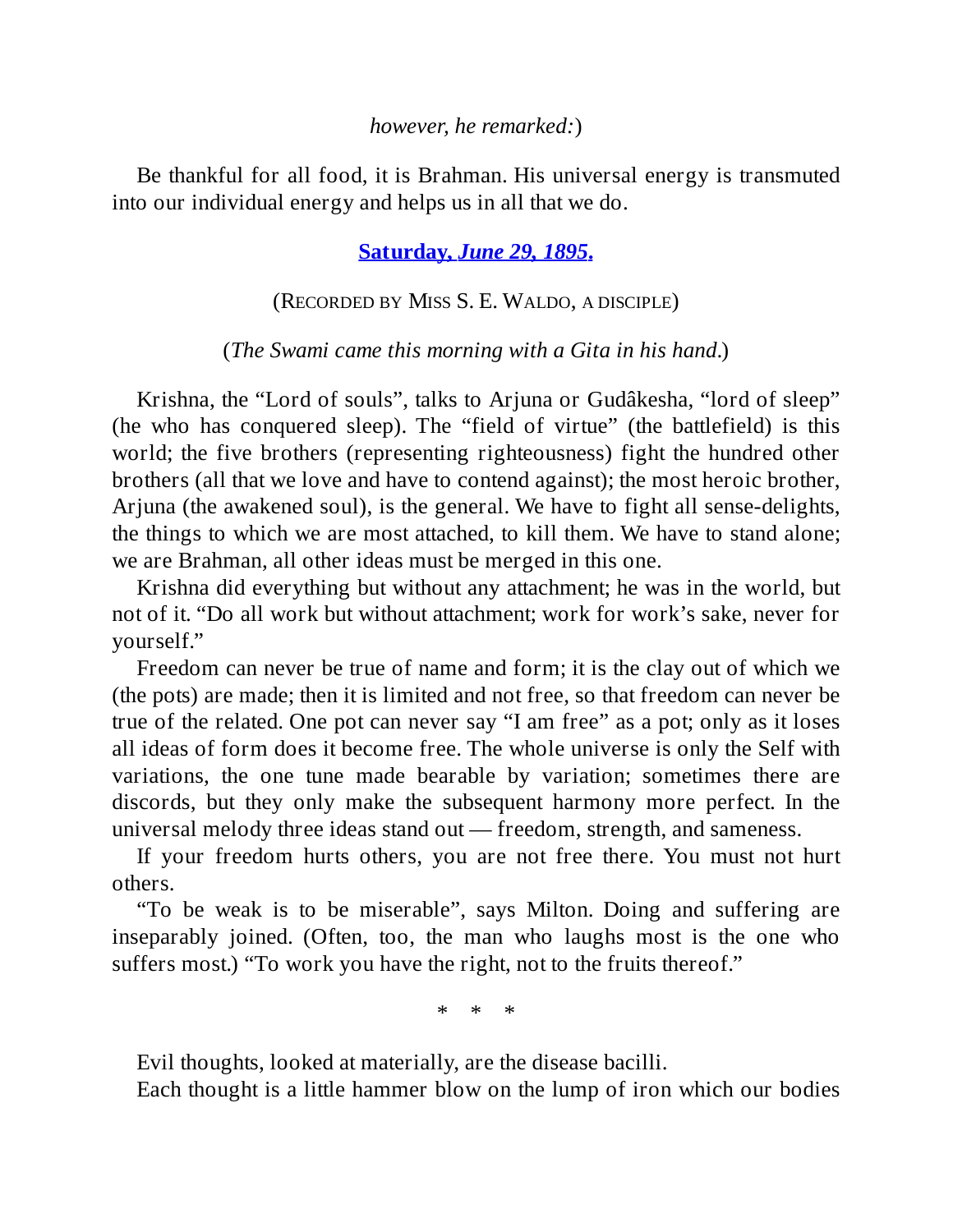*however, he remarked:*)

Be thankful for all food, it is Brahman. His universal energy is transmuted into our individual energy and helps us in all that we do.

### **Saturday, *June 29, 1895.***

(RECORDED BY MISS S. E. WALDO, A DISCIPLE)

(*The Swami came this morning with a Gita in his hand.*)

Krishna, the "Lord of souls", talks to Arjuna or Gudâkesha, "lord of sleep" (he who has conquered sleep). The "field of virtue" (the battlefield) is this world; the five brothers (representing righteousness) fight the hundred other brothers (all that we love and have to contend against); the most heroic brother, Arjuna (the awakened soul), is the general. We have to fight all sense-delights, the things to which we are most attached, to kill them. We have to stand alone; we are Brahman, all other ideas must be merged in this one.

Krishna did everything but without any attachment; he was in the world, but not of it. "Do all work but without attachment; work for work's sake, never for yourself."

Freedom can never be true of name and form; it is the clay out of which we (the pots) are made; then it is limited and not free, so that freedom can never be true of the related. One pot can never say "I am free" as a pot; only as it loses all ideas of form does it become free. The whole universe is only the Self with variations, the one tune made bearable by variation; sometimes there are discords, but they only make the subsequent harmony more perfect. In the universal melody three ideas stand out — freedom, strength, and sameness.

If your freedom hurts others, you are not free there. You must not hurt others.

"To be weak is to be miserable", says Milton. Doing and suffering are inseparably joined. (Often, too, the man who laughs most is the one who suffers most.) "To work you have the right, not to the fruits thereof."

\* \* \*

Evil thoughts, looked at materially, are the disease bacilli.

Each thought is a little hammer blow on the lump of iron which our bodies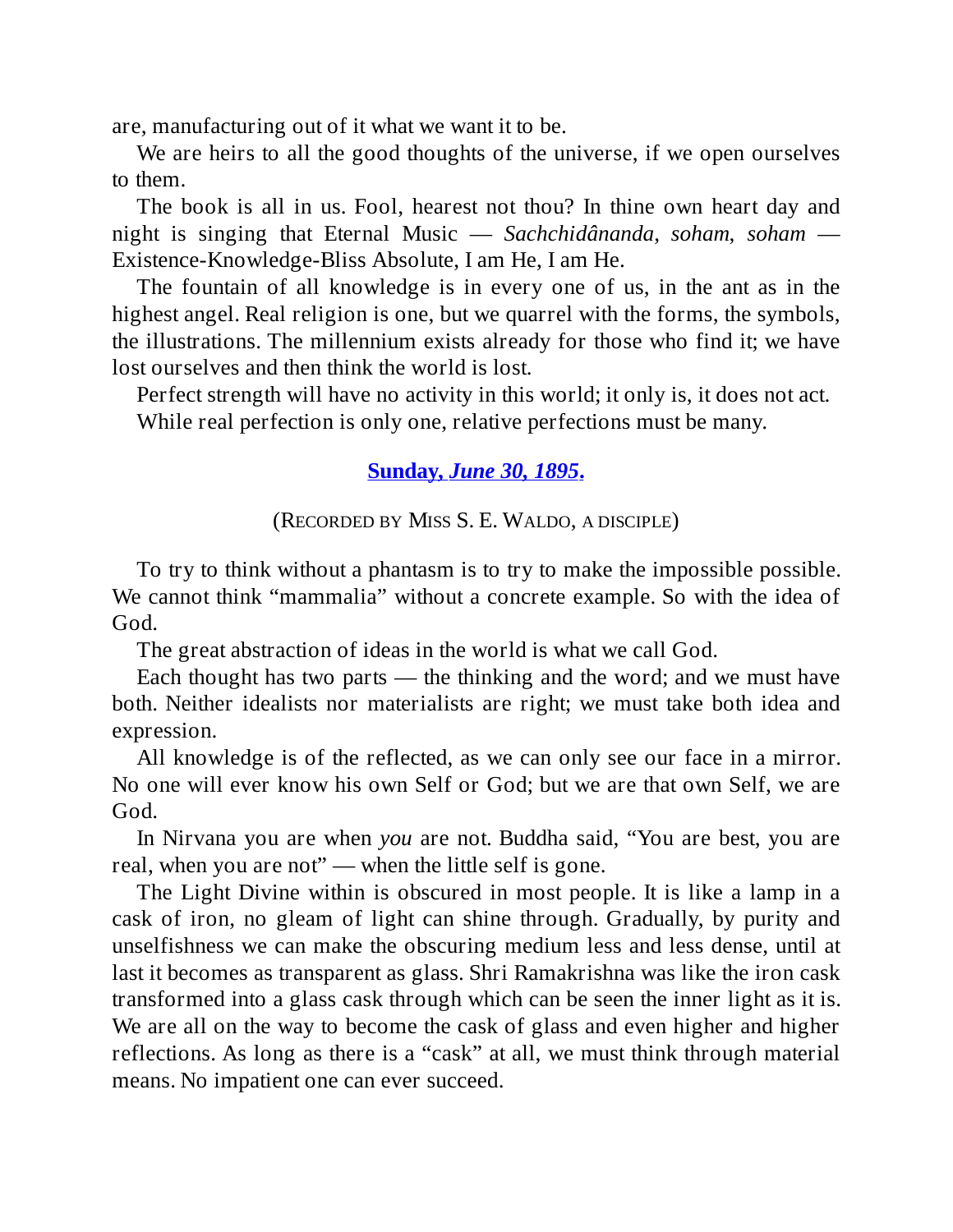are, manufacturing out of it what we want it to be.

We are heirs to all the good thoughts of the universe, if we open ourselves to them.

The book is all in us. Fool, hearest not thou? In thine own heart day and night is singing that Eternal Music — *Sachchidânanda, soham, soham* — Existence-Knowledge-Bliss Absolute, I am He, I am He.

The fountain of all knowledge is in every one of us, in the ant as in the highest angel. Real religion is one, but we quarrel with the forms, the symbols, the illustrations. The millennium exists already for those who find it; we have lost ourselves and then think the world is lost.

Perfect strength will have no activity in this world; it only is, it does not act.

While real perfection is only one, relative perfections must be many.

## Sunday, *June 30, 1895*.

(RECORDED BY MISS S. E. WALDO, A DISCIPLE)

To try to think without a phantasm is to try to make the impossible possible. We cannot think "mammalia" without a concrete example. So with the idea of God.

The great abstraction of ideas in the world is what we call God.

Each thought has two parts — the thinking and the word; and we must have both. Neither idealists nor materialists are right; we must take both idea and expression.

All knowledge is of the reflected, as we can only see our face in a mirror. No one will ever know his own Self or God; but we are that own Self, we are God.

In Nirvana you are when *you* are not. Buddha said, "You are best, you are real, when you are not" — when the little self is gone.

The Light Divine within is obscured in most people. It is like a lamp in a cask of iron, no gleam of light can shine through. Gradually, by purity and unselfishness we can make the obscuring medium less and less dense, until at last it becomes as transparent as glass. Shri Ramakrishna was like the iron cask transformed into a glass cask through which can be seen the inner light as it is. We are all on the way to become the cask of glass and even higher and higher reflections. As long as there is a "cask" at all, we must think through material means. No impatient one can ever succeed.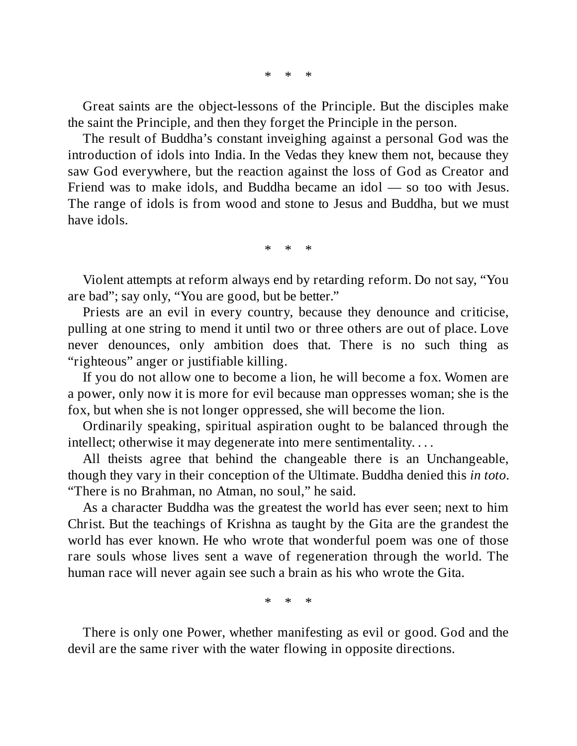\* \* \*

Great saints are the object-lessons of the Principle. But the disciples make the saint the Principle, and then they forget the Principle in the person.

The result of Buddha's constant inveighing against a personal God was the introduction of idols into India. In the Vedas they knew them not, because they saw God everywhere, but the reaction against the loss of God as Creator and Friend was to make idols, and Buddha became an idol — so too with Jesus. The range of idols is from wood and stone to Jesus and Buddha, but we must have idols.

\* \* \*

Violent attempts at reform always end by retarding reform. Do not say, "You are bad"; say only, "You are good, but be better."

Priests are an evil in every country, because they denounce and criticise, pulling at one string to mend it until two or three others are out of place. Love never denounces, only ambition does that. There is no such thing as "righteous" anger or justifiable killing.

If you do not allow one to become a lion, he will become a fox. Women are a power, only now it is more for evil because man oppresses woman; she is the fox, but when she is not longer oppressed, she will become the lion.

Ordinarily speaking, spiritual aspiration ought to be balanced through the intellect; otherwise it may degenerate into mere sentimentality. . . .

All theists agree that behind the changeable there is an Unchangeable, though they vary in their conception of the Ultimate. Buddha denied this *in toto*. "There is no Brahman, no Atman, no soul," he said.

As a character Buddha was the greatest the world has ever seen; next to him Christ. But the teachings of Krishna as taught by the Gita are the grandest the world has ever known. He who wrote that wonderful poem was one of those rare souls whose lives sent a wave of regeneration through the world. The human race will never again see such a brain as his who wrote the Gita.

\* \* \*

There is only one Power, whether manifesting as evil or good. God and the devil are the same river with the water flowing in opposite directions.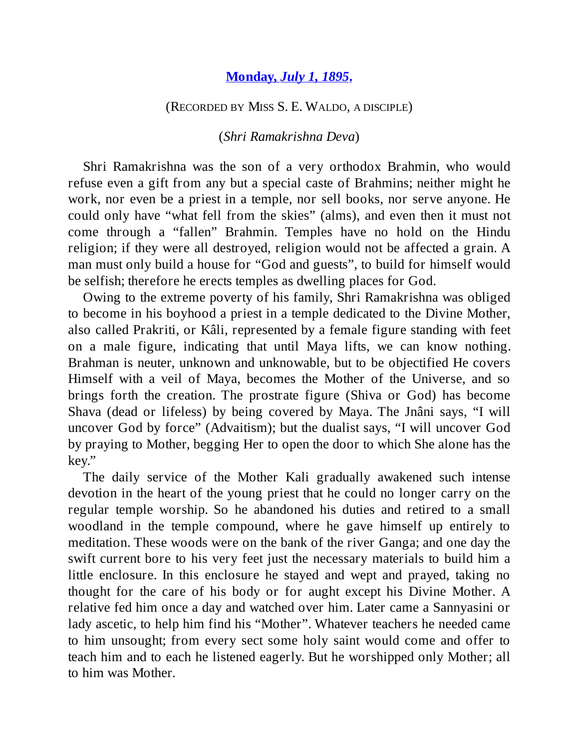## **Monday, *July 1, 1895*.**

(RECORDED BY MISS S. E. WALDO, A DISCIPLE)

(*Shri Ramakrishna Deva*)

Shri Ramakrishna was the son of a very orthodox Brahmin, who would refuse even a gift from any but a special caste of Brahmins; neither might he work, nor even be a priest in a temple, nor sell books, nor serve anyone. He could only have "what fell from the skies" (alms), and even then it must not come through a "fallen" Brahmin. Temples have no hold on the Hindu religion; if they were all destroyed, religion would not be affected a grain. A man must only build a house for "God and guests", to build for himself would be selfish; therefore he erects temples as dwelling places for God.

Owing to the extreme poverty of his family, Shri Ramakrishna was obliged to become in his boyhood a priest in a temple dedicated to the Divine Mother, also called Prakriti, or Kâli, represented by a female figure standing with feet on a male figure, indicating that until Maya lifts, we can know nothing. Brahman is neuter, unknown and unknowable, but to be objectified He covers Himself with a veil of Maya, becomes the Mother of the Universe, and so brings forth the creation. The prostrate figure (Shiva or God) has become Shava (dead or lifeless) by being covered by Maya. The Jnâni says, "I will uncover God by force" (Advaitism); but the dualist says, "I will uncover God by praying to Mother, begging Her to open the door to which She alone has the key."

The daily service of the Mother Kali gradually awakened such intense devotion in the heart of the young priest that he could no longer carry on the regular temple worship. So he abandoned his duties and retired to a small woodland in the temple compound, where he gave himself up entirely to meditation. These woods were on the bank of the river Ganga; and one day the swift current bore to his very feet just the necessary materials to build him a little enclosure. In this enclosure he stayed and wept and prayed, taking no thought for the care of his body or for aught except his Divine Mother. A relative fed him once a day and watched over him. Later came a Sannyasini or lady ascetic, to help him find his "Mother". Whatever teachers he needed came to him unsought; from every sect some holy saint would come and offer to teach him and to each he listened eagerly. But he worshipped only Mother; all to him was Mother.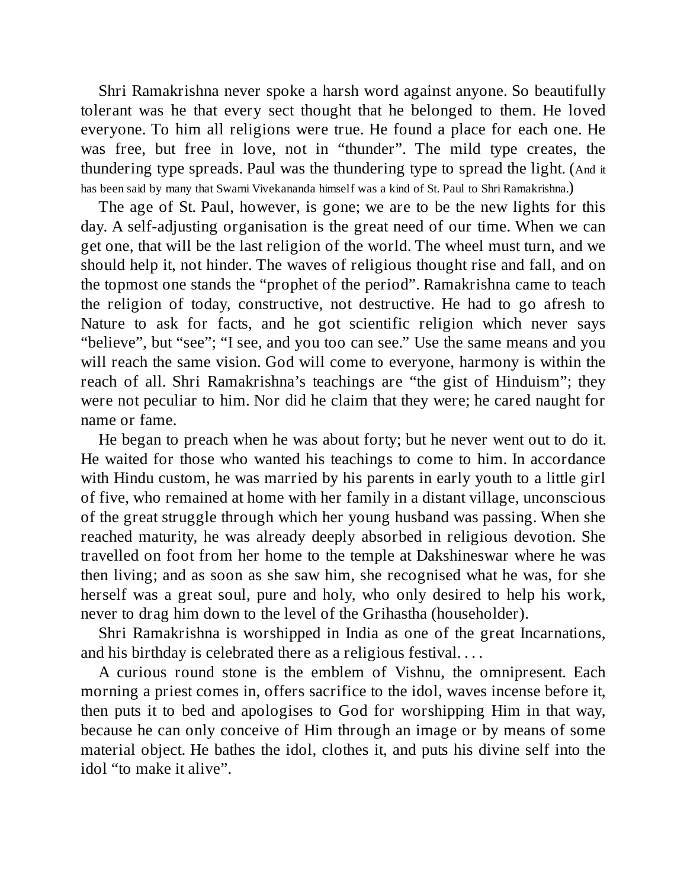Shri Ramakrishna never spoke a harsh word against anyone. So beautifully tolerant was he that every sect thought that he belonged to them. He loved everyone. To him all religions were true. He found a place for each one. He was free, but free in love, not in "thunder". The mild type creates, the thundering type spreads. Paul was the thundering type to spread the light. (And it has been said by many that Swami Vivekananda himself was a kind of St. Paul to Shri Ramakrishna.)

The age of St. Paul, however, is gone; we are to be the new lights for this day. A self-adjusting organisation is the great need of our time. When we can get one, that will be the last religion of the world. The wheel must turn, and we should help it, not hinder. The waves of religious thought rise and fall, and on the topmost one stands the "prophet of the period". Ramakrishna came to teach the religion of today, constructive, not destructive. He had to go afresh to Nature to ask for facts, and he got scientific religion which never says "believe", but "see"; "I see, and you too can see." Use the same means and you will reach the same vision. God will come to everyone, harmony is within the reach of all. Shri Ramakrishna's teachings are "the gist of Hinduism"; they were not peculiar to him. Nor did he claim that they were; he cared naught for name or fame.

He began to preach when he was about forty; but he never went out to do it. He waited for those who wanted his teachings to come to him. In accordance with Hindu custom, he was married by his parents in early youth to a little girl of five, who remained at home with her family in a distant village, unconscious of the great struggle through which her young husband was passing. When she reached maturity, he was already deeply absorbed in religious devotion. She travelled on foot from her home to the temple at Dakshineswar where he was then living; and as soon as she saw him, she recognised what he was, for she herself was a great soul, pure and holy, who only desired to help his work, never to drag him down to the level of the Grihastha (householder).

Shri Ramakrishna is worshipped in India as one of the great Incarnations, and his birthday is celebrated there as a religious festival. . . .

A curious round stone is the emblem of Vishnu, the omnipresent. Each morning a priest comes in, offers sacrifice to the idol, waves incense before it, then puts it to bed and apologises to God for worshipping Him in that way, because he can only conceive of Him through an image or by means of some material object. He bathes the idol, clothes it, and puts his divine self into the idol "to make it alive".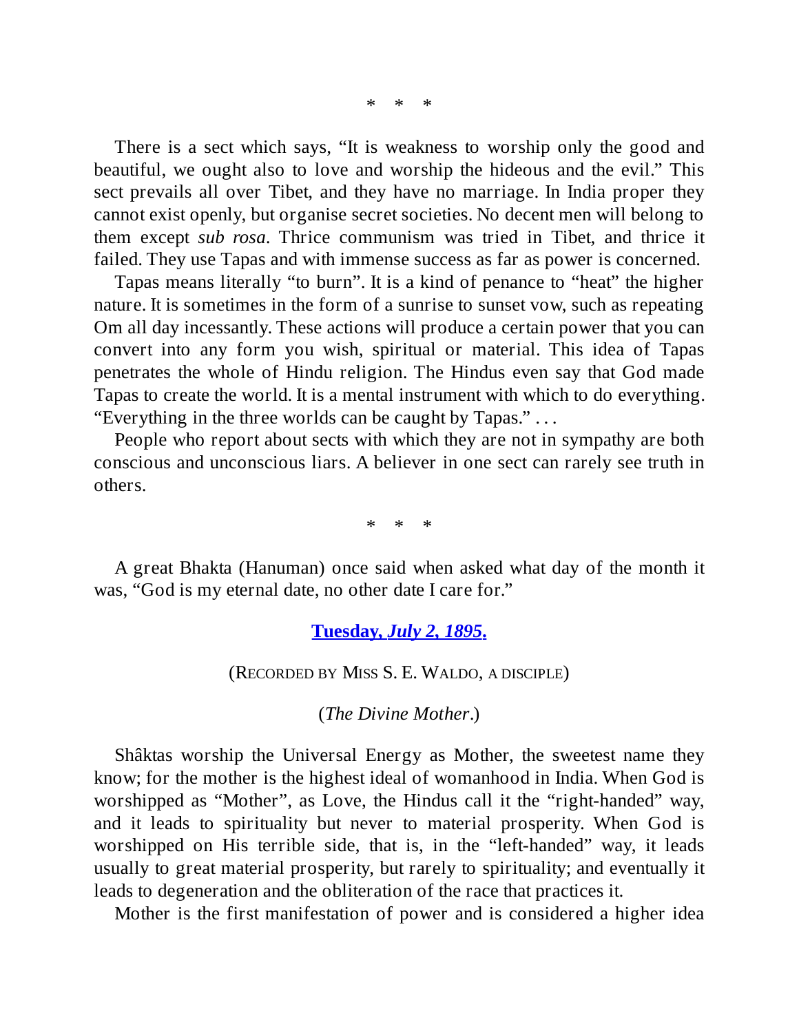\* \* \*

There is a sect which says, "It is weakness to worship only the good and beautiful, we ought also to love and worship the hideous and the evil." This sect prevails all over Tibet, and they have no marriage. In India proper they cannot exist openly, but organise secret societies. No decent men will belong to them except *sub rosa*. Thrice communism was tried in Tibet, and thrice it failed. They use Tapas and with immense success as far as power is concerned.

Tapas means literally "to burn". It is a kind of penance to "heat" the higher nature. It is sometimes in the form of a sunrise to sunset vow, such as repeating Om all day incessantly. These actions will produce a certain power that you can convert into any form you wish, spiritual or material. This idea of Tapas penetrates the whole of Hindu religion. The Hindus even say that God made Tapas to create the world. It is a mental instrument with which to do everything. "Everything in the three worlds can be caught by Tapas." . . .

People who report about sects with which they are not in sympathy are both conscious and unconscious liars. A believer in one sect can rarely see truth in others.

\* \* \*

A great Bhakta (Hanuman) once said when asked what day of the month it was, "God is my eternal date, no other date I care for."

**Tuesday, *July 2, 1895*.**

(Recorded by Miss S. E. Waldo, a disciple)

(*The Divine Mother*.)

Shâktas worship the Universal Energy as Mother, the sweetest name they know; for the mother is the highest ideal of womanhood in India. When God is worshipped as "Mother", as Love, the Hindus call it the "right-handed" way, and it leads to spirituality but never to material prosperity. When God is worshipped on His terrible side, that is, in the "left-handed" way, it leads usually to great material prosperity, but rarely to spirituality; and eventually it leads to degeneration and the obliteration of the race that practices it.

Mother is the first manifestation of power and is considered a higher idea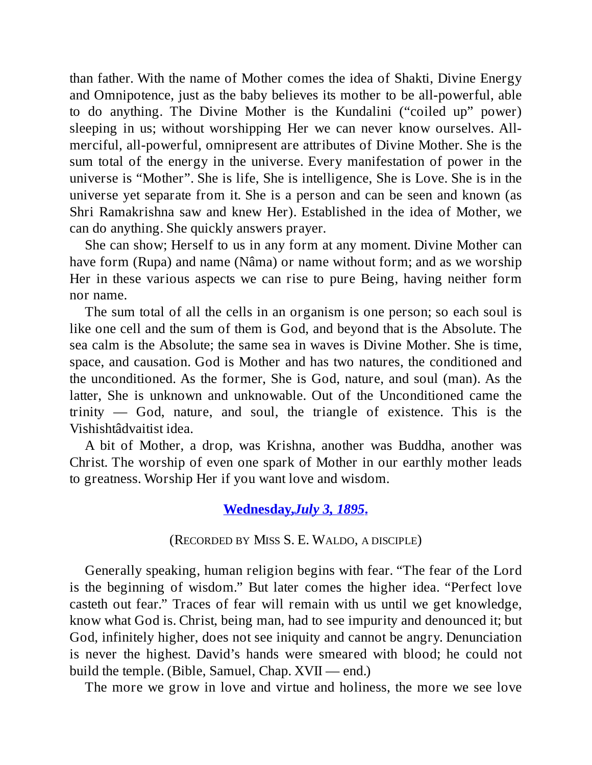than father. With the name of Mother comes the idea of Shakti, Divine Energy and Omnipotence, just as the baby believes its mother to be all-powerful, able to do anything. The Divine Mother is the Kundalini ("coiled up" power) sleeping in us; without worshipping Her we can never know ourselves. All-merciful, all-powerful, omnipresent are attributes of Divine Mother. She is the sum total of the energy in the universe. Every manifestation of power in the universe is "Mother". She is life, She is intelligence, She is Love. She is in the universe yet separate from it. She is a person and can be seen and known (as Shri Ramakrishna saw and knew Her). Established in the idea of Mother, we can do anything. She quickly answers prayer.

She can show; Herself to us in any form at any moment. Divine Mother can have form (Rupa) and name (Nâma) or name without form; and as we worship Her in these various aspects we can rise to pure Being, having neither form nor name.

The sum total of all the cells in an organism is one person; so each soul is like one cell and the sum of them is God, and beyond that is the Absolute. The sea calm is the Absolute; the same sea in waves is Divine Mother. She is time, space, and causation. God is Mother and has two natures, the conditioned and the unconditioned. As the former, She is God, nature, and soul (man). As the latter, She is unknown and unknowable. Out of the Unconditioned came the trinity — God, nature, and soul, the triangle of existence. This is the Vishishtâdvaitist idea.

A bit of Mother, a drop, was Krishna, another was Buddha, another was Christ. The worship of even one spark of Mother in our earthly mother leads to greatness. Worship Her if you want love and wisdom.

## **Wednesday,*July 3, 1895*.**

(RECORDED BY MISS S. E. WALDO, A DISCIPLE)

Generally speaking, human religion begins with fear. "The fear of the Lord is the beginning of wisdom." But later comes the higher idea. "Perfect love casteth out fear." Traces of fear will remain with us until we get knowledge, know what God is. Christ, being man, had to see impurity and denounced it; but God, infinitely higher, does not see iniquity and cannot be angry. Denunciation is never the highest. David's hands were smeared with blood; he could not build the temple. (Bible, Samuel, Chap. XVII — end.)

The more we grow in love and virtue and holiness, the more we see love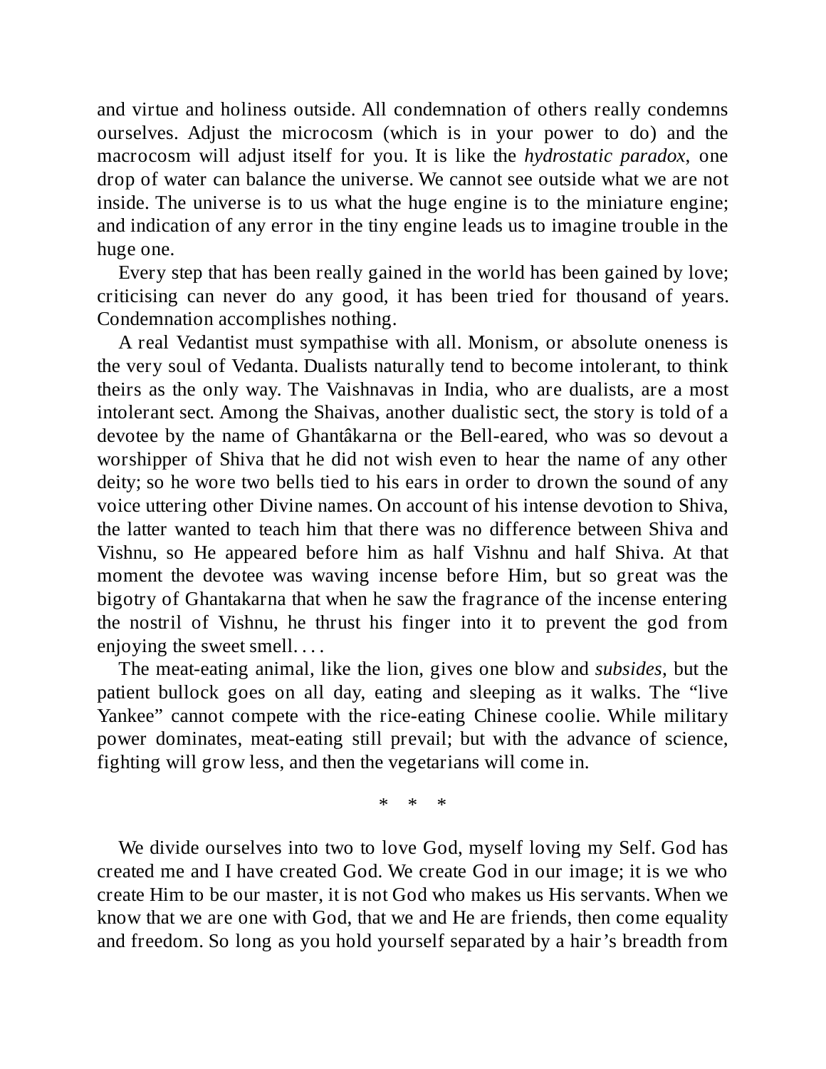and virtue and holiness outside. All condemnation of others really condemns ourselves. Adjust the microcosm (which is in your power to do) and the macrocosm will adjust itself for you. It is like the *hydrostatic paradox*, one drop of water can balance the universe. We cannot see outside what we are not inside. The universe is to us what the huge engine is to the miniature engine; and indication of any error in the tiny engine leads us to imagine trouble in the huge one.

Every step that has been really gained in the world has been gained by love; criticising can never do any good, it has been tried for thousand of years. Condemnation accomplishes nothing.

A real Vedantist must sympathise with all. Monism, or absolute oneness is the very soul of Vedanta. Dualists naturally tend to become intolerant, to think theirs as the only way. The Vaishnavas in India, who are dualists, are a most intolerant sect. Among the Shaivas, another dualistic sect, the story is told of a devotee by the name of Ghantâkarna or the Bell-eared, who was so devout a worshipper of Shiva that he did not wish even to hear the name of any other deity; so he wore two bells tied to his ears in order to drown the sound of any voice uttering other Divine names. On account of his intense devotion to Shiva, the latter wanted to teach him that there was no difference between Shiva and Vishnu, so He appeared before him as half Vishnu and half Shiva. At that moment the devotee was waving incense before Him, but so great was the bigotry of Ghantakarna that when he saw the fragrance of the incense entering the nostril of Vishnu, he thrust his finger into it to prevent the god from enjoying the sweet smell. . . .

The meat-eating animal, like the lion, gives one blow and *subsides*, but the patient bullock goes on all day, eating and sleeping as it walks. The "live Yankee" cannot compete with the rice-eating Chinese coolie. While military power dominates, meat-eating still prevail; but with the advance of science, fighting will grow less, and then the vegetarians will come in.

\* \* \*

We divide ourselves into two to love God, myself loving my Self. God has created me and I have created God. We create God in our image; it is we who create Him to be our master, it is not God who makes us His servants. When we know that we are one with God, that we and He are friends, then come equality and freedom. So long as you hold yourself separated by a hair's breadth from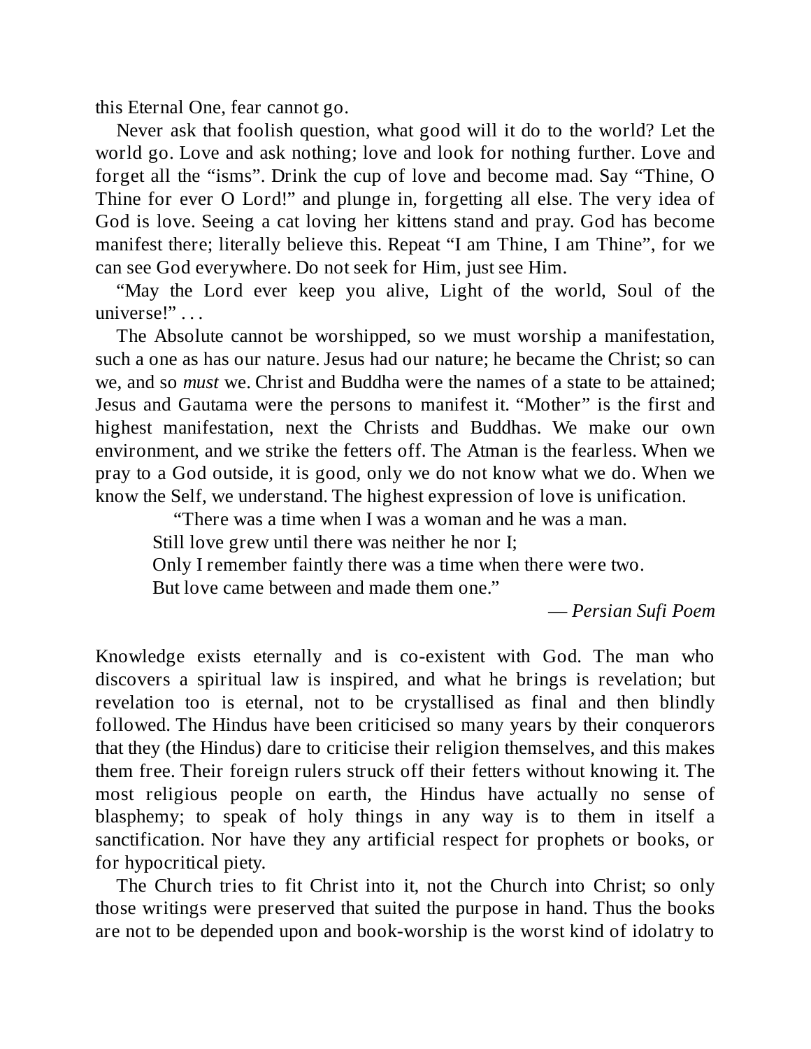this Eternal One, fear cannot go.

Never ask that foolish question, what good will it do to the world? Let the world go. Love and ask nothing; love and look for nothing further. Love and forget all the "isms". Drink the cup of love and become mad. Say "Thine, O Thine for ever O Lord!" and plunge in, forgetting all else. The very idea of God is love. Seeing a cat loving her kittens stand and pray. God has become manifest there; literally believe this. Repeat "I am Thine, I am Thine", for we can see God everywhere. Do not seek for Him, just see Him.

"May the Lord ever keep you alive, Light of the world, Soul of the universe!" . . .

The Absolute cannot be worshipped, so we must worship a manifestation, such a one as has our nature. Jesus had our nature; he became the Christ; so can we, and so *must* we. Christ and Buddha were the names of a state to be attained; Jesus and Gautama were the persons to manifest it. "Mother" is the first and highest manifestation, next the Christs and Buddhas. We make our own environment, and we strike the fetters off. The Atman is the fearless. When we pray to a God outside, it is good, only we do not know what we do. When we know the Self, we understand. The highest expression of love is unification.

> "There was a time when I was a woman and he was a man.
> Still love grew until there was neither he nor I;
> Only I remember faintly there was a time when there were two.
> But love came between and made them one."
>
> — *Persian Sufi Poem*

Knowledge exists eternally and is co-existent with God. The man who discovers a spiritual law is inspired, and what he brings is revelation; but revelation too is eternal, not to be crystallised as final and then blindly followed. The Hindus have been criticised so many years by their conquerors that they (the Hindus) dare to criticise their religion themselves, and this makes them free. Their foreign rulers struck off their fetters without knowing it. The most religious people on earth, the Hindus have actually no sense of blasphemy; to speak of holy things in any way is to them in itself a sanctification. Nor have they any artificial respect for prophets or books, or for hypocritical piety.

The Church tries to fit Christ into it, not the Church into Christ; so only those writings were preserved that suited the purpose in hand. Thus the books are not to be depended upon and book-worship is the worst kind of idolatry to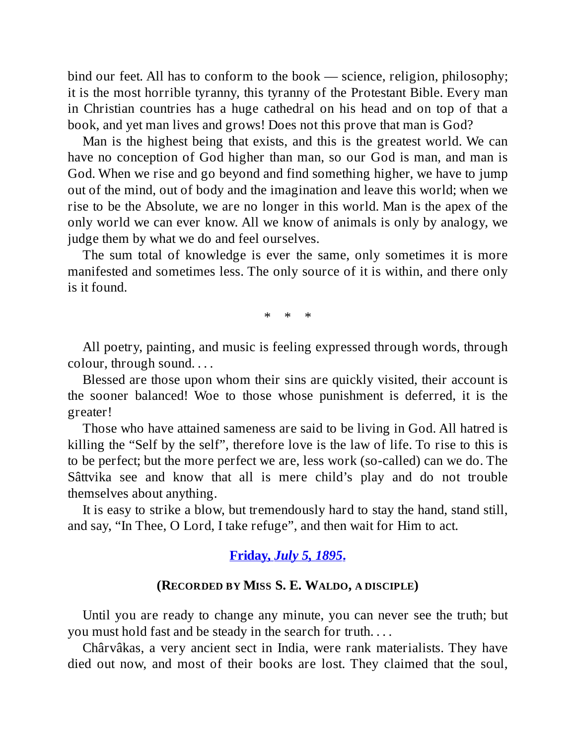bind our feet. All has to conform to the book — science, religion, philosophy; it is the most horrible tyranny, this tyranny of the Protestant Bible. Every man in Christian countries has a huge cathedral on his head and on top of that a book, and yet man lives and grows! Does not this prove that man is God?

Man is the highest being that exists, and this is the greatest world. We can have no conception of God higher than man, so our God is man, and man is God. When we rise and go beyond and find something higher, we have to jump out of the mind, out of body and the imagination and leave this world; when we rise to be the Absolute, we are no longer in this world. Man is the apex of the only world we can ever know. All we know of animals is only by analogy, we judge them by what we do and feel ourselves.

The sum total of knowledge is ever the same, only sometimes it is more manifested and sometimes less. The only source of it is within, and there only is it found.

\* \* \*

All poetry, painting, and music is feeling expressed through words, through colour, through sound. . . .

Blessed are those upon whom their sins are quickly visited, their account is the sooner balanced! Woe to those whose punishment is deferred, it is the greater!

Those who have attained sameness are said to be living in God. All hatred is killing the "Self by the self", therefore love is the law of life. To rise to this is to be perfect; but the more perfect we are, less work (so-called) can we do. The Sâttvika see and know that all is mere child's play and do not trouble themselves about anything.

It is easy to strike a blow, but tremendously hard to stay the hand, stand still, and say, "In Thee, O Lord, I take refuge", and then wait for Him to act.

### Friday, *July 5, 1895*.

**(RECORDED BY MISS S. E. WALDO, A DISCIPLE)**

Until you are ready to change any minute, you can never see the truth; but you must hold fast and be steady in the search for truth. . . .

Chârvâkas, a very ancient sect in India, were rank materialists. They have died out now, and most of their books are lost. They claimed that the soul,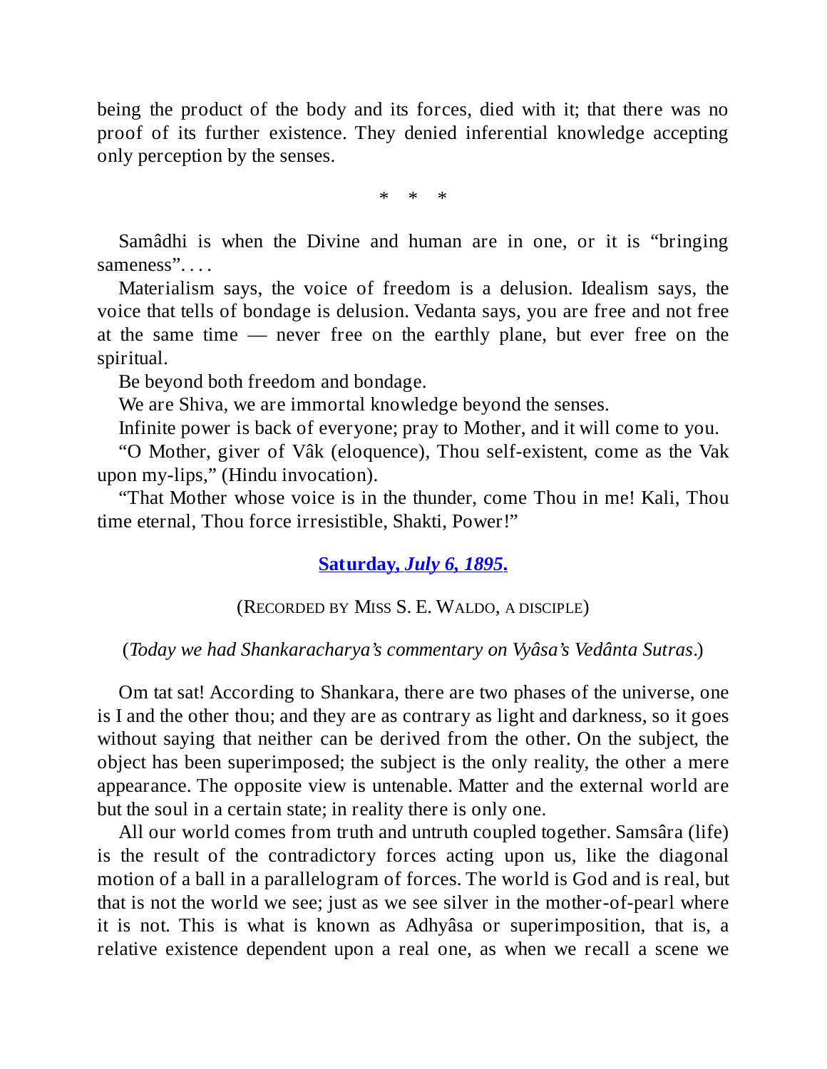being the product of the body and its forces, died with it; that there was no proof of its further existence. They denied inferential knowledge accepting only perception by the senses.

\* \* \*

Samâdhi is when the Divine and human are in one, or it is "bringing sameness". . . .

Materialism says, the voice of freedom is a delusion. Idealism says, the voice that tells of bondage is delusion. Vedanta says, you are free and not free at the same time — never free on the earthly plane, but ever free on the spiritual.

Be beyond both freedom and bondage.

We are Shiva, we are immortal knowledge beyond the senses.

Infinite power is back of everyone; pray to Mother, and it will come to you.

"O Mother, giver of Vâk (eloquence), Thou self-existent, come as the Vak upon my-lips," (Hindu invocation).

"That Mother whose voice is in the thunder, come Thou in me! Kali, Thou time eternal, Thou force irresistible, Shakti, Power!"

## **Saturday, *July 6, 1895*.**

(Recorded by Miss S. E. Waldo, a disciple)

(*Today we had Shankaracharya's commentary on Vyâsa's Vedânta Sutras*.)

Om tat sat! According to Shankara, there are two phases of the universe, one is I and the other thou; and they are as contrary as light and darkness, so it goes without saying that neither can be derived from the other. On the subject, the object has been superimposed; the subject is the only reality, the other a mere appearance. The opposite view is untenable. Matter and the external world are but the soul in a certain state; in reality there is only one.

All our world comes from truth and untruth coupled together. Samsâra (life) is the result of the contradictory forces acting upon us, like the diagonal motion of a ball in a parallelogram of forces. The world is God and is real, but that is not the world we see; just as we see silver in the mother-of-pearl where it is not. This is what is known as Adhyâsa or superimposition, that is, a relative existence dependent upon a real one, as when we recall a scene we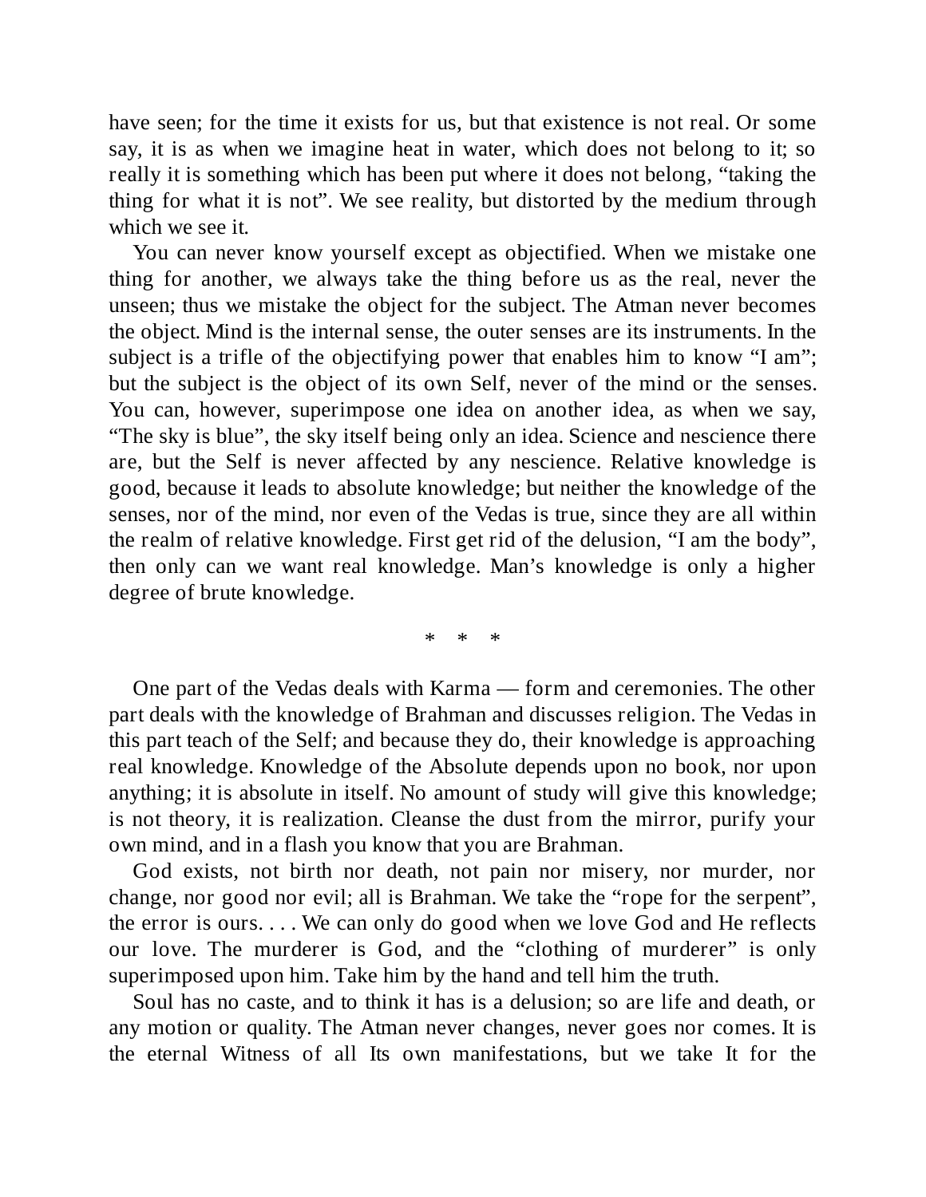have seen; for the time it exists for us, but that existence is not real. Or some say, it is as when we imagine heat in water, which does not belong to it; so really it is something which has been put where it does not belong, "taking the thing for what it is not". We see reality, but distorted by the medium through which we see it.

You can never know yourself except as objectified. When we mistake one thing for another, we always take the thing before us as the real, never the unseen; thus we mistake the object for the subject. The Atman never becomes the object. Mind is the internal sense, the outer senses are its instruments. In the subject is a trifle of the objectifying power that enables him to know "I am"; but the subject is the object of its own Self, never of the mind or the senses. You can, however, superimpose one idea on another idea, as when we say, "The sky is blue", the sky itself being only an idea. Science and nescience there are, but the Self is never affected by any nescience. Relative knowledge is good, because it leads to absolute knowledge; but neither the knowledge of the senses, nor of the mind, nor even of the Vedas is true, since they are all within the realm of relative knowledge. First get rid of the delusion, "I am the body", then only can we want real knowledge. Man's knowledge is only a higher degree of brute knowledge.

\* \* \*

One part of the Vedas deals with Karma — form and ceremonies. The other part deals with the knowledge of Brahman and discusses religion. The Vedas in this part teach of the Self; and because they do, their knowledge is approaching real knowledge. Knowledge of the Absolute depends upon no book, nor upon anything; it is absolute in itself. No amount of study will give this knowledge; is not theory, it is realization. Cleanse the dust from the mirror, purify your own mind, and in a flash you know that you are Brahman.

God exists, not birth nor death, not pain nor misery, nor murder, nor change, nor good nor evil; all is Brahman. We take the "rope for the serpent", the error is ours. . . . We can only do good when we love God and He reflects our love. The murderer is God, and the "clothing of murderer" is only superimposed upon him. Take him by the hand and tell him the truth.

Soul has no caste, and to think it has is a delusion; so are life and death, or any motion or quality. The Atman never changes, never goes nor comes. It is the eternal Witness of all Its own manifestations, but we take It for the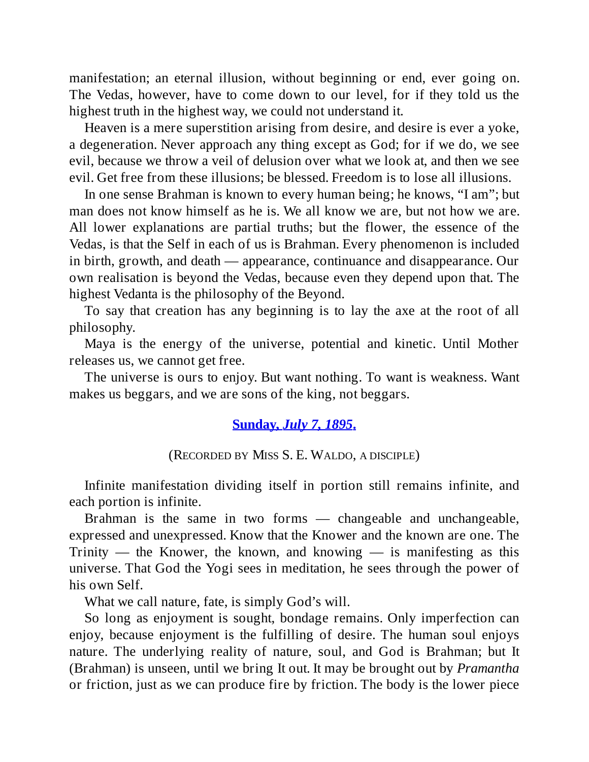manifestation; an eternal illusion, without beginning or end, ever going on. The Vedas, however, have to come down to our level, for if they told us the highest truth in the highest way, we could not understand it.

Heaven is a mere superstition arising from desire, and desire is ever a yoke, a degeneration. Never approach any thing except as God; for if we do, we see evil, because we throw a veil of delusion over what we look at, and then we see evil. Get free from these illusions; be blessed. Freedom is to lose all illusions.

In one sense Brahman is known to every human being; he knows, "I am"; but man does not know himself as he is. We all know we are, but not how we are. All lower explanations are partial truths; but the flower, the essence of the Vedas, is that the Self in each of us is Brahman. Every phenomenon is included in birth, growth, and death — appearance, continuance and disappearance. Our own realisation is beyond the Vedas, because even they depend upon that. The highest Vedanta is the philosophy of the Beyond.

To say that creation has any beginning is to lay the axe at the root of all philosophy.

Maya is the energy of the universe, potential and kinetic. Until Mother releases us, we cannot get free.

The universe is ours to enjoy. But want nothing. To want is weakness. Want makes us beggars, and we are sons of the king, not beggars.

## **Sunday, *July 7, 1895*.**

(RECORDED BY MISS S. E. WALDO, A DISCIPLE)

Infinite manifestation dividing itself in portion still remains infinite, and each portion is infinite.

Brahman is the same in two forms — changeable and unchangeable, expressed and unexpressed. Know that the Knower and the known are one. The Trinity — the Knower, the known, and knowing — is manifesting as this universe. That God the Yogi sees in meditation, he sees through the power of his own Self.

What we call nature, fate, is simply God's will.

So long as enjoyment is sought, bondage remains. Only imperfection can enjoy, because enjoyment is the fulfilling of desire. The human soul enjoys nature. The underlying reality of nature, soul, and God is Brahman; but It (Brahman) is unseen, until we bring It out. It may be brought out by *Pramantha* or friction, just as we can produce fire by friction. The body is the lower piece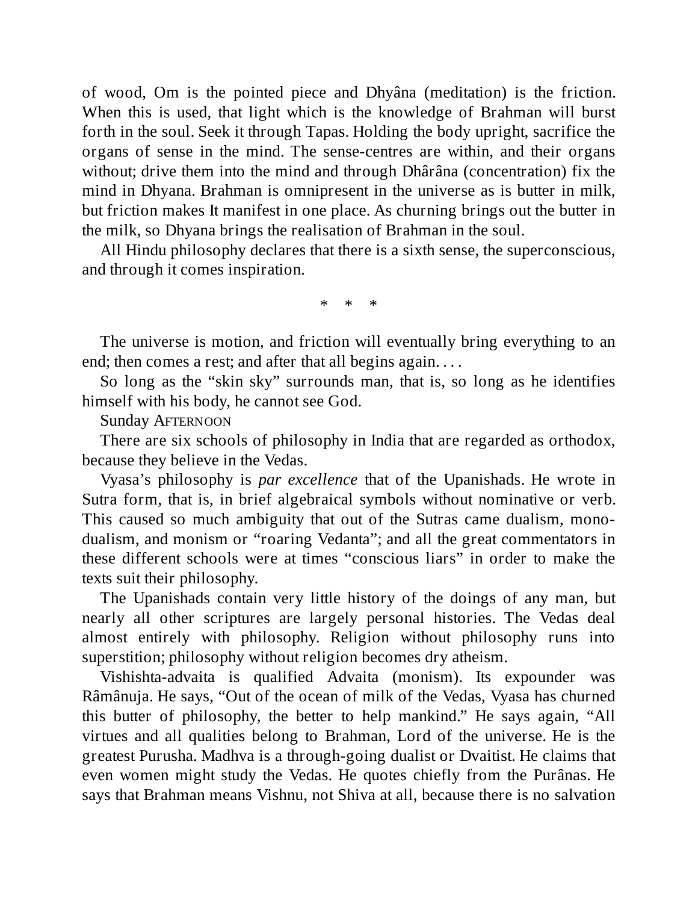of wood, Om is the pointed piece and Dhyâna (meditation) is the friction. When this is used, that light which is the knowledge of Brahman will burst forth in the soul. Seek it through Tapas. Holding the body upright, sacrifice the organs of sense in the mind. The sense-centres are within, and their organs without; drive them into the mind and through Dhârâna (concentration) fix the mind in Dhyana. Brahman is omnipresent in the universe as is butter in milk, but friction makes It manifest in one place. As churning brings out the butter in the milk, so Dhyana brings the realisation of Brahman in the soul.

All Hindu philosophy declares that there is a sixth sense, the superconscious, and through it comes inspiration.

\* \* \*

The universe is motion, and friction will eventually bring everything to an end; then comes a rest; and after that all begins again. . . .

So long as the "skin sky" surrounds man, that is, so long as he identifies himself with his body, he cannot see God.

Sunday Afternoon

There are six schools of philosophy in India that are regarded as orthodox, because they believe in the Vedas.

Vyasa's philosophy is *par excellence* that of the Upanishads. He wrote in Sutra form, that is, in brief algebraical symbols without nominative or verb. This caused so much ambiguity that out of the Sutras came dualism, mono-dualism, and monism or "roaring Vedanta"; and all the great commentators in these different schools were at times "conscious liars" in order to make the texts suit their philosophy.

The Upanishads contain very little history of the doings of any man, but nearly all other scriptures are largely personal histories. The Vedas deal almost entirely with philosophy. Religion without philosophy runs into superstition; philosophy without religion becomes dry atheism.

Vishishta-advaita is qualified Advaita (monism). Its expounder was Râmânuja. He says, "Out of the ocean of milk of the Vedas, Vyasa has churned this butter of philosophy, the better to help mankind." He says again, "All virtues and all qualities belong to Brahman, Lord of the universe. He is the greatest Purusha. Madhva is a through-going dualist or Dvaitist. He claims that even women might study the Vedas. He quotes chiefly from the Purânas. He says that Brahman means Vishnu, not Shiva at all, because there is no salvation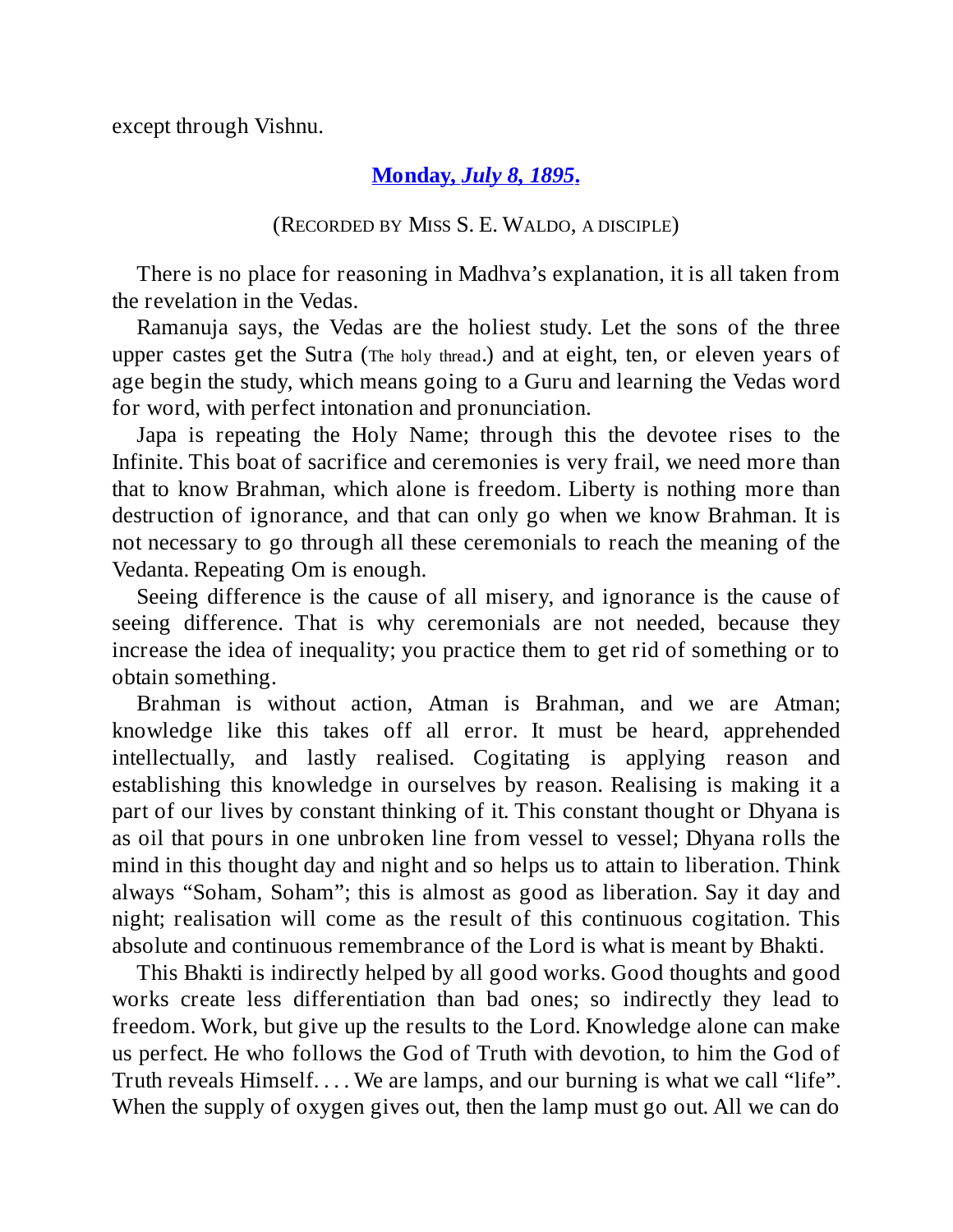except through Vishnu.

### **Monday, *July 8, 1895*.**

(RECORDED BY MISS S. E. WALDO, A DISCIPLE)

There is no place for reasoning in Madhva's explanation, it is all taken from the revelation in the Vedas.

Ramanuja says, the Vedas are the holiest study. Let the sons of the three upper castes get the Sutra (The holy thread.) and at eight, ten, or eleven years of age begin the study, which means going to a Guru and learning the Vedas word for word, with perfect intonation and pronunciation.

Japa is repeating the Holy Name; through this the devotee rises to the Infinite. This boat of sacrifice and ceremonies is very frail, we need more than that to know Brahman, which alone is freedom. Liberty is nothing more than destruction of ignorance, and that can only go when we know Brahman. It is not necessary to go through all these ceremonials to reach the meaning of the Vedanta. Repeating Om is enough.

Seeing difference is the cause of all misery, and ignorance is the cause of seeing difference. That is why ceremonials are not needed, because they increase the idea of inequality; you practice them to get rid of something or to obtain something.

Brahman is without action, Atman is Brahman, and we are Atman; knowledge like this takes off all error. It must be heard, apprehended intellectually, and lastly realised. Cogitating is applying reason and establishing this knowledge in ourselves by reason. Realising is making it a part of our lives by constant thinking of it. This constant thought or Dhyana is as oil that pours in one unbroken line from vessel to vessel; Dhyana rolls the mind in this thought day and night and so helps us to attain to liberation. Think always "Soham, Soham"; this is almost as good as liberation. Say it day and night; realisation will come as the result of this continuous cogitation. This absolute and continuous remembrance of the Lord is what is meant by Bhakti.

This Bhakti is indirectly helped by all good works. Good thoughts and good works create less differentiation than bad ones; so indirectly they lead to freedom. Work, but give up the results to the Lord. Knowledge alone can make us perfect. He who follows the God of Truth with devotion, to him the God of Truth reveals Himself. . . . We are lamps, and our burning is what we call "life". When the supply of oxygen gives out, then the lamp must go out. All we can do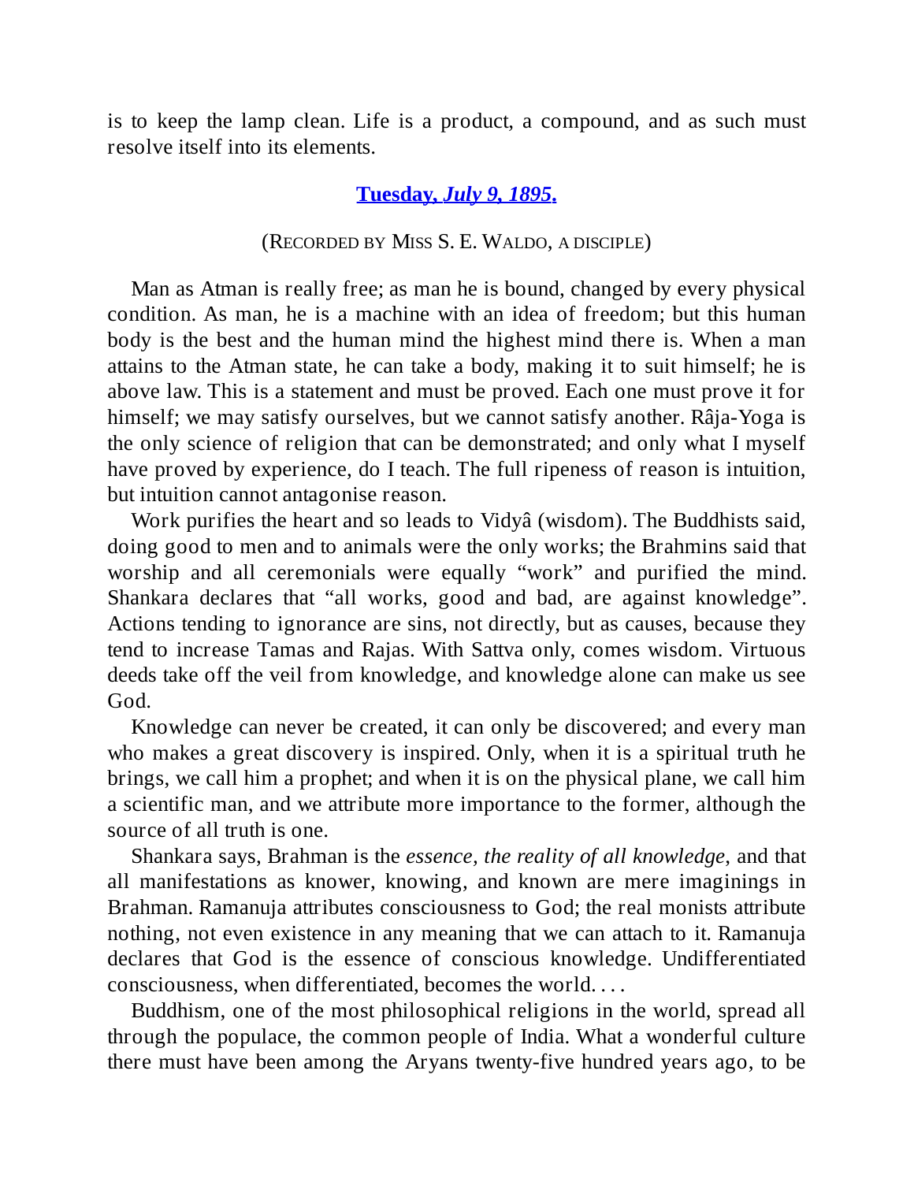is to keep the lamp clean. Life is a product, a compound, and as such must resolve itself into its elements.

### **Tuesday, *July 9, 1895*.**

(RECORDED BY MISS S. E. WALDO, A DISCIPLE)

Man as Atman is really free; as man he is bound, changed by every physical condition. As man, he is a machine with an idea of freedom; but this human body is the best and the human mind the highest mind there is. When a man attains to the Atman state, he can take a body, making it to suit himself; he is above law. This is a statement and must be proved. Each one must prove it for himself; we may satisfy ourselves, but we cannot satisfy another. Râja-Yoga is the only science of religion that can be demonstrated; and only what I myself have proved by experience, do I teach. The full ripeness of reason is intuition, but intuition cannot antagonise reason.

Work purifies the heart and so leads to Vidyâ (wisdom). The Buddhists said, doing good to men and to animals were the only works; the Brahmins said that worship and all ceremonials were equally "work" and purified the mind. Shankara declares that "all works, good and bad, are against knowledge". Actions tending to ignorance are sins, not directly, but as causes, because they tend to increase Tamas and Rajas. With Sattva only, comes wisdom. Virtuous deeds take off the veil from knowledge, and knowledge alone can make us see God.

Knowledge can never be created, it can only be discovered; and every man who makes a great discovery is inspired. Only, when it is a spiritual truth he brings, we call him a prophet; and when it is on the physical plane, we call him a scientific man, and we attribute more importance to the former, although the source of all truth is one.

Shankara says, Brahman is the *essence, the reality of all knowledge,* and that all manifestations as knower, knowing, and known are mere imaginings in Brahman. Ramanuja attributes consciousness to God; the real monists attribute nothing, not even existence in any meaning that we can attach to it. Ramanuja declares that God is the essence of conscious knowledge. Undifferentiated consciousness, when differentiated, becomes the world. . . .

Buddhism, one of the most philosophical religions in the world, spread all through the populace, the common people of India. What a wonderful culture there must have been among the Aryans twenty-five hundred years ago, to be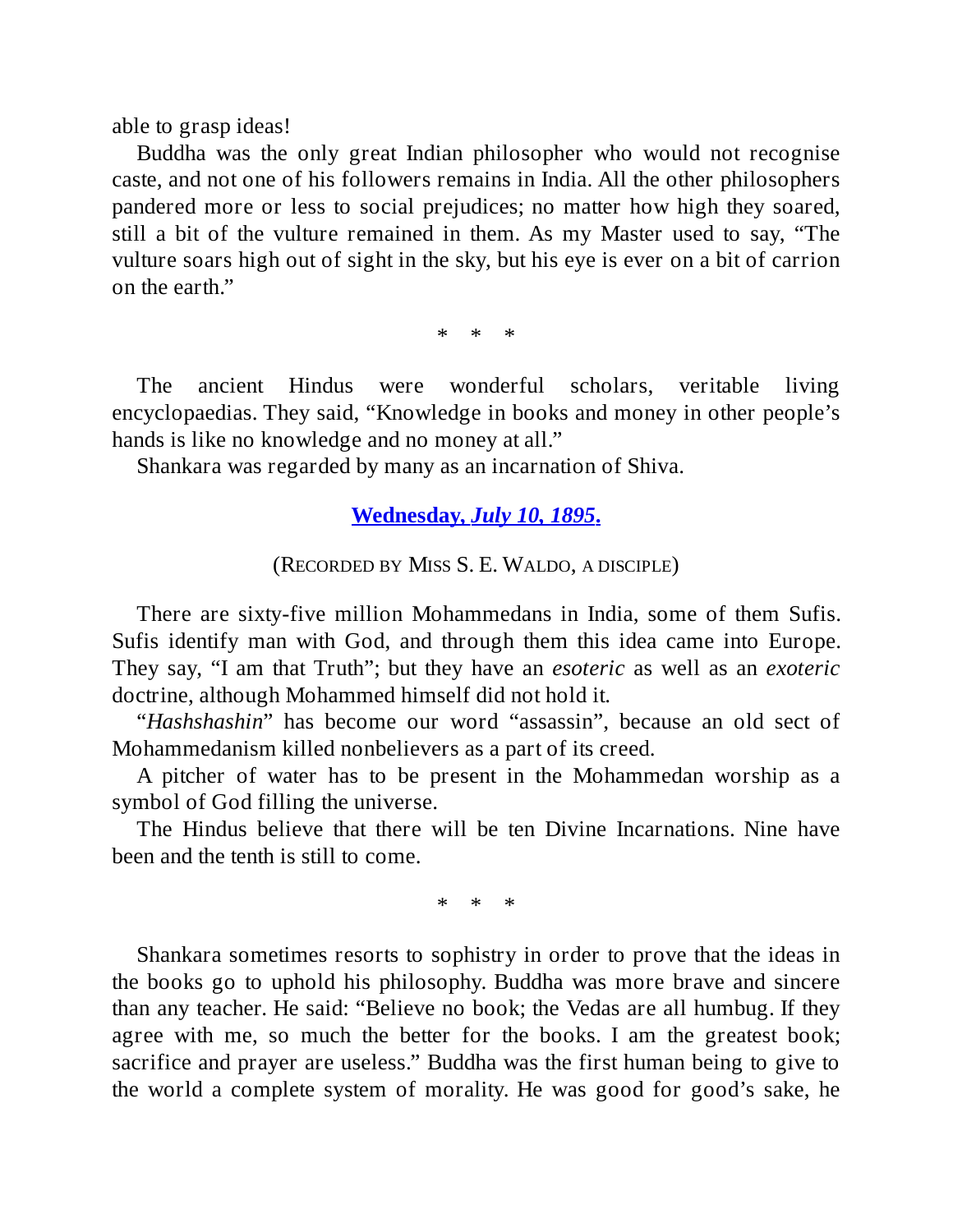able to grasp ideas!

Buddha was the only great Indian philosopher who would not recognise caste, and not one of his followers remains in India. All the other philosophers pandered more or less to social prejudices; no matter how high they soared, still a bit of the vulture remained in them. As my Master used to say, "The vulture soars high out of sight in the sky, but his eye is ever on a bit of carrion on the earth."

\* \* \*

The ancient Hindus were wonderful scholars, veritable living encyclopaedias. They said, "Knowledge in books and money in other people's hands is like no knowledge and no money at all."

Shankara was regarded by many as an incarnation of Shiva.

### **Wednesday, *July 10, 1895*.**

(RECORDED BY MISS S. E. WALDO, A DISCIPLE)

There are sixty-five million Mohammedans in India, some of them Sufis. Sufis identify man with God, and through them this idea came into Europe. They say, "I am that Truth"; but they have an *esoteric* as well as an *exoteric* doctrine, although Mohammed himself did not hold it.

"*Hashshashin*" has become our word "assassin", because an old sect of Mohammedanism killed nonbelievers as a part of its creed.

A pitcher of water has to be present in the Mohammedan worship as a symbol of God filling the universe.

The Hindus believe that there will be ten Divine Incarnations. Nine have been and the tenth is still to come.

\* \* \*

Shankara sometimes resorts to sophistry in order to prove that the ideas in the books go to uphold his philosophy. Buddha was more brave and sincere than any teacher. He said: "Believe no book; the Vedas are all humbug. If they agree with me, so much the better for the books. I am the greatest book; sacrifice and prayer are useless." Buddha was the first human being to give to the world a complete system of morality. He was good for good's sake, he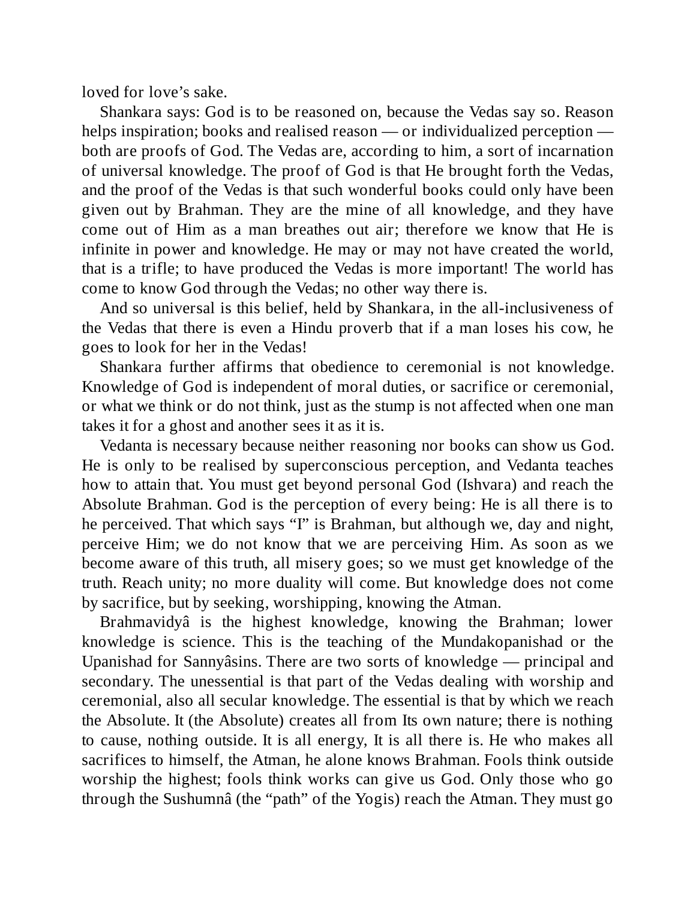loved for love’s sake.

Shankara says: God is to be reasoned on, because the Vedas say so. Reason helps inspiration; books and realised reason — or individualized perception — both are proofs of God. The Vedas are, according to him, a sort of incarnation of universal knowledge. The proof of God is that He brought forth the Vedas, and the proof of the Vedas is that such wonderful books could only have been given out by Brahman. They are the mine of all knowledge, and they have come out of Him as a man breathes out air; therefore we know that He is infinite in power and knowledge. He may or may not have created the world, that is a trifle; to have produced the Vedas is more important! The world has come to know God through the Vedas; no other way there is.

And so universal is this belief, held by Shankara, in the all-inclusiveness of the Vedas that there is even a Hindu proverb that if a man loses his cow, he goes to look for her in the Vedas!

Shankara further affirms that obedience to ceremonial is not knowledge. Knowledge of God is independent of moral duties, or sacrifice or ceremonial, or what we think or do not think, just as the stump is not affected when one man takes it for a ghost and another sees it as it is.

Vedanta is necessary because neither reasoning nor books can show us God. He is only to be realised by superconscious perception, and Vedanta teaches how to attain that. You must get beyond personal God (Ishvara) and reach the Absolute Brahman. God is the perception of every being: He is all there is to he perceived. That which says “I” is Brahman, but although we, day and night, perceive Him; we do not know that we are perceiving Him. As soon as we become aware of this truth, all misery goes; so we must get knowledge of the truth. Reach unity; no more duality will come. But knowledge does not come by sacrifice, but by seeking, worshipping, knowing the Atman.

Brahmavidyâ is the highest knowledge, knowing the Brahman; lower knowledge is science. This is the teaching of the Mundakopanishad or the Upanishad for Sannyâsins. There are two sorts of knowledge — principal and secondary. The unessential is that part of the Vedas dealing with worship and ceremonial, also all secular knowledge. The essential is that by which we reach the Absolute. It (the Absolute) creates all from Its own nature; there is nothing to cause, nothing outside. It is all energy, It is all there is. He who makes all sacrifices to himself, the Atman, he alone knows Brahman. Fools think outside worship the highest; fools think works can give us God. Only those who go through the Sushumnâ (the “path” of the Yogis) reach the Atman. They must go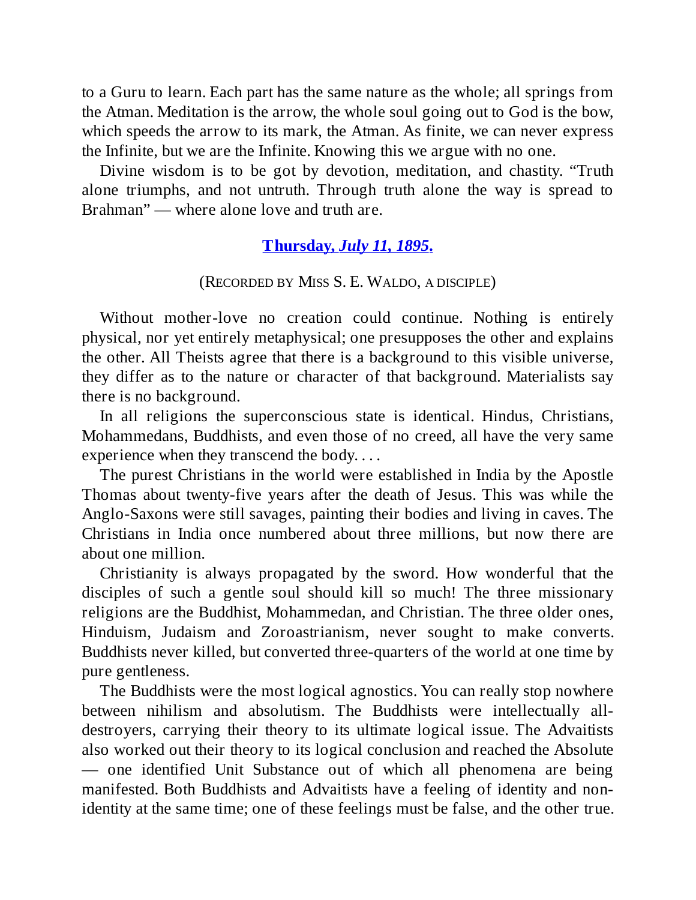to a Guru to learn. Each part has the same nature as the whole; all springs from the Atman. Meditation is the arrow, the whole soul going out to God is the bow, which speeds the arrow to its mark, the Atman. As finite, we can never express the Infinite, but we are the Infinite. Knowing this we argue with no one.

Divine wisdom is to be got by devotion, meditation, and chastity. "Truth alone triumphs, and not untruth. Through truth alone the way is spread to Brahman" — where alone love and truth are.

### **Thursday, *July 11, 1895*.**

(RECORDED BY MISS S. E. WALDO, A DISCIPLE)

Without mother-love no creation could continue. Nothing is entirely physical, nor yet entirely metaphysical; one presupposes the other and explains the other. All Theists agree that there is a background to this visible universe, they differ as to the nature or character of that background. Materialists say there is no background.

In all religions the superconscious state is identical. Hindus, Christians, Mohammedans, Buddhists, and even those of no creed, all have the very same experience when they transcend the body. . . .

The purest Christians in the world were established in India by the Apostle Thomas about twenty-five years after the death of Jesus. This was while the Anglo-Saxons were still savages, painting their bodies and living in caves. The Christians in India once numbered about three millions, but now there are about one million.

Christianity is always propagated by the sword. How wonderful that the disciples of such a gentle soul should kill so much! The three missionary religions are the Buddhist, Mohammedan, and Christian. The three older ones, Hinduism, Judaism and Zoroastrianism, never sought to make converts. Buddhists never killed, but converted three-quarters of the world at one time by pure gentleness.

The Buddhists were the most logical agnostics. You can really stop nowhere between nihilism and absolutism. The Buddhists were intellectually all-destroyers, carrying their theory to its ultimate logical issue. The Advaitists also worked out their theory to its logical conclusion and reached the Absolute — one identified Unit Substance out of which all phenomena are being manifested. Both Buddhists and Advaitists have a feeling of identity and non-identity at the same time; one of these feelings must be false, and the other true.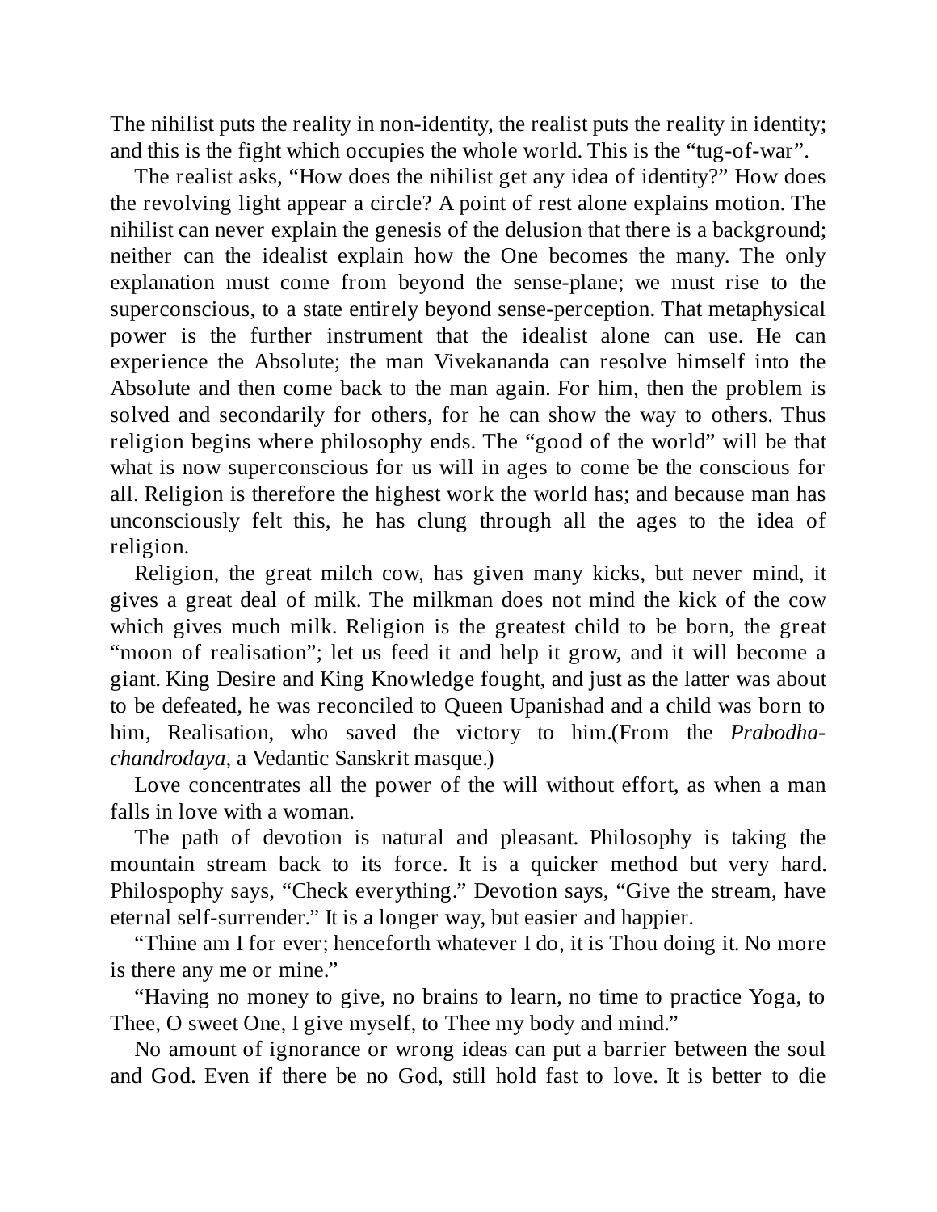The nihilist puts the reality in non-identity, the realist puts the reality in identity; and this is the fight which occupies the whole world. This is the "tug-of-war".

The realist asks, "How does the nihilist get any idea of identity?" How does the revolving light appear a circle? A point of rest alone explains motion. The nihilist can never explain the genesis of the delusion that there is a background; neither can the idealist explain how the One becomes the many. The only explanation must come from beyond the sense-plane; we must rise to the superconscious, to a state entirely beyond sense-perception. That metaphysical power is the further instrument that the idealist alone can use. He can experience the Absolute; the man Vivekananda can resolve himself into the Absolute and then come back to the man again. For him, then the problem is solved and secondarily for others, for he can show the way to others. Thus religion begins where philosophy ends. The "good of the world" will be that what is now superconscious for us will in ages to come be the conscious for all. Religion is therefore the highest work the world has; and because man has unconsciously felt this, he has clung through all the ages to the idea of religion.

Religion, the great milch cow, has given many kicks, but never mind, it gives a great deal of milk. The milkman does not mind the kick of the cow which gives much milk. Religion is the greatest child to be born, the great "moon of realisation"; let us feed it and help it grow, and it will become a giant. King Desire and King Knowledge fought, and just as the latter was about to be defeated, he was reconciled to Queen Upanishad and a child was born to him, Realisation, who saved the victory to him.(From the *Prabodha-chandrodaya*, a Vedantic Sanskrit masque.)

Love concentrates all the power of the will without effort, as when a man falls in love with a woman.

The path of devotion is natural and pleasant. Philosophy is taking the mountain stream back to its force. It is a quicker method but very hard. Philospophy says, "Check everything." Devotion says, "Give the stream, have eternal self-surrender." It is a longer way, but easier and happier.

"Thine am I for ever; henceforth whatever I do, it is Thou doing it. No more is there any me or mine."

"Having no money to give, no brains to learn, no time to practice Yoga, to Thee, O sweet One, I give myself, to Thee my body and mind."

No amount of ignorance or wrong ideas can put a barrier between the soul and God. Even if there be no God, still hold fast to love. It is better to die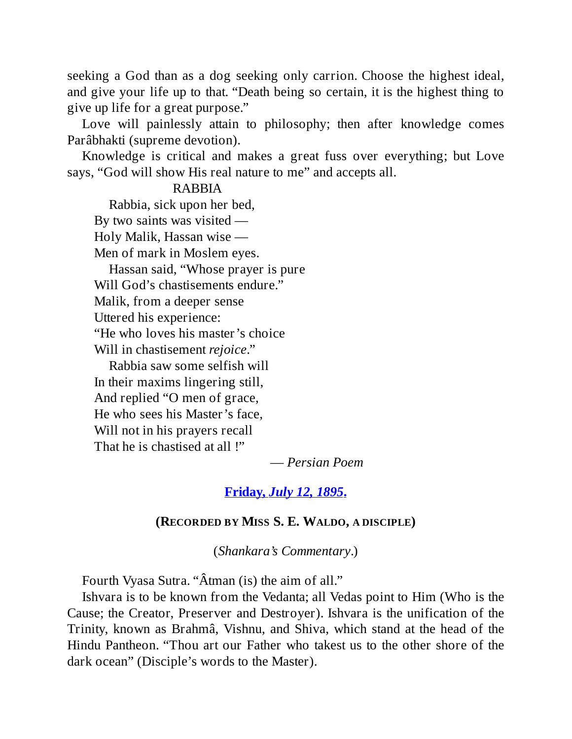seeking a God than as a dog seeking only carrion. Choose the highest ideal, and give your life up to that. "Death being so certain, it is the highest thing to give up life for a great purpose."

Love will painlessly attain to philosophy; then after knowledge comes Parâbhakti (supreme devotion).

Knowledge is critical and makes a great fuss over everything; but Love says, "God will show His real nature to me" and accepts all.

RABBIA

Rabbia, sick upon her bed,  
By two saints was visited —  
Holy Malik, Hassan wise —  
Men of mark in Moslem eyes.

Hassan said, "Whose prayer is pure  
Will God's chastisements endure."  
Malik, from a deeper sense  
Uttered his experience:  
"He who loves his master's choice  
Will in chastisement *rejoice*."

Rabbia saw some selfish will  
In their maxims lingering still,  
And replied "O men of grace,  
He who sees his Master's face,  
Will not in his prayers recall  
That he is chastised at all !"

— *Persian Poem*

## **Friday, *July 12, 1895*.**

### (RECORDED BY MISS S. E. WALDO, A DISCIPLE)

(*Shankara's Commentary*.)

Fourth Vyasa Sutra. "Âtman (is) the aim of all."

Ishvara is to be known from the Vedanta; all Vedas point to Him (Who is the Cause; the Creator, Preserver and Destroyer). Ishvara is the unification of the Trinity, known as Brahmâ, Vishnu, and Shiva, which stand at the head of the Hindu Pantheon. "Thou art our Father who takest us to the other shore of the dark ocean" (Disciple's words to the Master).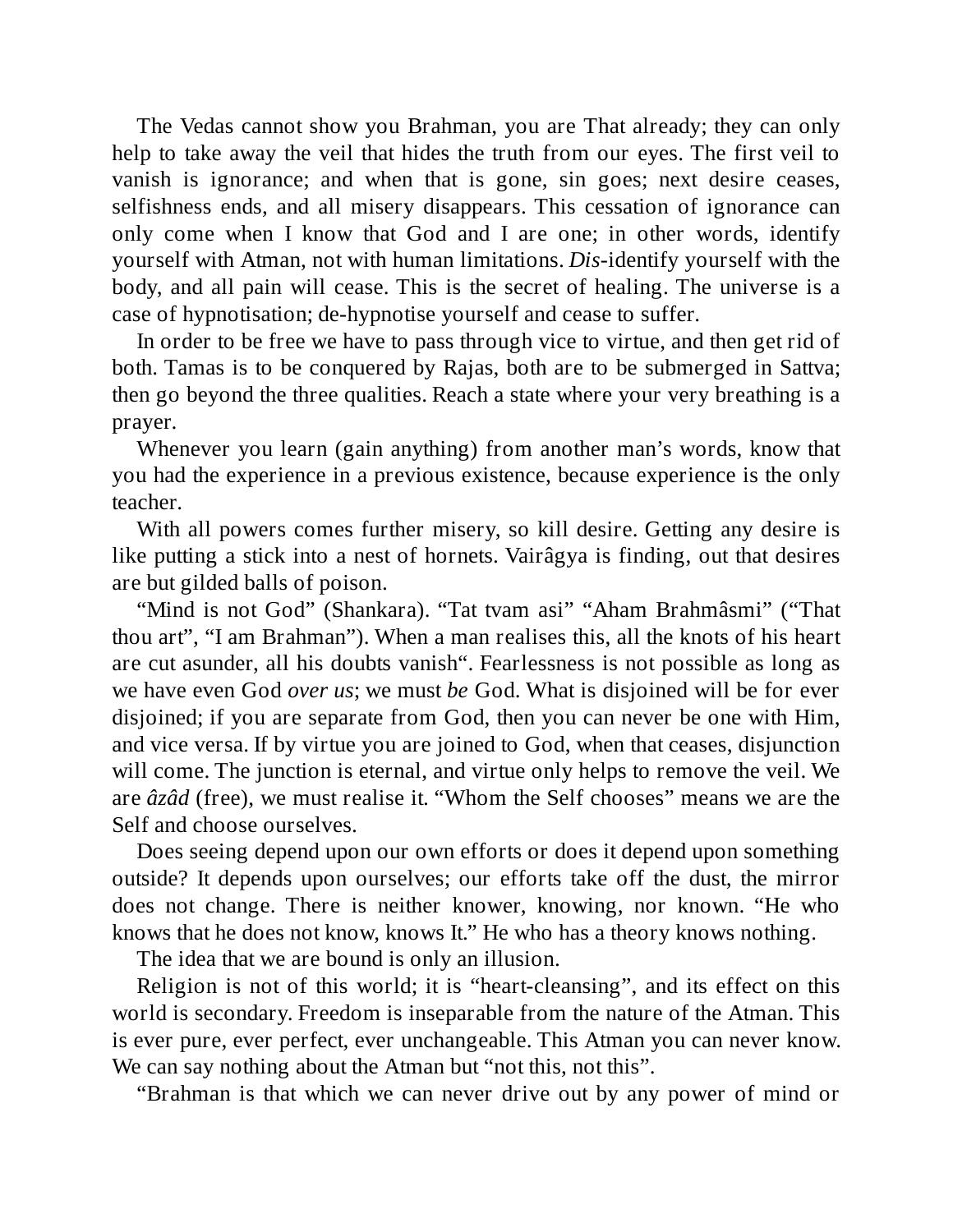The Vedas cannot show you Brahman, you are That already; they can only help to take away the veil that hides the truth from our eyes. The first veil to vanish is ignorance; and when that is gone, sin goes; next desire ceases, selfishness ends, and all misery disappears. This cessation of ignorance can only come when I know that God and I are one; in other words, identify yourself with Atman, not with human limitations. *Dis*-identify yourself with the body, and all pain will cease. This is the secret of healing. The universe is a case of hypnotisation; de-hypnotise yourself and cease to suffer.

In order to be free we have to pass through vice to virtue, and then get rid of both. Tamas is to be conquered by Rajas, both are to be submerged in Sattva; then go beyond the three qualities. Reach a state where your very breathing is a prayer.

Whenever you learn (gain anything) from another man's words, know that you had the experience in a previous existence, because experience is the only teacher.

With all powers comes further misery, so kill desire. Getting any desire is like putting a stick into a nest of hornets. Vairâgya is finding, out that desires are but gilded balls of poison.

"Mind is not God" (Shankara). "Tat tvam asi" "Aham Brahmâsmi" ("That thou art", "I am Brahman"). When a man realises this, all the knots of his heart are cut asunder, all his doubts vanish". Fearlessness is not possible as long as we have even God *over us*; we must *be* God. What is disjoined will be for ever disjoined; if you are separate from God, then you can never be one with Him, and vice versa. If by virtue you are joined to God, when that ceases, disjunction will come. The junction is eternal, and virtue only helps to remove the veil. We are *âzâd* (free), we must realise it. "Whom the Self chooses" means we are the Self and choose ourselves.

Does seeing depend upon our own efforts or does it depend upon something outside? It depends upon ourselves; our efforts take off the dust, the mirror does not change. There is neither knower, knowing, nor known. "He who knows that he does not know, knows It." He who has a theory knows nothing.

The idea that we are bound is only an illusion.

Religion is not of this world; it is "heart-cleansing", and its effect on this world is secondary. Freedom is inseparable from the nature of the Atman. This is ever pure, ever perfect, ever unchangeable. This Atman you can never know. We can say nothing about the Atman but "not this, not this".

"Brahman is that which we can never drive out by any power of mind or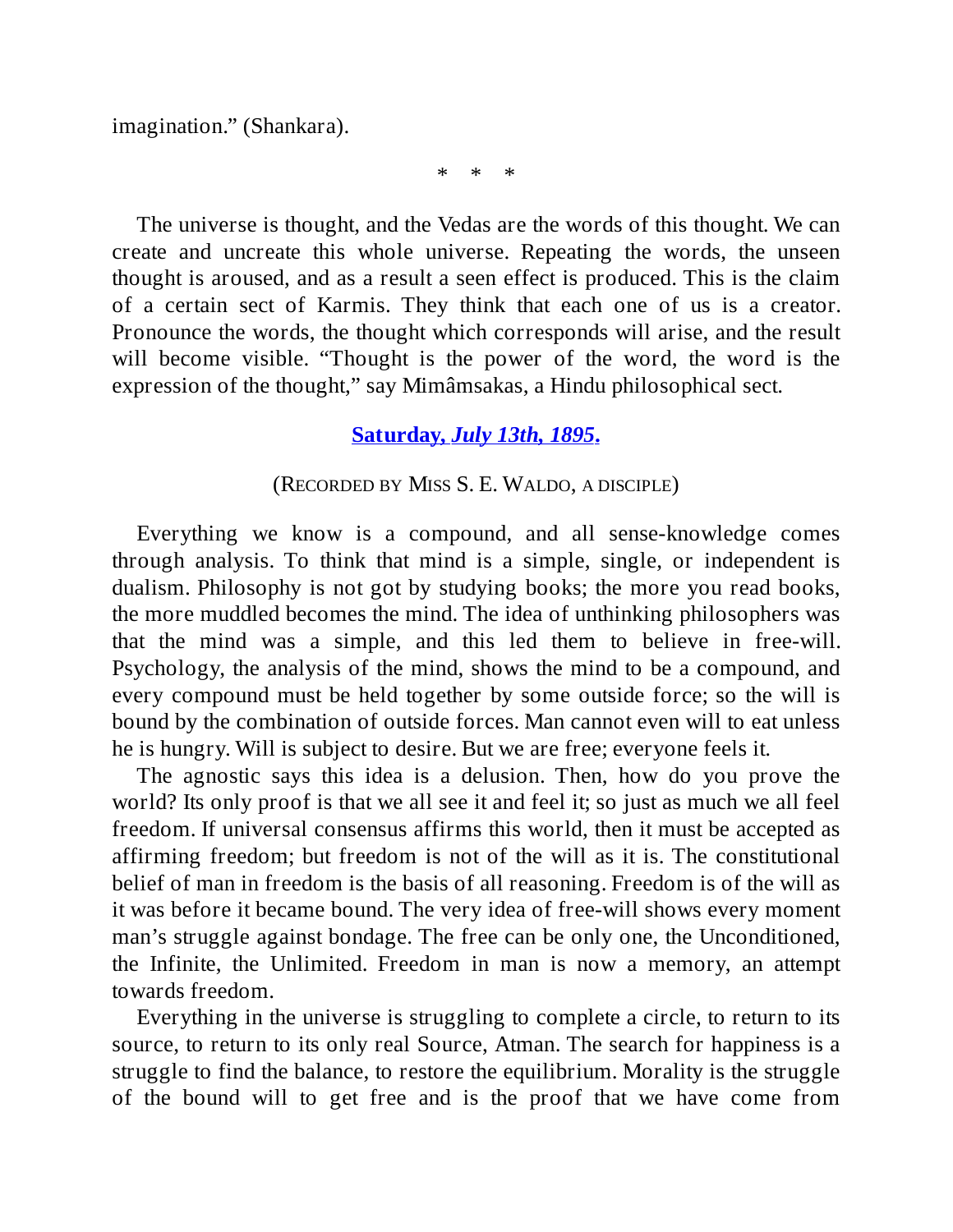imagination." (Shankara).

\* \* \*

The universe is thought, and the Vedas are the words of this thought. We can create and uncreate this whole universe. Repeating the words, the unseen thought is aroused, and as a result a seen effect is produced. This is the claim of a certain sect of Karmis. They think that each one of us is a creator. Pronounce the words, the thought which corresponds will arise, and the result will become visible. "Thought is the power of the word, the word is the expression of the thought," say Mimâmsakas, a Hindu philosophical sect.

### **Saturday, *July 13th, 1895*.**

(RECORDED BY MISS S. E. WALDO, A DISCIPLE)

Everything we know is a compound, and all sense-knowledge comes through analysis. To think that mind is a simple, single, or independent is dualism. Philosophy is not got by studying books; the more you read books, the more muddled becomes the mind. The idea of unthinking philosophers was that the mind was a simple, and this led them to believe in free-will. Psychology, the analysis of the mind, shows the mind to be a compound, and every compound must be held together by some outside force; so the will is bound by the combination of outside forces. Man cannot even will to eat unless he is hungry. Will is subject to desire. But we are free; everyone feels it.

The agnostic says this idea is a delusion. Then, how do you prove the world? Its only proof is that we all see it and feel it; so just as much we all feel freedom. If universal consensus affirms this world, then it must be accepted as affirming freedom; but freedom is not of the will as it is. The constitutional belief of man in freedom is the basis of all reasoning. Freedom is of the will as it was before it became bound. The very idea of free-will shows every moment man's struggle against bondage. The free can be only one, the Unconditioned, the Infinite, the Unlimited. Freedom in man is now a memory, an attempt towards freedom.

Everything in the universe is struggling to complete a circle, to return to its source, to return to its only real Source, Atman. The search for happiness is a struggle to find the balance, to restore the equilibrium. Morality is the struggle of the bound will to get free and is the proof that we have come from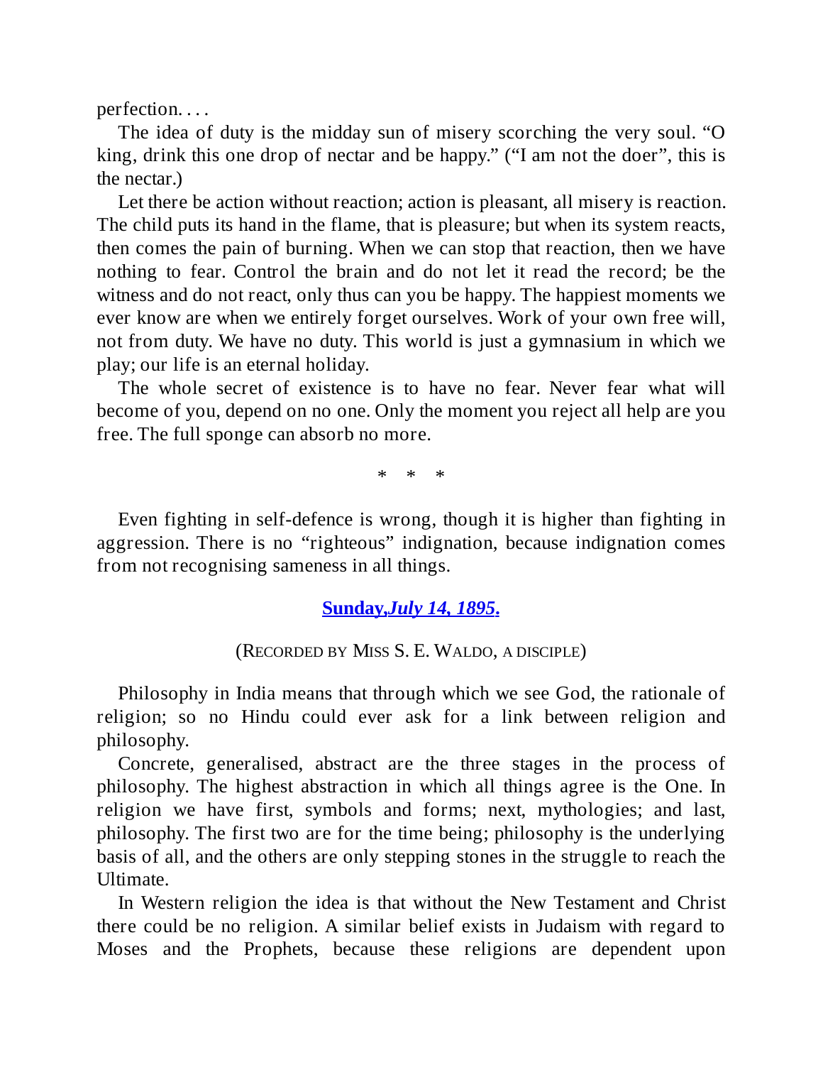perfection. . . .

The idea of duty is the midday sun of misery scorching the very soul. “O king, drink this one drop of nectar and be happy.” (“I am not the doer”, this is the nectar.)

Let there be action without reaction; action is pleasant, all misery is reaction. The child puts its hand in the flame, that is pleasure; but when its system reacts, then comes the pain of burning. When we can stop that reaction, then we have nothing to fear. Control the brain and do not let it read the record; be the witness and do not react, only thus can you be happy. The happiest moments we ever know are when we entirely forget ourselves. Work of your own free will, not from duty. We have no duty. This world is just a gymnasium in which we play; our life is an eternal holiday.

The whole secret of existence is to have no fear. Never fear what will become of you, depend on no one. Only the moment you reject all help are you free. The full sponge can absorb no more.

\* \* \*

Even fighting in self-defence is wrong, though it is higher than fighting in aggression. There is no “righteous” indignation, because indignation comes from not recognising sameness in all things.

## **Sunday,*July 14, 1895*.**

(RECORDED BY MISS S. E. WALDO, A DISCIPLE)

Philosophy in India means that through which we see God, the rationale of religion; so no Hindu could ever ask for a link between religion and philosophy.

Concrete, generalised, abstract are the three stages in the process of philosophy. The highest abstraction in which all things agree is the One. In religion we have first, symbols and forms; next, mythologies; and last, philosophy. The first two are for the time being; philosophy is the underlying basis of all, and the others are only stepping stones in the struggle to reach the Ultimate.

In Western religion the idea is that without the New Testament and Christ there could be no religion. A similar belief exists in Judaism with regard to Moses and the Prophets, because these religions are dependent upon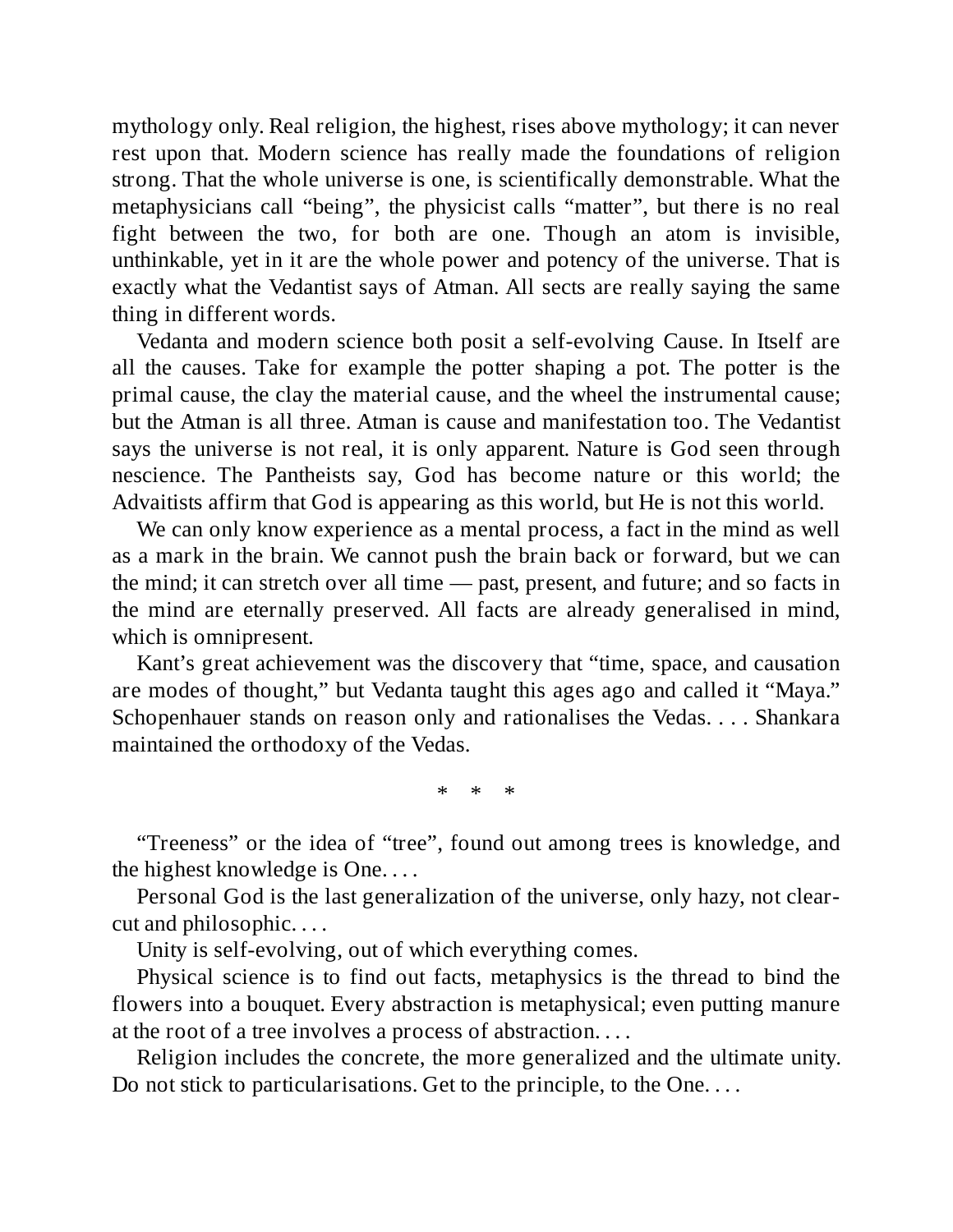mythology only. Real religion, the highest, rises above mythology; it can never rest upon that. Modern science has really made the foundations of religion strong. That the whole universe is one, is scientifically demonstrable. What the metaphysicians call "being", the physicist calls "matter", but there is no real fight between the two, for both are one. Though an atom is invisible, unthinkable, yet in it are the whole power and potency of the universe. That is exactly what the Vedantist says of Atman. All sects are really saying the same thing in different words.

Vedanta and modern science both posit a self-evolving Cause. In Itself are all the causes. Take for example the potter shaping a pot. The potter is the primal cause, the clay the material cause, and the wheel the instrumental cause; but the Atman is all three. Atman is cause and manifestation too. The Vedantist says the universe is not real, it is only apparent. Nature is God seen through nescience. The Pantheists say, God has become nature or this world; the Advaitists affirm that God is appearing as this world, but He is not this world.

We can only know experience as a mental process, a fact in the mind as well as a mark in the brain. We cannot push the brain back or forward, but we can the mind; it can stretch over all time — past, present, and future; and so facts in the mind are eternally preserved. All facts are already generalised in mind, which is omnipresent.

Kant's great achievement was the discovery that "time, space, and causation are modes of thought," but Vedanta taught this ages ago and called it "Maya." Schopenhauer stands on reason only and rationalises the Vedas. . . . Shankara maintained the orthodoxy of the Vedas.

\* \* \*

"Treeness" or the idea of "tree", found out among trees is knowledge, and the highest knowledge is One. . . .

Personal God is the last generalization of the universe, only hazy, not clear-cut and philosophic. . . .

Unity is self-evolving, out of which everything comes.

Physical science is to find out facts, metaphysics is the thread to bind the flowers into a bouquet. Every abstraction is metaphysical; even putting manure at the root of a tree involves a process of abstraction. . . .

Religion includes the concrete, the more generalized and the ultimate unity. Do not stick to particularisations. Get to the principle, to the One. . . .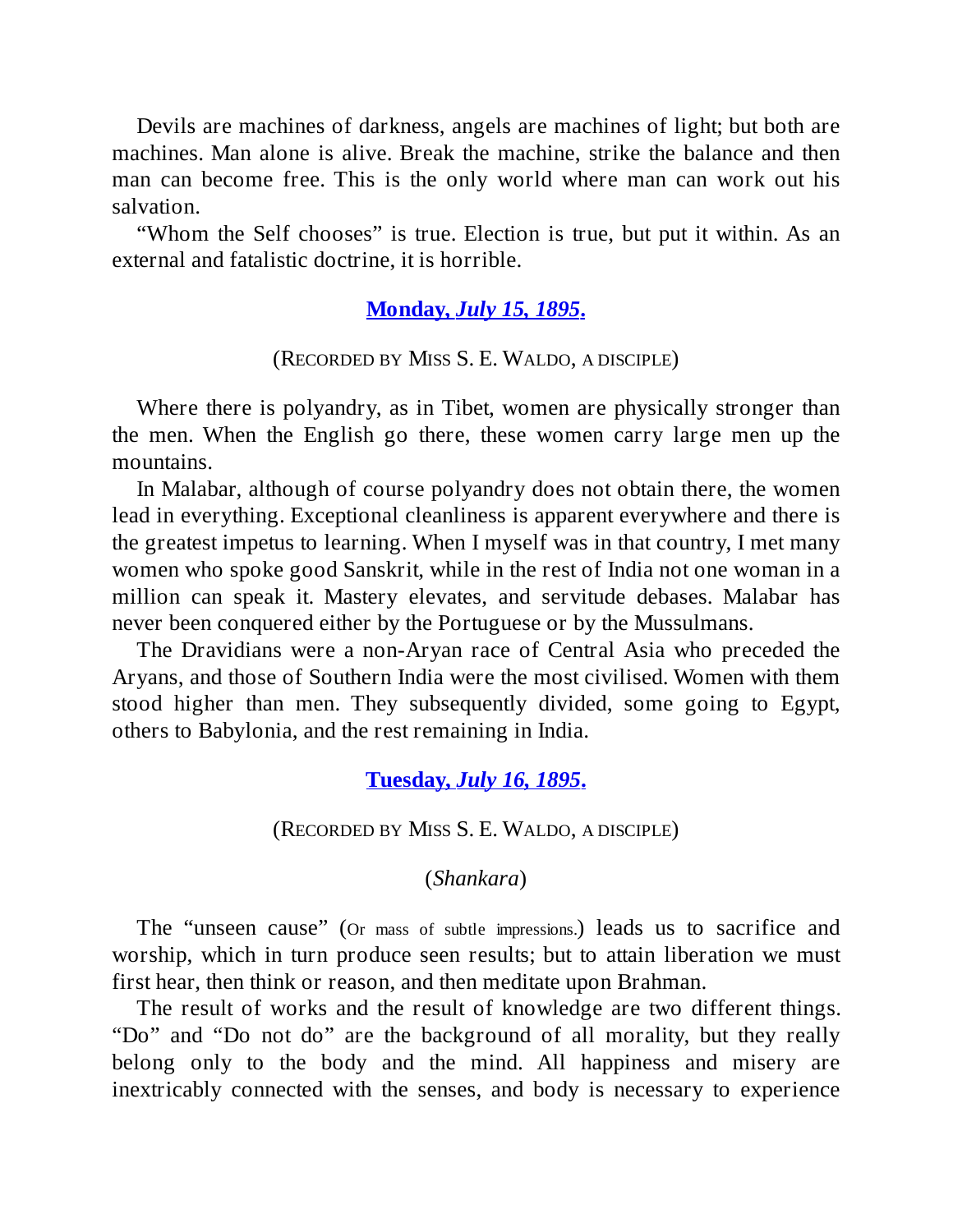Devils are machines of darkness, angels are machines of light; but both are machines. Man alone is alive. Break the machine, strike the balance and then man can become free. This is the only world where man can work out his salvation.

“Whom the Self chooses” is true. Election is true, but put it within. As an external and fatalistic doctrine, it is horrible.

### Monday, *July 15, 1895*.

(RECORDED BY MISS S. E. WALDO, A DISCIPLE)

Where there is polyandry, as in Tibet, women are physically stronger than the men. When the English go there, these women carry large men up the mountains.

In Malabar, although of course polyandry does not obtain there, the women lead in everything. Exceptional cleanliness is apparent everywhere and there is the greatest impetus to learning. When I myself was in that country, I met many women who spoke good Sanskrit, while in the rest of India not one woman in a million can speak it. Mastery elevates, and servitude debases. Malabar has never been conquered either by the Portuguese or by the Mussulmans.

The Dravidians were a non-Aryan race of Central Asia who preceded the Aryans, and those of Southern India were the most civilised. Women with them stood higher than men. They subsequently divided, some going to Egypt, others to Babylonia, and the rest remaining in India.

### Tuesday, *July 16, 1895*.

(RECORDED BY MISS S. E. WALDO, A DISCIPLE)

(*Shankara*)

The “unseen cause” (Or mass of subtle impressions.) leads us to sacrifice and worship, which in turn produce seen results; but to attain liberation we must first hear, then think or reason, and then meditate upon Brahman.

The result of works and the result of knowledge are two different things. “Do” and “Do not do” are the background of all morality, but they really belong only to the body and the mind. All happiness and misery are inextricably connected with the senses, and body is necessary to experience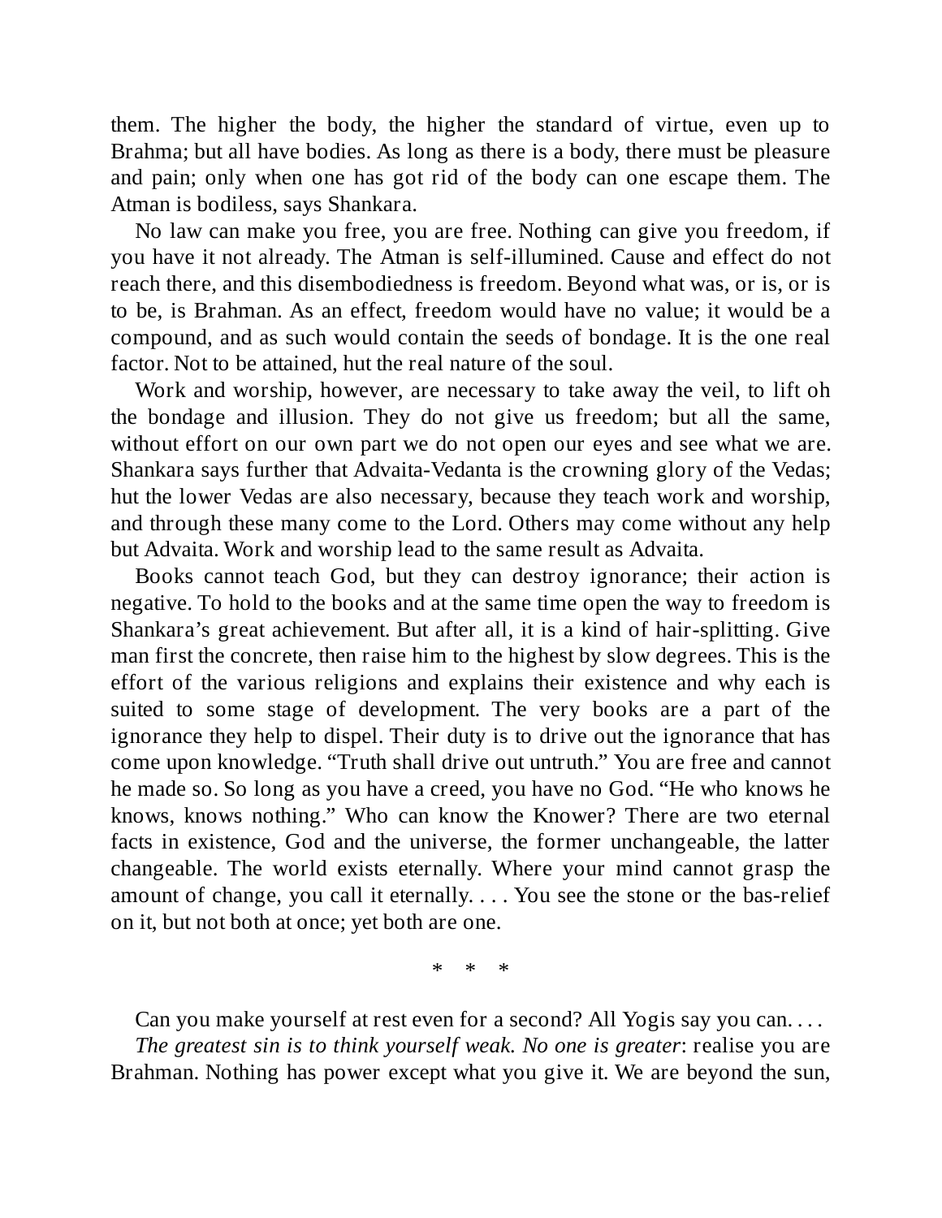them. The higher the body, the higher the standard of virtue, even up to Brahma; but all have bodies. As long as there is a body, there must be pleasure and pain; only when one has got rid of the body can one escape them. The Atman is bodiless, says Shankara.

No law can make you free, you are free. Nothing can give you freedom, if you have it not already. The Atman is self-illumined. Cause and effect do not reach there, and this disembodiedness is freedom. Beyond what was, or is, or is to be, is Brahman. As an effect, freedom would have no value; it would be a compound, and as such would contain the seeds of bondage. It is the one real factor. Not to be attained, hut the real nature of the soul.

Work and worship, however, are necessary to take away the veil, to lift oh the bondage and illusion. They do not give us freedom; but all the same, without effort on our own part we do not open our eyes and see what we are. Shankara says further that Advaita-Vedanta is the crowning glory of the Vedas; hut the lower Vedas are also necessary, because they teach work and worship, and through these many come to the Lord. Others may come without any help but Advaita. Work and worship lead to the same result as Advaita.

Books cannot teach God, but they can destroy ignorance; their action is negative. To hold to the books and at the same time open the way to freedom is Shankara's great achievement. But after all, it is a kind of hair-splitting. Give man first the concrete, then raise him to the highest by slow degrees. This is the effort of the various religions and explains their existence and why each is suited to some stage of development. The very books are a part of the ignorance they help to dispel. Their duty is to drive out the ignorance that has come upon knowledge. "Truth shall drive out untruth." You are free and cannot he made so. So long as you have a creed, you have no God. "He who knows he knows, knows nothing." Who can know the Knower? There are two eternal facts in existence, God and the universe, the former unchangeable, the latter changeable. The world exists eternally. Where your mind cannot grasp the amount of change, you call it eternally. . . . You see the stone or the bas-relief on it, but not both at once; yet both are one.

\* \* \*

Can you make yourself at rest even for a second? All Yogis say you can. . . .

*The greatest sin is to think yourself weak. No one is greater*: realise you are Brahman. Nothing has power except what you give it. We are beyond the sun,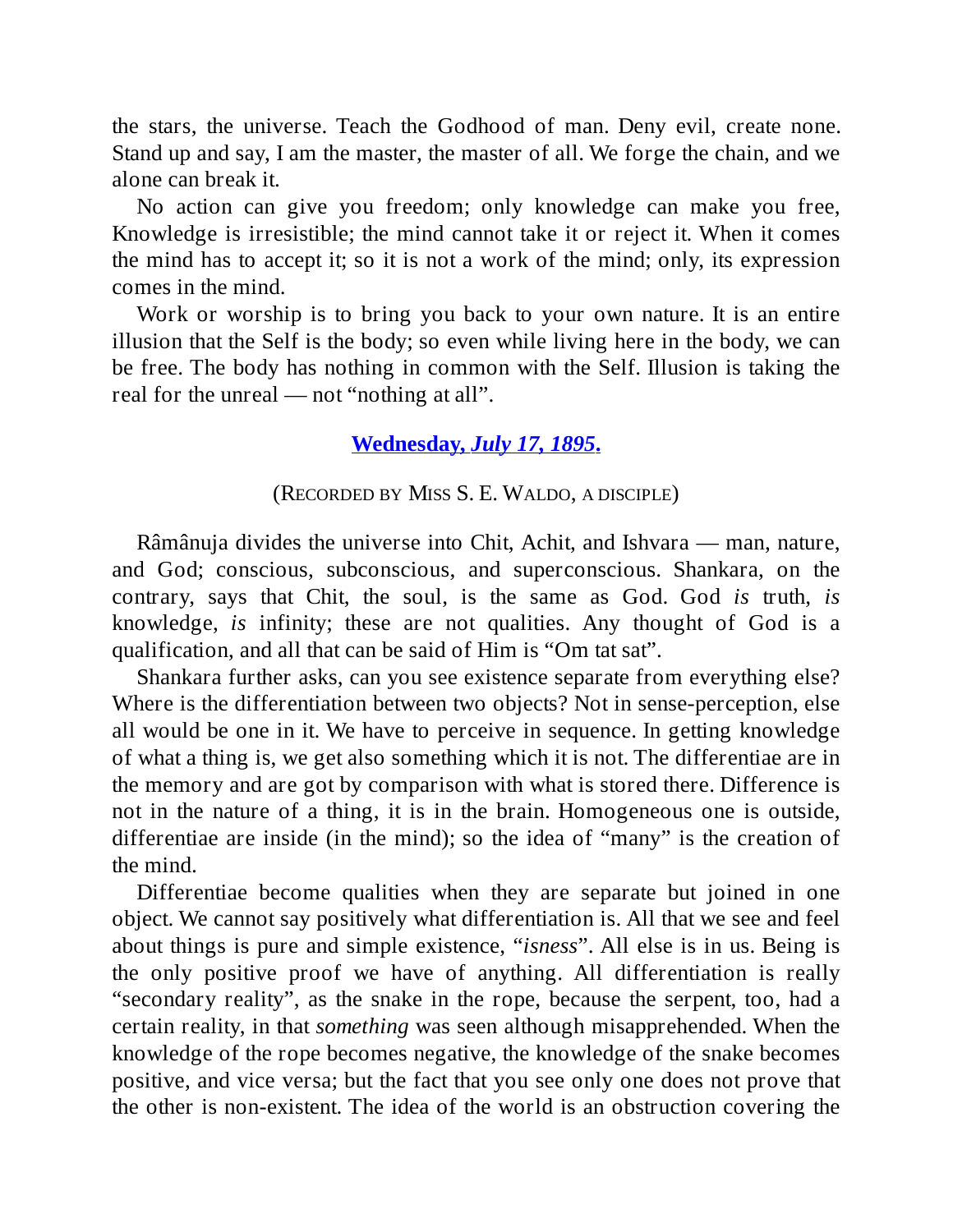the stars, the universe. Teach the Godhood of man. Deny evil, create none. Stand up and say, I am the master, the master of all. We forge the chain, and we alone can break it.

No action can give you freedom; only knowledge can make you free, Knowledge is irresistible; the mind cannot take it or reject it. When it comes the mind has to accept it; so it is not a work of the mind; only, its expression comes in the mind.

Work or worship is to bring you back to your own nature. It is an entire illusion that the Self is the body; so even while living here in the body, we can be free. The body has nothing in common with the Self. Illusion is taking the real for the unreal — not "nothing at all".

### Wednesday, *July 17, 1895*.

(RECORDED BY MISS S. E. WALDO, A DISCIPLE)

Râmânuja divides the universe into Chit, Achit, and Ishvara — man, nature, and God; conscious, subconscious, and superconscious. Shankara, on the contrary, says that Chit, the soul, is the same as God. God *is* truth, *is* knowledge, *is* infinity; these are not qualities. Any thought of God is a qualification, and all that can be said of Him is "Om tat sat".

Shankara further asks, can you see existence separate from everything else? Where is the differentiation between two objects? Not in sense-perception, else all would be one in it. We have to perceive in sequence. In getting knowledge of what a thing is, we get also something which it is not. The differentiae are in the memory and are got by comparison with what is stored there. Difference is not in the nature of a thing, it is in the brain. Homogeneous one is outside, differentiae are inside (in the mind); so the idea of "many" is the creation of the mind.

Differentiae become qualities when they are separate but joined in one object. We cannot say positively what differentiation is. All that we see and feel about things is pure and simple existence, "*isness*". All else is in us. Being is the only positive proof we have of anything. All differentiation is really "secondary reality", as the snake in the rope, because the serpent, too, had a certain reality, in that *something* was seen although misapprehended. When the knowledge of the rope becomes negative, the knowledge of the snake becomes positive, and vice versa; but the fact that you see only one does not prove that the other is non-existent. The idea of the world is an obstruction covering the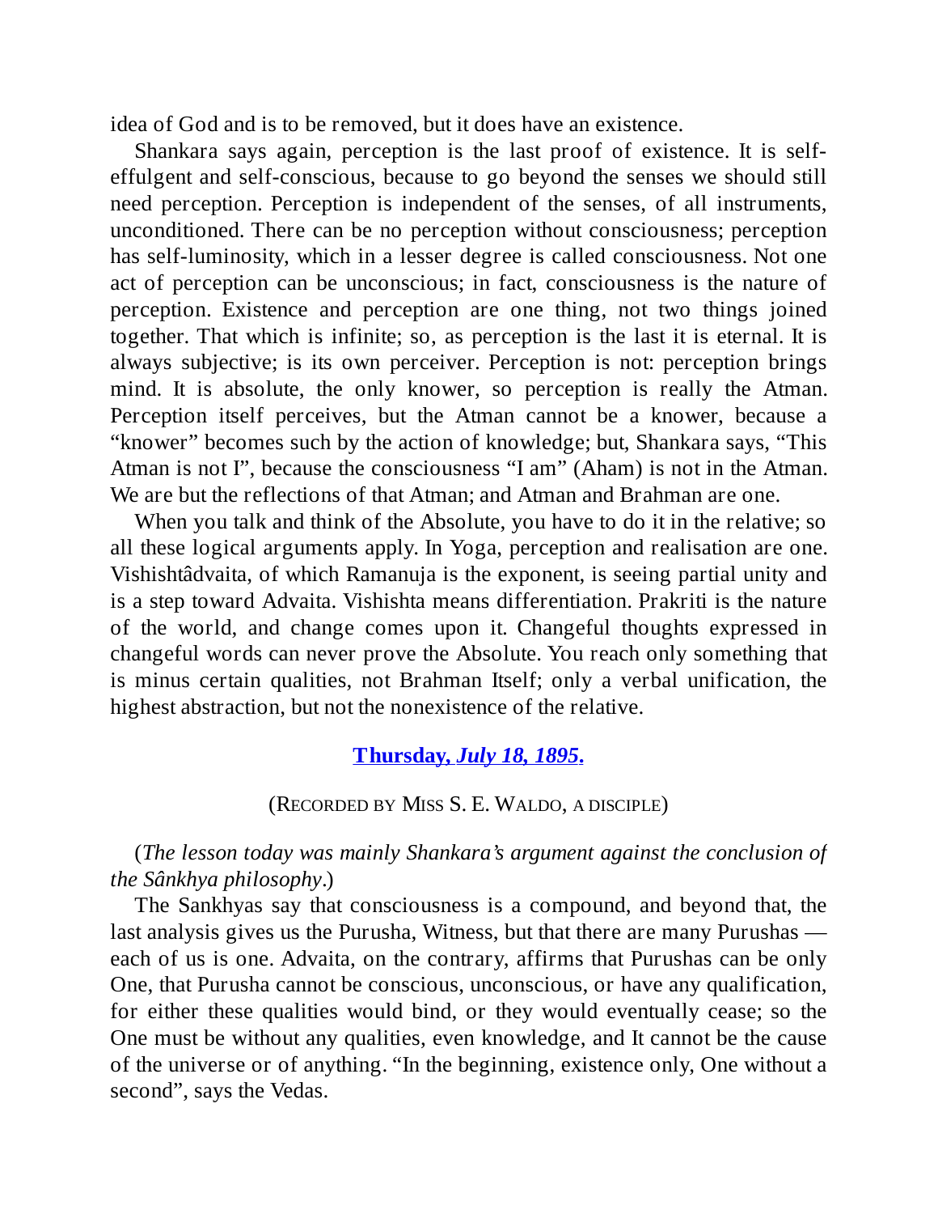idea of God and is to be removed, but it does have an existence.

Shankara says again, perception is the last proof of existence. It is self-effulgent and self-conscious, because to go beyond the senses we should still need perception. Perception is independent of the senses, of all instruments, unconditioned. There can be no perception without consciousness; perception has self-luminosity, which in a lesser degree is called consciousness. Not one act of perception can be unconscious; in fact, consciousness is the nature of perception. Existence and perception are one thing, not two things joined together. That which is infinite; so, as perception is the last it is eternal. It is always subjective; is its own perceiver. Perception is not: perception brings mind. It is absolute, the only knower, so perception is really the Atman. Perception itself perceives, but the Atman cannot be a knower, because a "knower" becomes such by the action of knowledge; but, Shankara says, "This Atman is not I", because the consciousness "I am" (Aham) is not in the Atman. We are but the reflections of that Atman; and Atman and Brahman are one.

When you talk and think of the Absolute, you have to do it in the relative; so all these logical arguments apply. In Yoga, perception and realisation are one. Vishishtâdvaita, of which Ramanuja is the exponent, is seeing partial unity and is a step toward Advaita. Vishishta means differentiation. Prakriti is the nature of the world, and change comes upon it. Changeful thoughts expressed in changeful words can never prove the Absolute. You reach only something that is minus certain qualities, not Brahman Itself; only a verbal unification, the highest abstraction, but not the nonexistence of the relative.

## **Thursday, *July 18, 1895.***

(Recorded by Miss S. E. Waldo, a disciple)

(*The lesson today was mainly Shankara's argument against the conclusion of the Sânkhya philosophy*.)

The Sankhyas say that consciousness is a compound, and beyond that, the last analysis gives us the Purusha, Witness, but that there are many Purushas — each of us is one. Advaita, on the contrary, affirms that Purushas can be only One, that Purusha cannot be conscious, unconscious, or have any qualification, for either these qualities would bind, or they would eventually cease; so the One must be without any qualities, even knowledge, and It cannot be the cause of the universe or of anything. "In the beginning, existence only, One without a second", says the Vedas.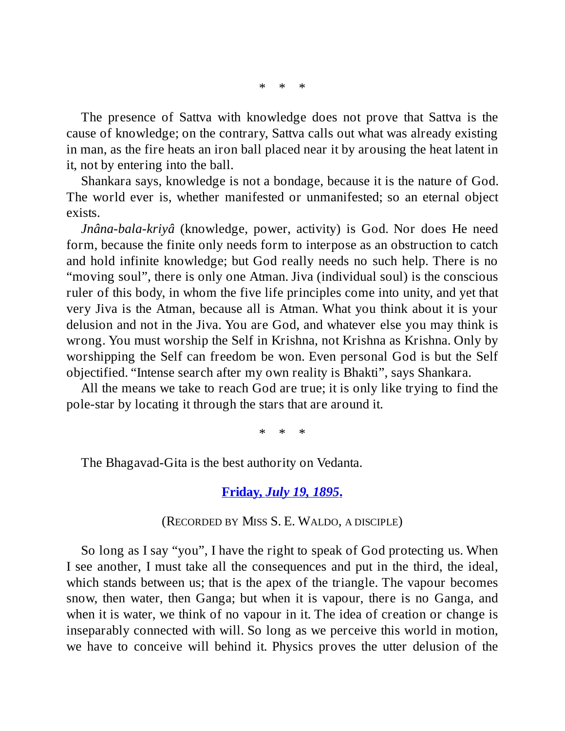\* \* \*

The presence of Sattva with knowledge does not prove that Sattva is the cause of knowledge; on the contrary, Sattva calls out what was already existing in man, as the fire heats an iron ball placed near it by arousing the heat latent in it, not by entering into the ball.

Shankara says, knowledge is not a bondage, because it is the nature of God. The world ever is, whether manifested or unmanifested; so an eternal object exists.

*Jnâna-bala-kriyâ* (knowledge, power, activity) is God. Nor does He need form, because the finite only needs form to interpose as an obstruction to catch and hold infinite knowledge; but God really needs no such help. There is no "moving soul", there is only one Atman. Jiva (individual soul) is the conscious ruler of this body, in whom the five life principles come into unity, and yet that very Jiva is the Atman, because all is Atman. What you think about it is your delusion and not in the Jiva. You are God, and whatever else you may think is wrong. You must worship the Self in Krishna, not Krishna as Krishna. Only by worshipping the Self can freedom be won. Even personal God is but the Self objectified. "Intense search after my own reality is Bhakti", says Shankara.

All the means we take to reach God are true; it is only like trying to find the pole-star by locating it through the stars that are around it.

\* \* \*

The Bhagavad-Gita is the best authority on Vedanta.

**Friday, *July 19, 1895*.**

(Recorded by Miss S. E. Waldo, a disciple)

So long as I say "you", I have the right to speak of God protecting us. When I see another, I must take all the consequences and put in the third, the ideal, which stands between us; that is the apex of the triangle. The vapour becomes snow, then water, then Ganga; but when it is vapour, there is no Ganga, and when it is water, we think of no vapour in it. The idea of creation or change is inseparably connected with will. So long as we perceive this world in motion, we have to conceive will behind it. Physics proves the utter delusion of the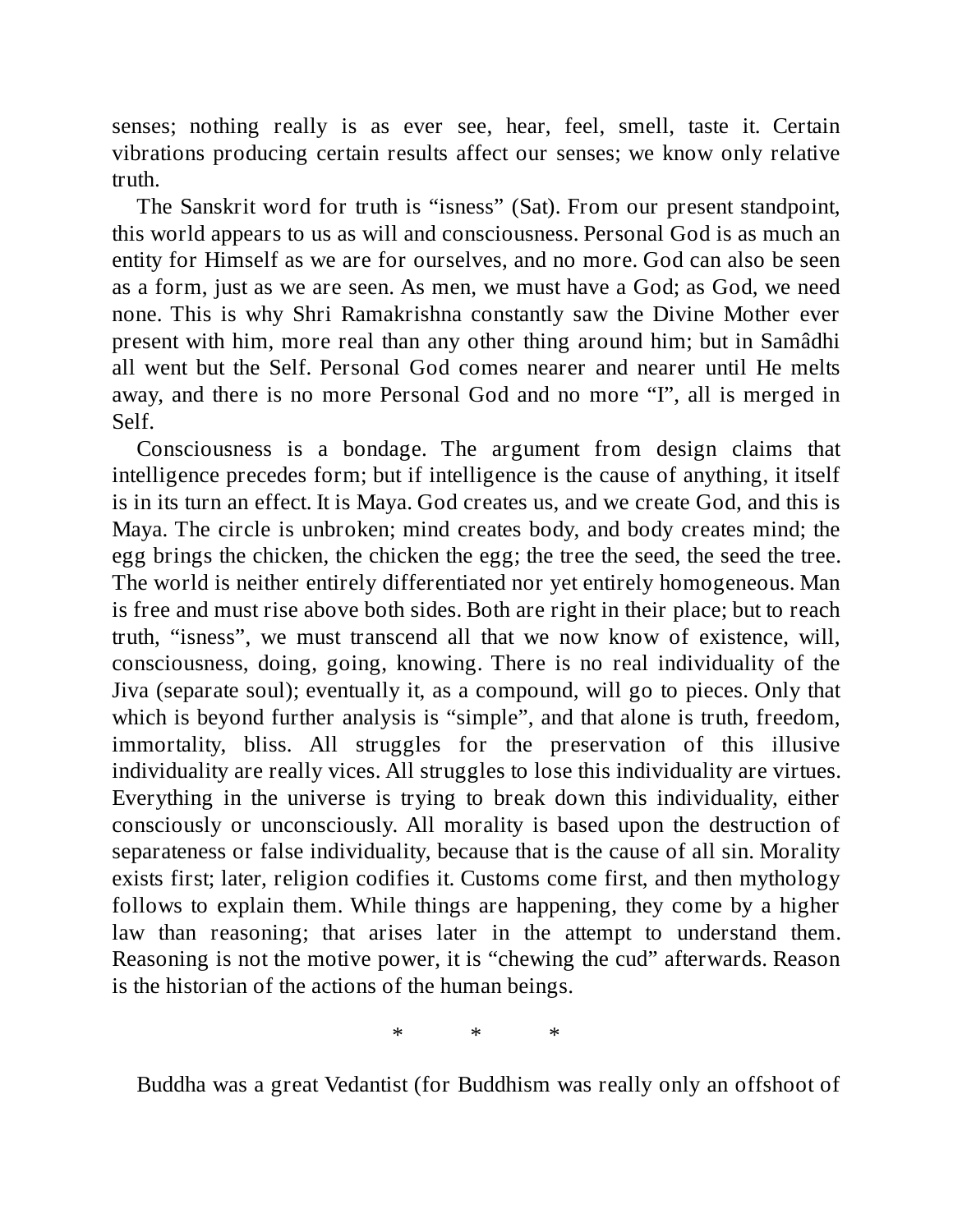senses; nothing really is as ever see, hear, feel, smell, taste it. Certain vibrations producing certain results affect our senses; we know only relative truth.

The Sanskrit word for truth is "isness" (Sat). From our present standpoint, this world appears to us as will and consciousness. Personal God is as much an entity for Himself as we are for ourselves, and no more. God can also be seen as a form, just as we are seen. As men, we must have a God; as God, we need none. This is why Shri Ramakrishna constantly saw the Divine Mother ever present with him, more real than any other thing around him; but in Samâdhi all went but the Self. Personal God comes nearer and nearer until He melts away, and there is no more Personal God and no more "I", all is merged in Self.

Consciousness is a bondage. The argument from design claims that intelligence precedes form; but if intelligence is the cause of anything, it itself is in its turn an effect. It is Maya. God creates us, and we create God, and this is Maya. The circle is unbroken; mind creates body, and body creates mind; the egg brings the chicken, the chicken the egg; the tree the seed, the seed the tree. The world is neither entirely differentiated nor yet entirely homogeneous. Man is free and must rise above both sides. Both are right in their place; but to reach truth, "isness", we must transcend all that we now know of existence, will, consciousness, doing, going, knowing. There is no real individuality of the Jiva (separate soul); eventually it, as a compound, will go to pieces. Only that which is beyond further analysis is "simple", and that alone is truth, freedom, immortality, bliss. All struggles for the preservation of this illusive individuality are really vices. All struggles to lose this individuality are virtues. Everything in the universe is trying to break down this individuality, either consciously or unconsciously. All morality is based upon the destruction of separateness or false individuality, because that is the cause of all sin. Morality exists first; later, religion codifies it. Customs come first, and then mythology follows to explain them. While things are happening, they come by a higher law than reasoning; that arises later in the attempt to understand them. Reasoning is not the motive power, it is "chewing the cud" afterwards. Reason is the historian of the actions of the human beings.

\* \* \*

Buddha was a great Vedantist (for Buddhism was really only an offshoot of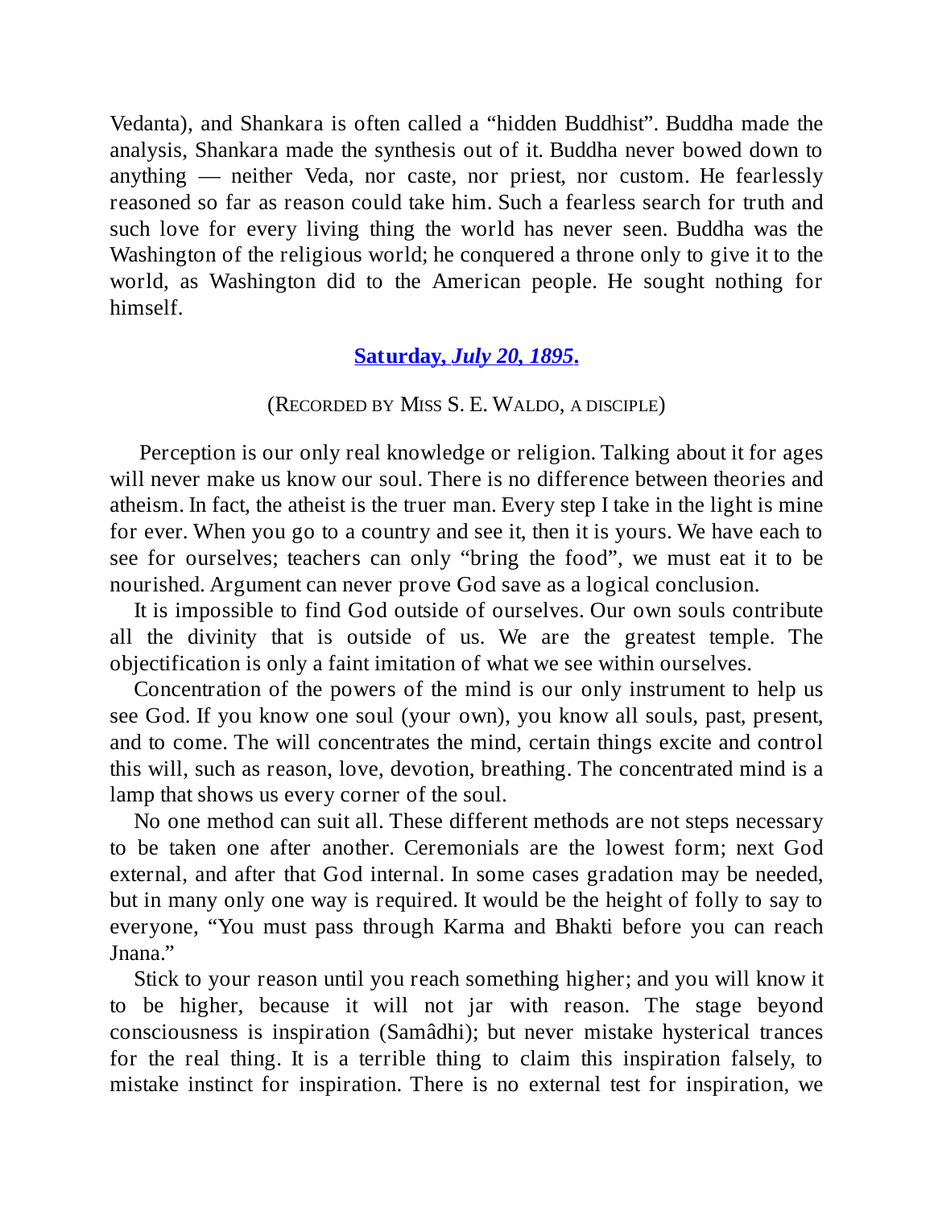Vedanta), and Shankara is often called a "hidden Buddhist". Buddha made the analysis, Shankara made the synthesis out of it. Buddha never bowed down to anything — neither Veda, nor caste, nor priest, nor custom. He fearlessly reasoned so far as reason could take him. Such a fearless search for truth and such love for every living thing the world has never seen. Buddha was the Washington of the religious world; he conquered a throne only to give it to the world, as Washington did to the American people. He sought nothing for himself.

### **Saturday, *July 20, 1895*.**

(RECORDED BY MISS S. E. WALDO, A DISCIPLE)

Perception is our only real knowledge or religion. Talking about it for ages will never make us know our soul. There is no difference between theories and atheism. In fact, the atheist is the truer man. Every step I take in the light is mine for ever. When you go to a country and see it, then it is yours. We have each to see for ourselves; teachers can only "bring the food", we must eat it to be nourished. Argument can never prove God save as a logical conclusion.

It is impossible to find God outside of ourselves. Our own souls contribute all the divinity that is outside of us. We are the greatest temple. The objectification is only a faint imitation of what we see within ourselves.

Concentration of the powers of the mind is our only instrument to help us see God. If you know one soul (your own), you know all souls, past, present, and to come. The will concentrates the mind, certain things excite and control this will, such as reason, love, devotion, breathing. The concentrated mind is a lamp that shows us every corner of the soul.

No one method can suit all. These different methods are not steps necessary to be taken one after another. Ceremonials are the lowest form; next God external, and after that God internal. In some cases gradation may be needed, but in many only one way is required. It would be the height of folly to say to everyone, "You must pass through Karma and Bhakti before you can reach Jnana."

Stick to your reason until you reach something higher; and you will know it to be higher, because it will not jar with reason. The stage beyond consciousness is inspiration (Samâdhi); but never mistake hysterical trances for the real thing. It is a terrible thing to claim this inspiration falsely, to mistake instinct for inspiration. There is no external test for inspiration, we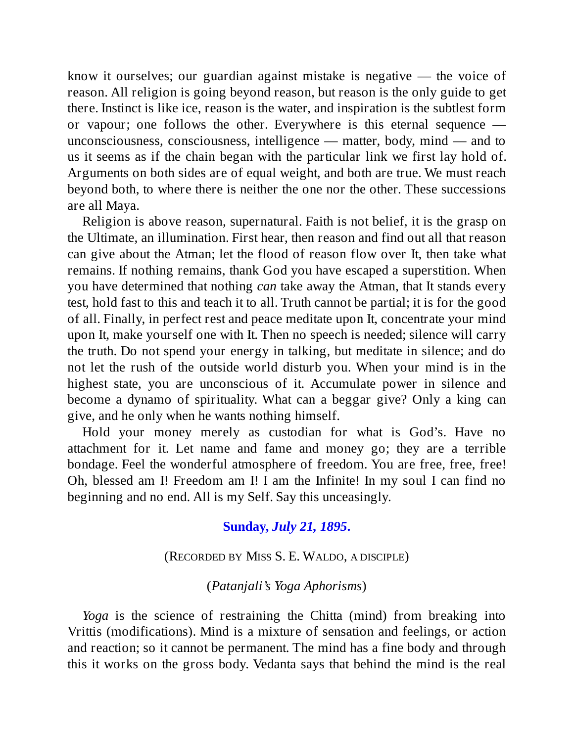know it ourselves; our guardian against mistake is negative — the voice of reason. All religion is going beyond reason, but reason is the only guide to get there. Instinct is like ice, reason is the water, and inspiration is the subtlest form or vapour; one follows the other. Everywhere is this eternal sequence — unconsciousness, consciousness, intelligence — matter, body, mind — and to us it seems as if the chain began with the particular link we first lay hold of. Arguments on both sides are of equal weight, and both are true. We must reach beyond both, to where there is neither the one nor the other. These successions are all Maya.

Religion is above reason, supernatural. Faith is not belief, it is the grasp on the Ultimate, an illumination. First hear, then reason and find out all that reason can give about the Atman; let the flood of reason flow over It, then take what remains. If nothing remains, thank God you have escaped a superstition. When you have determined that nothing *can* take away the Atman, that It stands every test, hold fast to this and teach it to all. Truth cannot be partial; it is for the good of all. Finally, in perfect rest and peace meditate upon It, concentrate your mind upon It, make yourself one with It. Then no speech is needed; silence will carry the truth. Do not spend your energy in talking, but meditate in silence; and do not let the rush of the outside world disturb you. When your mind is in the highest state, you are unconscious of it. Accumulate power in silence and become a dynamo of spirituality. What can a beggar give? Only a king can give, and he only when he wants nothing himself.

Hold your money merely as custodian for what is God's. Have no attachment for it. Let name and fame and money go; they are a terrible bondage. Feel the wonderful atmosphere of freedom. You are free, free, free! Oh, blessed am I! Freedom am I! I am the Infinite! In my soul I can find no beginning and no end. All is my Self. Say this unceasingly.

## **Sunday, *July 21, 1895*.**

(RECORDED BY MISS S. E. WALDO, A DISCIPLE)

(*Patanjali's Yoga Aphorisms*)

*Yoga* is the science of restraining the Chitta (mind) from breaking into Vrittis (modifications). Mind is a mixture of sensation and feelings, or action and reaction; so it cannot be permanent. The mind has a fine body and through this it works on the gross body. Vedanta says that behind the mind is the real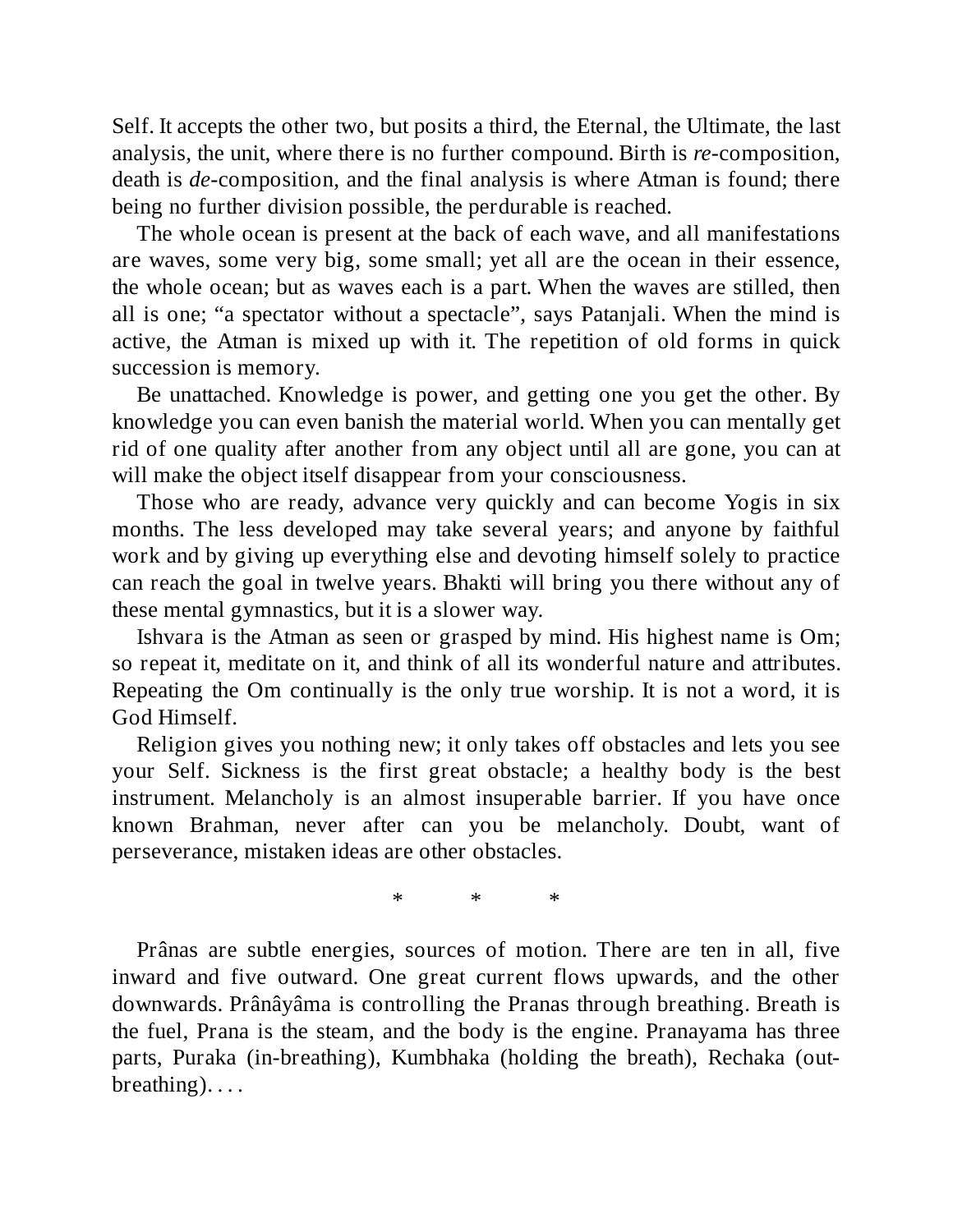Self. It accepts the other two, but posits a third, the Eternal, the Ultimate, the last analysis, the unit, where there is no further compound. Birth is *re*-composition, death is *de*-composition, and the final analysis is where Atman is found; there being no further division possible, the perdurable is reached.

The whole ocean is present at the back of each wave, and all manifestations are waves, some very big, some small; yet all are the ocean in their essence, the whole ocean; but as waves each is a part. When the waves are stilled, then all is one; "a spectator without a spectacle", says Patanjali. When the mind is active, the Atman is mixed up with it. The repetition of old forms in quick succession is memory.

Be unattached. Knowledge is power, and getting one you get the other. By knowledge you can even banish the material world. When you can mentally get rid of one quality after another from any object until all are gone, you can at will make the object itself disappear from your consciousness.

Those who are ready, advance very quickly and can become Yogis in six months. The less developed may take several years; and anyone by faithful work and by giving up everything else and devoting himself solely to practice can reach the goal in twelve years. Bhakti will bring you there without any of these mental gymnastics, but it is a slower way.

Ishvara is the Atman as seen or grasped by mind. His highest name is Om; so repeat it, meditate on it, and think of all its wonderful nature and attributes. Repeating the Om continually is the only true worship. It is not a word, it is God Himself.

Religion gives you nothing new; it only takes off obstacles and lets you see your Self. Sickness is the first great obstacle; a healthy body is the best instrument. Melancholy is an almost insuperable barrier. If you have once known Brahman, never after can you be melancholy. Doubt, want of perseverance, mistaken ideas are other obstacles.

\* \* \*

Prânas are subtle energies, sources of motion. There are ten in all, five inward and five outward. One great current flows upwards, and the other downwards. Prânâyâma is controlling the Pranas through breathing. Breath is the fuel, Prana is the steam, and the body is the engine. Pranayama has three parts, Puraka (in-breathing), Kumbhaka (holding the breath), Rechaka (out-breathing). . . .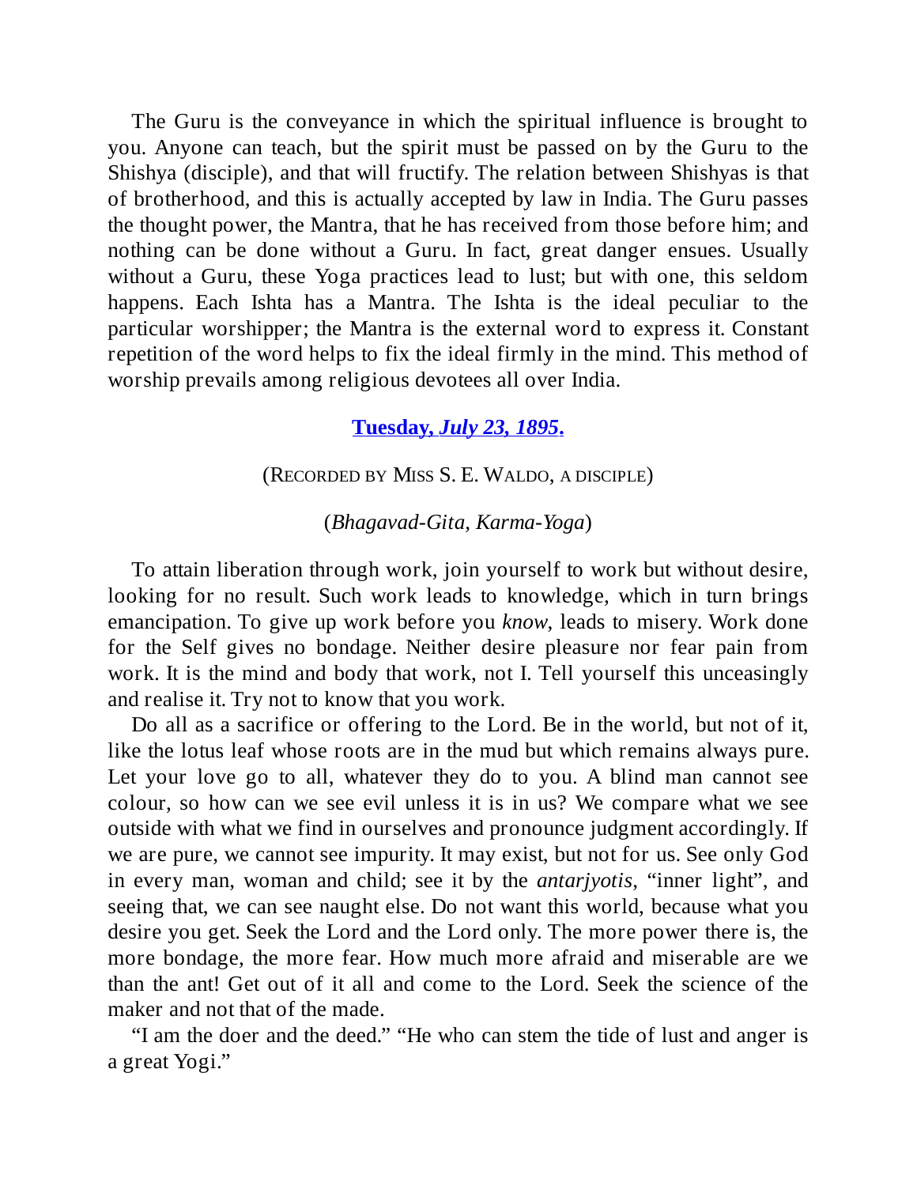The Guru is the conveyance in which the spiritual influence is brought to you. Anyone can teach, but the spirit must be passed on by the Guru to the Shishya (disciple), and that will fructify. The relation between Shishyas is that of brotherhood, and this is actually accepted by law in India. The Guru passes the thought power, the Mantra, that he has received from those before him; and nothing can be done without a Guru. In fact, great danger ensues. Usually without a Guru, these Yoga practices lead to lust; but with one, this seldom happens. Each Ishta has a Mantra. The Ishta is the ideal peculiar to the particular worshipper; the Mantra is the external word to express it. Constant repetition of the word helps to fix the ideal firmly in the mind. This method of worship prevails among religious devotees all over India.

### **Tuesday, *July 23, 1895*.**

(RECORDED BY MISS S. E. WALDO, A DISCIPLE)

(*Bhagavad-Gita, Karma-Yoga*)

To attain liberation through work, join yourself to work but without desire, looking for no result. Such work leads to knowledge, which in turn brings emancipation. To give up work before you *know*, leads to misery. Work done for the Self gives no bondage. Neither desire pleasure nor fear pain from work. It is the mind and body that work, not I. Tell yourself this unceasingly and realise it. Try not to know that you work.

Do all as a sacrifice or offering to the Lord. Be in the world, but not of it, like the lotus leaf whose roots are in the mud but which remains always pure. Let your love go to all, whatever they do to you. A blind man cannot see colour, so how can we see evil unless it is in us? We compare what we see outside with what we find in ourselves and pronounce judgment accordingly. If we are pure, we cannot see impurity. It may exist, but not for us. See only God in every man, woman and child; see it by the *antarjyotis*, "inner light", and seeing that, we can see naught else. Do not want this world, because what you desire you get. Seek the Lord and the Lord only. The more power there is, the more bondage, the more fear. How much more afraid and miserable are we than the ant! Get out of it all and come to the Lord. Seek the science of the maker and not that of the made.

"I am the doer and the deed." "He who can stem the tide of lust and anger is a great Yogi."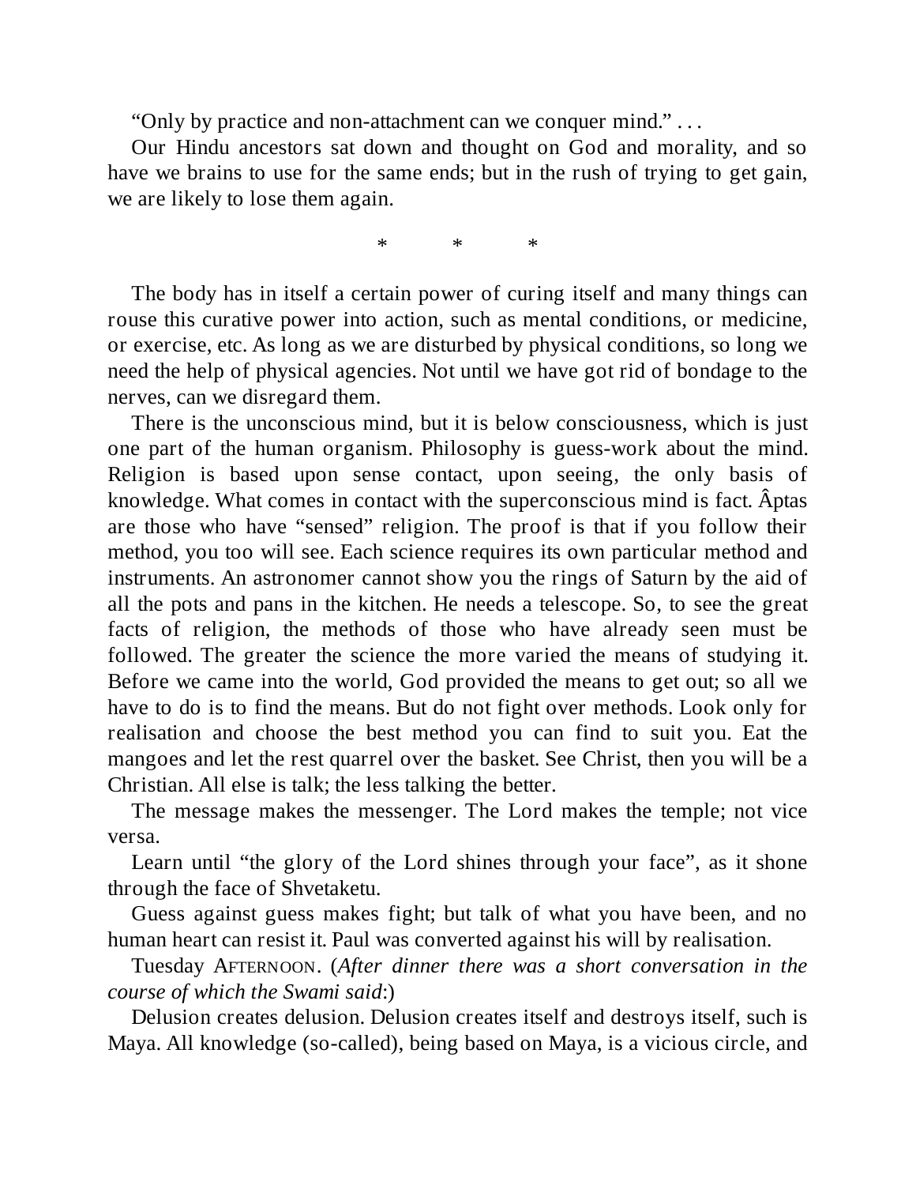"Only by practice and non-attachment can we conquer mind." . . .

Our Hindu ancestors sat down and thought on God and morality, and so have we brains to use for the same ends; but in the rush of trying to get gain, we are likely to lose them again.

\* \* \*

The body has in itself a certain power of curing itself and many things can rouse this curative power into action, such as mental conditions, or medicine, or exercise, etc. As long as we are disturbed by physical conditions, so long we need the help of physical agencies. Not until we have got rid of bondage to the nerves, can we disregard them.

There is the unconscious mind, but it is below consciousness, which is just one part of the human organism. Philosophy is guess-work about the mind. Religion is based upon sense contact, upon seeing, the only basis of knowledge. What comes in contact with the superconscious mind is fact. Âptas are those who have "sensed" religion. The proof is that if you follow their method, you too will see. Each science requires its own particular method and instruments. An astronomer cannot show you the rings of Saturn by the aid of all the pots and pans in the kitchen. He needs a telescope. So, to see the great facts of religion, the methods of those who have already seen must be followed. The greater the science the more varied the means of studying it. Before we came into the world, God provided the means to get out; so all we have to do is to find the means. But do not fight over methods. Look only for realisation and choose the best method you can find to suit you. Eat the mangoes and let the rest quarrel over the basket. See Christ, then you will be a Christian. All else is talk; the less talking the better.

The message makes the messenger. The Lord makes the temple; not vice versa.

Learn until "the glory of the Lord shines through your face", as it shone through the face of Shvetaketu.

Guess against guess makes fight; but talk of what you have been, and no human heart can resist it. Paul was converted against his will by realisation.

Tuesday Afternoon. (*After dinner there was a short conversation in the course of which the Swami said*:)

Delusion creates delusion. Delusion creates itself and destroys itself, such is Maya. All knowledge (so-called), being based on Maya, is a vicious circle, and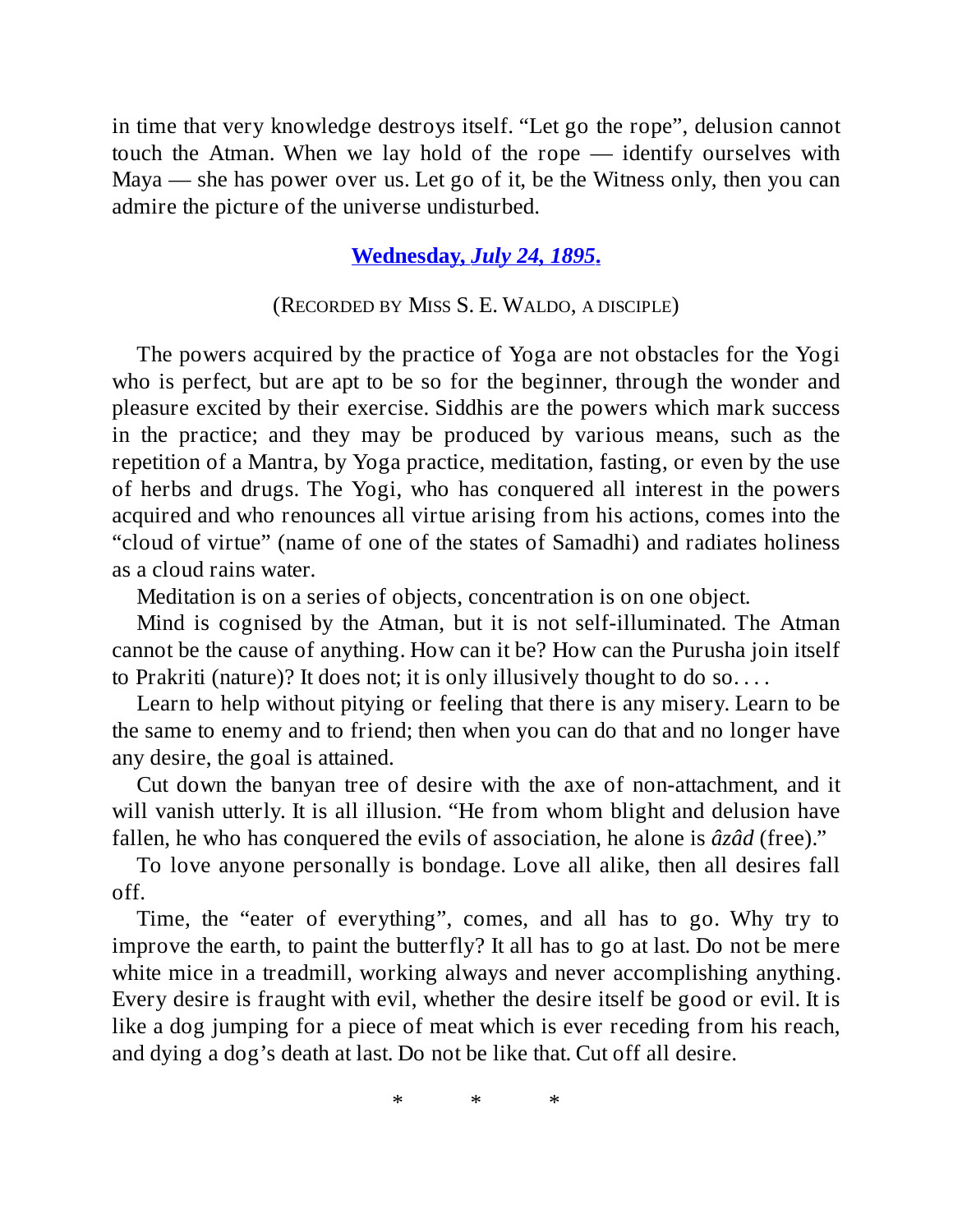in time that very knowledge destroys itself. "Let go the rope", delusion cannot touch the Atman. When we lay hold of the rope — identify ourselves with Maya — she has power over us. Let go of it, be the Witness only, then you can admire the picture of the universe undisturbed.

### **Wednesday, *July 24, 1895*.**

(Recorded by Miss S. E. Waldo, a disciple)

The powers acquired by the practice of Yoga are not obstacles for the Yogi who is perfect, but are apt to be so for the beginner, through the wonder and pleasure excited by their exercise. Siddhis are the powers which mark success in the practice; and they may be produced by various means, such as the repetition of a Mantra, by Yoga practice, meditation, fasting, or even by the use of herbs and drugs. The Yogi, who has conquered all interest in the powers acquired and who renounces all virtue arising from his actions, comes into the "cloud of virtue" (name of one of the states of Samadhi) and radiates holiness as a cloud rains water.

Meditation is on a series of objects, concentration is on one object.

Mind is cognised by the Atman, but it is not self-illuminated. The Atman cannot be the cause of anything. How can it be? How can the Purusha join itself to Prakriti (nature)? It does not; it is only illusively thought to do so. . . .

Learn to help without pitying or feeling that there is any misery. Learn to be the same to enemy and to friend; then when you can do that and no longer have any desire, the goal is attained.

Cut down the banyan tree of desire with the axe of non-attachment, and it will vanish utterly. It is all illusion. "He from whom blight and delusion have fallen, he who has conquered the evils of association, he alone is *âzâd* (free)."

To love anyone personally is bondage. Love all alike, then all desires fall off.

Time, the "eater of everything", comes, and all has to go. Why try to improve the earth, to paint the butterfly? It all has to go at last. Do not be mere white mice in a treadmill, working always and never accomplishing anything. Every desire is fraught with evil, whether the desire itself be good or evil. It is like a dog jumping for a piece of meat which is ever receding from his reach, and dying a dog's death at last. Do not be like that. Cut off all desire.

\* \* \*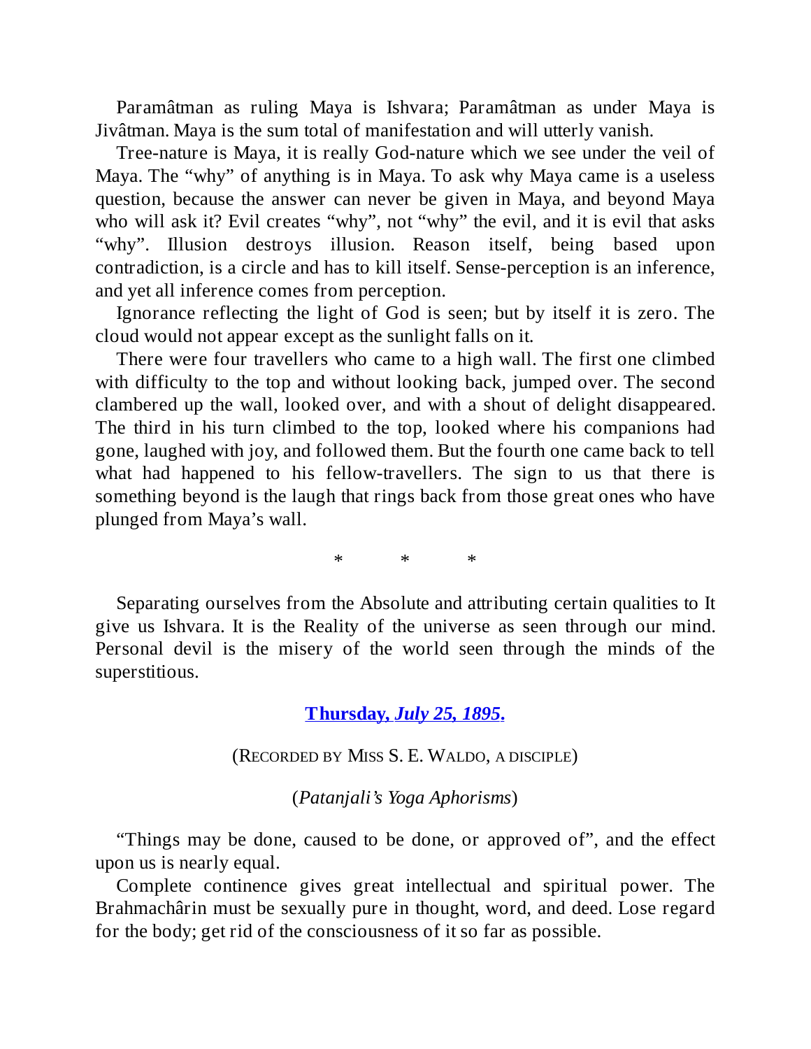Paramâtman as ruling Maya is Ishvara; Paramâtman as under Maya is Jivâtman. Maya is the sum total of manifestation and will utterly vanish.

Tree-nature is Maya, it is really God-nature which we see under the veil of Maya. The "why" of anything is in Maya. To ask why Maya came is a useless question, because the answer can never be given in Maya, and beyond Maya who will ask it? Evil creates "why", not "why" the evil, and it is evil that asks "why". Illusion destroys illusion. Reason itself, being based upon contradiction, is a circle and has to kill itself. Sense-perception is an inference, and yet all inference comes from perception.

Ignorance reflecting the light of God is seen; but by itself it is zero. The cloud would not appear except as the sunlight falls on it.

There were four travellers who came to a high wall. The first one climbed with difficulty to the top and without looking back, jumped over. The second clambered up the wall, looked over, and with a shout of delight disappeared. The third in his turn climbed to the top, looked where his companions had gone, laughed with joy, and followed them. But the fourth one came back to tell what had happened to his fellow-travellers. The sign to us that there is something beyond is the laugh that rings back from those great ones who have plunged from Maya's wall.

\* \* \*

Separating ourselves from the Absolute and attributing certain qualities to It give us Ishvara. It is the Reality of the universe as seen through our mind. Personal devil is the misery of the world seen through the minds of the superstitious.

### **Thursday, *July 25, 1895*.**

(Recorded by Miss S. E. Waldo, a disciple)

(*Patanjali's Yoga Aphorisms*)

"Things may be done, caused to be done, or approved of", and the effect upon us is nearly equal.

Complete continence gives great intellectual and spiritual power. The Brahmachârin must be sexually pure in thought, word, and deed. Lose regard for the body; get rid of the consciousness of it so far as possible.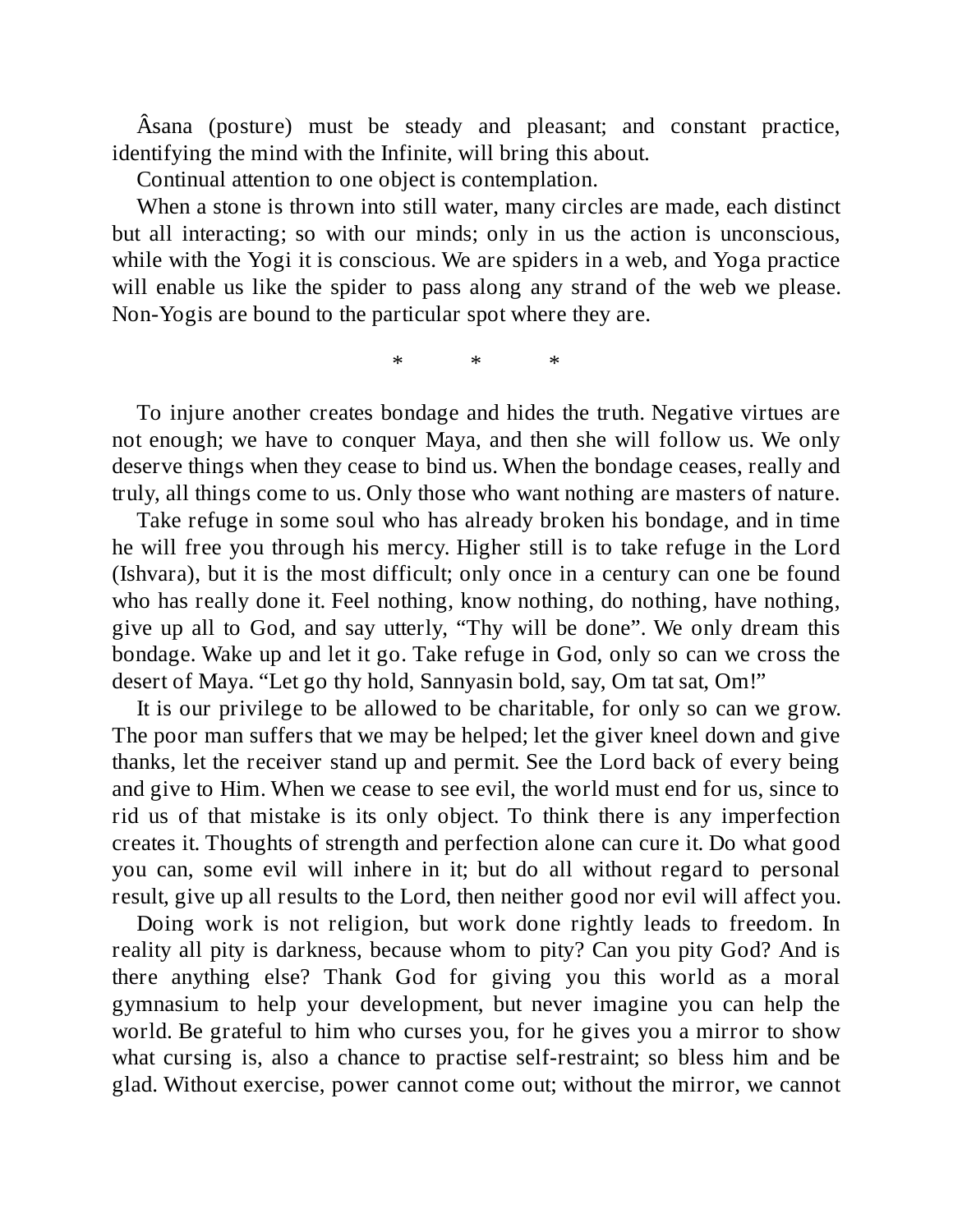Âsana (posture) must be steady and pleasant; and constant practice, identifying the mind with the Infinite, will bring this about.

Continual attention to one object is contemplation.

When a stone is thrown into still water, many circles are made, each distinct but all interacting; so with our minds; only in us the action is unconscious, while with the Yogi it is conscious. We are spiders in a web, and Yoga practice will enable us like the spider to pass along any strand of the web we please. Non-Yogis are bound to the particular spot where they are.

\* \* \*

To injure another creates bondage and hides the truth. Negative virtues are not enough; we have to conquer Maya, and then she will follow us. We only deserve things when they cease to bind us. When the bondage ceases, really and truly, all things come to us. Only those who want nothing are masters of nature.

Take refuge in some soul who has already broken his bondage, and in time he will free you through his mercy. Higher still is to take refuge in the Lord (Ishvara), but it is the most difficult; only once in a century can one be found who has really done it. Feel nothing, know nothing, do nothing, have nothing, give up all to God, and say utterly, “Thy will be done”. We only dream this bondage. Wake up and let it go. Take refuge in God, only so can we cross the desert of Maya. “Let go thy hold, Sannyasin bold, say, Om tat sat, Om!”

It is our privilege to be allowed to be charitable, for only so can we grow. The poor man suffers that we may be helped; let the giver kneel down and give thanks, let the receiver stand up and permit. See the Lord back of every being and give to Him. When we cease to see evil, the world must end for us, since to rid us of that mistake is its only object. To think there is any imperfection creates it. Thoughts of strength and perfection alone can cure it. Do what good you can, some evil will inhere in it; but do all without regard to personal result, give up all results to the Lord, then neither good nor evil will affect you.

Doing work is not religion, but work done rightly leads to freedom. In reality all pity is darkness, because whom to pity? Can you pity God? And is there anything else? Thank God for giving you this world as a moral gymnasium to help your development, but never imagine you can help the world. Be grateful to him who curses you, for he gives you a mirror to show what cursing is, also a chance to practise self-restraint; so bless him and be glad. Without exercise, power cannot come out; without the mirror, we cannot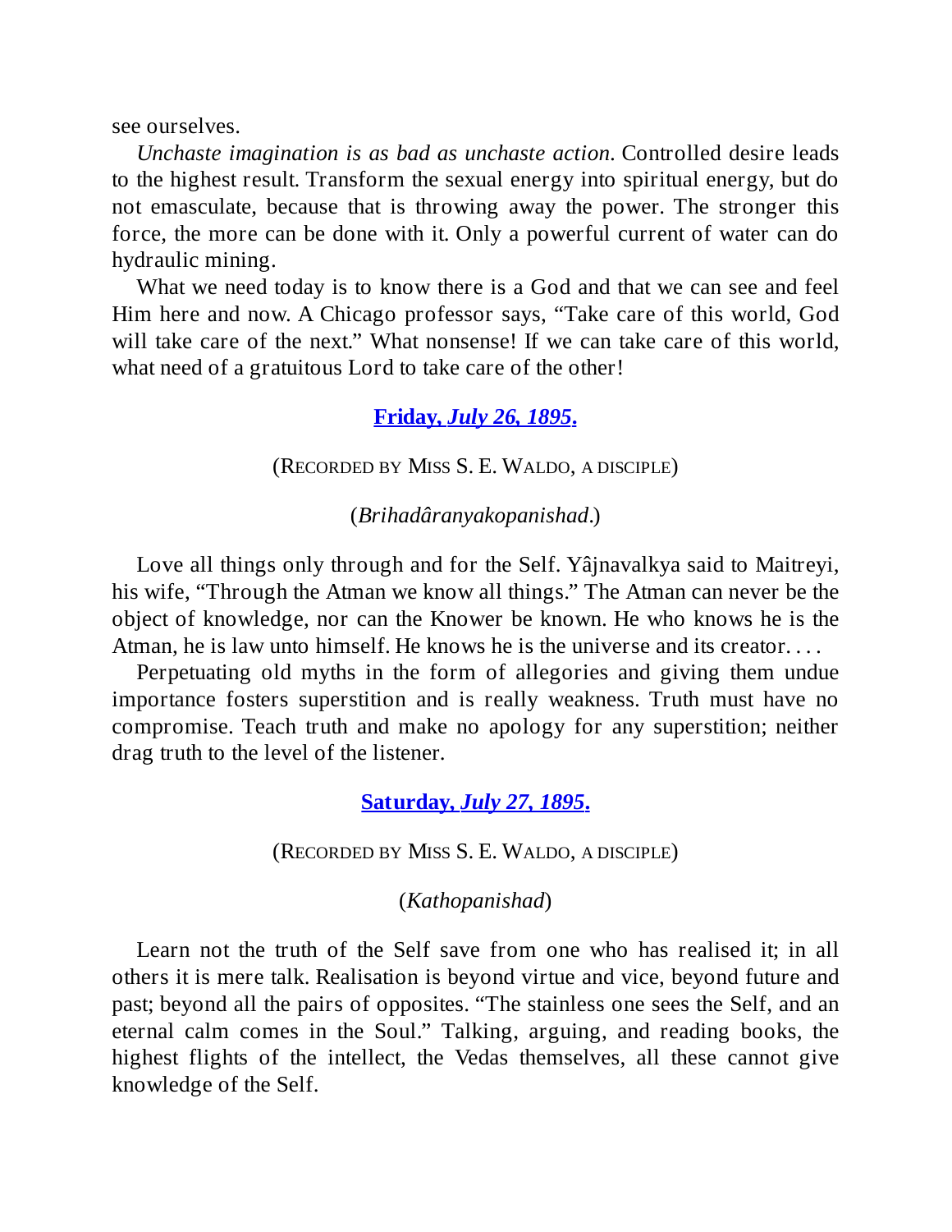see ourselves.

*Unchaste imagination is as bad as unchaste action*. Controlled desire leads to the highest result. Transform the sexual energy into spiritual energy, but do not emasculate, because that is throwing away the power. The stronger this force, the more can be done with it. Only a powerful current of water can do hydraulic mining.

What we need today is to know there is a God and that we can see and feel Him here and now. A Chicago professor says, "Take care of this world, God will take care of the next." What nonsense! If we can take care of this world, what need of a gratuitous Lord to take care of the other!

### **Friday, *July 26, 1895*.**

(RECORDED BY MISS S. E. WALDO, A DISCIPLE)

(*Brihadâranyakopanishad*.)

Love all things only through and for the Self. Yâjnavalkya said to Maitreyi, his wife, "Through the Atman we know all things." The Atman can never be the object of knowledge, nor can the Knower be known. He who knows he is the Atman, he is law unto himself. He knows he is the universe and its creator. . . .

Perpetuating old myths in the form of allegories and giving them undue importance fosters superstition and is really weakness. Truth must have no compromise. Teach truth and make no apology for any superstition; neither drag truth to the level of the listener.

### **Saturday, *July 27, 1895*.**

(RECORDED BY MISS S. E. WALDO, A DISCIPLE)

(*Kathopanishad*)

Learn not the truth of the Self save from one who has realised it; in all others it is mere talk. Realisation is beyond virtue and vice, beyond future and past; beyond all the pairs of opposites. "The stainless one sees the Self, and an eternal calm comes in the Soul." Talking, arguing, and reading books, the highest flights of the intellect, the Vedas themselves, all these cannot give knowledge of the Self.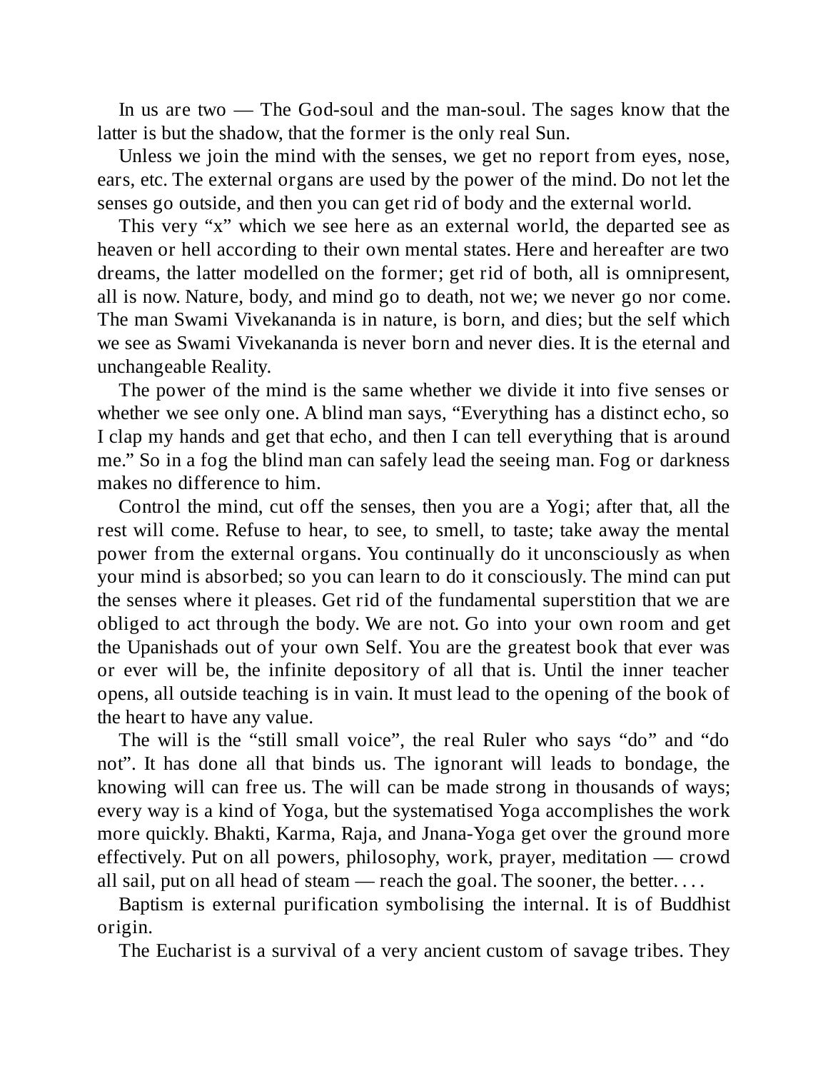In us are two — The God-soul and the man-soul. The sages know that the latter is but the shadow, that the former is the only real Sun.

Unless we join the mind with the senses, we get no report from eyes, nose, ears, etc. The external organs are used by the power of the mind. Do not let the senses go outside, and then you can get rid of body and the external world.

This very "x" which we see here as an external world, the departed see as heaven or hell according to their own mental states. Here and hereafter are two dreams, the latter modelled on the former; get rid of both, all is omnipresent, all is now. Nature, body, and mind go to death, not we; we never go nor come. The man Swami Vivekananda is in nature, is born, and dies; but the self which we see as Swami Vivekananda is never born and never dies. It is the eternal and unchangeable Reality.

The power of the mind is the same whether we divide it into five senses or whether we see only one. A blind man says, "Everything has a distinct echo, so I clap my hands and get that echo, and then I can tell everything that is around me." So in a fog the blind man can safely lead the seeing man. Fog or darkness makes no difference to him.

Control the mind, cut off the senses, then you are a Yogi; after that, all the rest will come. Refuse to hear, to see, to smell, to taste; take away the mental power from the external organs. You continually do it unconsciously as when your mind is absorbed; so you can learn to do it consciously. The mind can put the senses where it pleases. Get rid of the fundamental superstition that we are obliged to act through the body. We are not. Go into your own room and get the Upanishads out of your own Self. You are the greatest book that ever was or ever will be, the infinite depository of all that is. Until the inner teacher opens, all outside teaching is in vain. It must lead to the opening of the book of the heart to have any value.

The will is the "still small voice", the real Ruler who says "do" and "do not". It has done all that binds us. The ignorant will leads to bondage, the knowing will can free us. The will can be made strong in thousands of ways; every way is a kind of Yoga, but the systematised Yoga accomplishes the work more quickly. Bhakti, Karma, Raja, and Jnana-Yoga get over the ground more effectively. Put on all powers, philosophy, work, prayer, meditation — crowd all sail, put on all head of steam — reach the goal. The sooner, the better. . . .

Baptism is external purification symbolising the internal. It is of Buddhist origin.

The Eucharist is a survival of a very ancient custom of savage tribes. They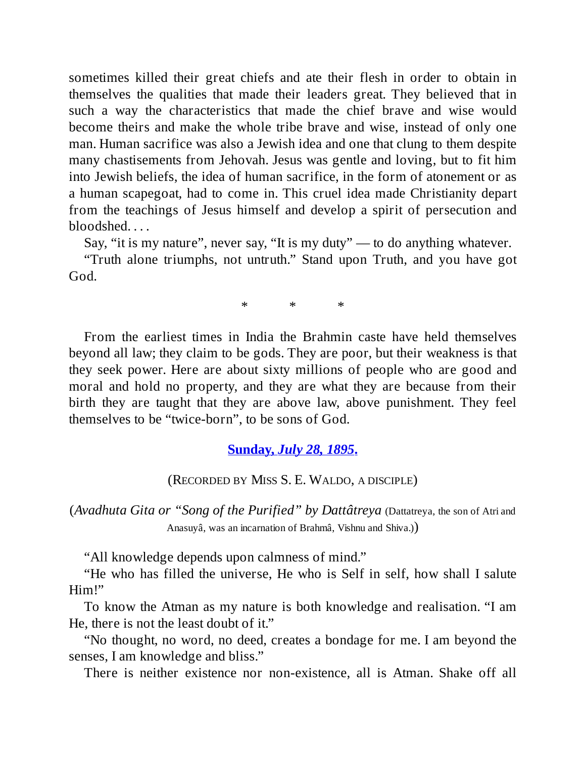sometimes killed their great chiefs and ate their flesh in order to obtain in themselves the qualities that made their leaders great. They believed that in such a way the characteristics that made the chief brave and wise would become theirs and make the whole tribe brave and wise, instead of only one man. Human sacrifice was also a Jewish idea and one that clung to them despite many chastisements from Jehovah. Jesus was gentle and loving, but to fit him into Jewish beliefs, the idea of human sacrifice, in the form of atonement or as a human scapegoat, had to come in. This cruel idea made Christianity depart from the teachings of Jesus himself and develop a spirit of persecution and bloodshed. . . .

Say, "it is my nature", never say, "It is my duty" — to do anything whatever.

"Truth alone triumphs, not untruth." Stand upon Truth, and you have got God.

\* \* \*

From the earliest times in India the Brahmin caste have held themselves beyond all law; they claim to be gods. They are poor, but their weakness is that they seek power. Here are about sixty millions of people who are good and moral and hold no property, and they are what they are because from their birth they are taught that they are above law, above punishment. They feel themselves to be "twice-born", to be sons of God.

### **Sunday, *July 28, 1895*.**

(RECORDED BY MISS S. E. WALDO, A DISCIPLE)

(*Avadhuta Gita or "Song of the Purified" by Dattâtreya* (Dattatreya, the son of Atri and Anasuyâ, was an incarnation of Brahmâ, Vishnu and Shiva.))

"All knowledge depends upon calmness of mind."

"He who has filled the universe, He who is Self in self, how shall I salute Him!"

To know the Atman as my nature is both knowledge and realisation. "I am He, there is not the least doubt of it."

"No thought, no word, no deed, creates a bondage for me. I am beyond the senses, I am knowledge and bliss."

There is neither existence nor non-existence, all is Atman. Shake off all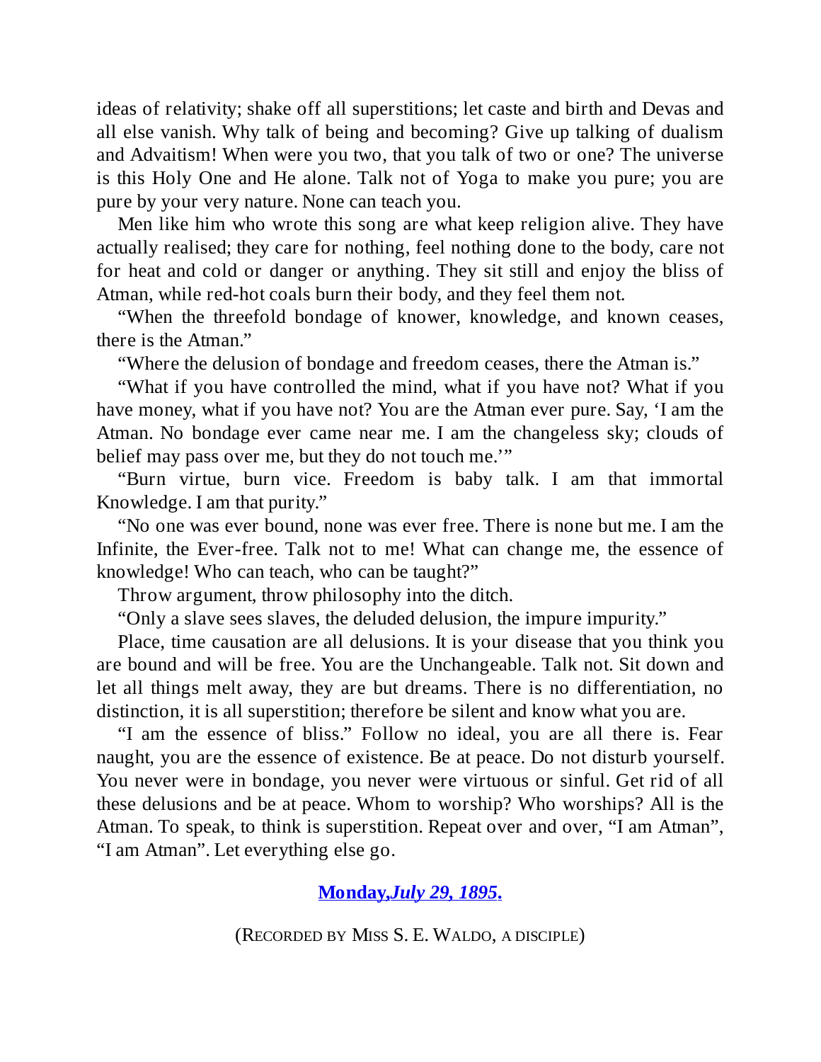ideas of relativity; shake off all superstitions; let caste and birth and Devas and all else vanish. Why talk of being and becoming? Give up talking of dualism and Advaitism! When were you two, that you talk of two or one? The universe is this Holy One and He alone. Talk not of Yoga to make you pure; you are pure by your very nature. None can teach you.

Men like him who wrote this song are what keep religion alive. They have actually realised; they care for nothing, feel nothing done to the body, care not for heat and cold or danger or anything. They sit still and enjoy the bliss of Atman, while red-hot coals burn their body, and they feel them not.

"When the threefold bondage of knower, knowledge, and known ceases, there is the Atman."

"Where the delusion of bondage and freedom ceases, there the Atman is."

"What if you have controlled the mind, what if you have not? What if you have money, what if you have not? You are the Atman ever pure. Say, 'I am the Atman. No bondage ever came near me. I am the changeless sky; clouds of belief may pass over me, but they do not touch me.'"

"Burn virtue, burn vice. Freedom is baby talk. I am that immortal Knowledge. I am that purity."

"No one was ever bound, none was ever free. There is none but me. I am the Infinite, the Ever-free. Talk not to me! What can change me, the essence of knowledge! Who can teach, who can be taught?"

Throw argument, throw philosophy into the ditch.

"Only a slave sees slaves, the deluded delusion, the impure impurity."

Place, time causation are all delusions. It is your disease that you think you are bound and will be free. You are the Unchangeable. Talk not. Sit down and let all things melt away, they are but dreams. There is no differentiation, no distinction, it is all superstition; therefore be silent and know what you are.

"I am the essence of bliss." Follow no ideal, you are all there is. Fear naught, you are the essence of existence. Be at peace. Do not disturb yourself. You never were in bondage, you never were virtuous or sinful. Get rid of all these delusions and be at peace. Whom to worship? Who worships? All is the Atman. To speak, to think is superstition. Repeat over and over, "I am Atman", "I am Atman". Let everything else go.

## **Monday, *July 29, 1895*.**

(Recorded by Miss S. E. Waldo, a disciple)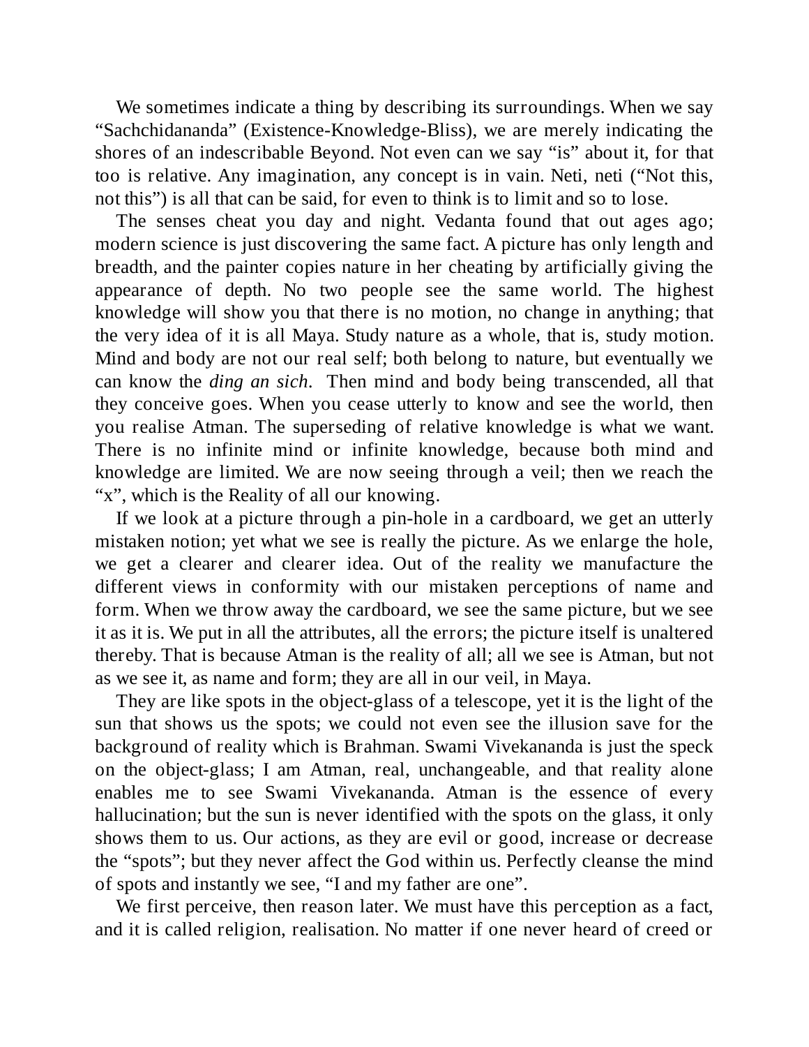We sometimes indicate a thing by describing its surroundings. When we say “Sachchidananda” (Existence-Knowledge-Bliss), we are merely indicating the shores of an indescribable Beyond. Not even can we say “is” about it, for that too is relative. Any imagination, any concept is in vain. Neti, neti (“Not this, not this”) is all that can be said, for even to think is to limit and so to lose.

The senses cheat you day and night. Vedanta found that out ages ago; modern science is just discovering the same fact. A picture has only length and breadth, and the painter copies nature in her cheating by artificially giving the appearance of depth. No two people see the same world. The highest knowledge will show you that there is no motion, no change in anything; that the very idea of it is all Maya. Study nature as a whole, that is, study motion. Mind and body are not our real self; both belong to nature, but eventually we can know the *ding an sich*. Then mind and body being transcended, all that they conceive goes. When you cease utterly to know and see the world, then you realise Atman. The superseding of relative knowledge is what we want. There is no infinite mind or infinite knowledge, because both mind and knowledge are limited. We are now seeing through a veil; then we reach the “x”, which is the Reality of all our knowing.

If we look at a picture through a pin-hole in a cardboard, we get an utterly mistaken notion; yet what we see is really the picture. As we enlarge the hole, we get a clearer and clearer idea. Out of the reality we manufacture the different views in conformity with our mistaken perceptions of name and form. When we throw away the cardboard, we see the same picture, but we see it as it is. We put in all the attributes, all the errors; the picture itself is unaltered thereby. That is because Atman is the reality of all; all we see is Atman, but not as we see it, as name and form; they are all in our veil, in Maya.

They are like spots in the object-glass of a telescope, yet it is the light of the sun that shows us the spots; we could not even see the illusion save for the background of reality which is Brahman. Swami Vivekananda is just the speck on the object-glass; I am Atman, real, unchangeable, and that reality alone enables me to see Swami Vivekananda. Atman is the essence of every hallucination; but the sun is never identified with the spots on the glass, it only shows them to us. Our actions, as they are evil or good, increase or decrease the “spots”; but they never affect the God within us. Perfectly cleanse the mind of spots and instantly we see, “I and my father are one”.

We first perceive, then reason later. We must have this perception as a fact, and it is called religion, realisation. No matter if one never heard of creed or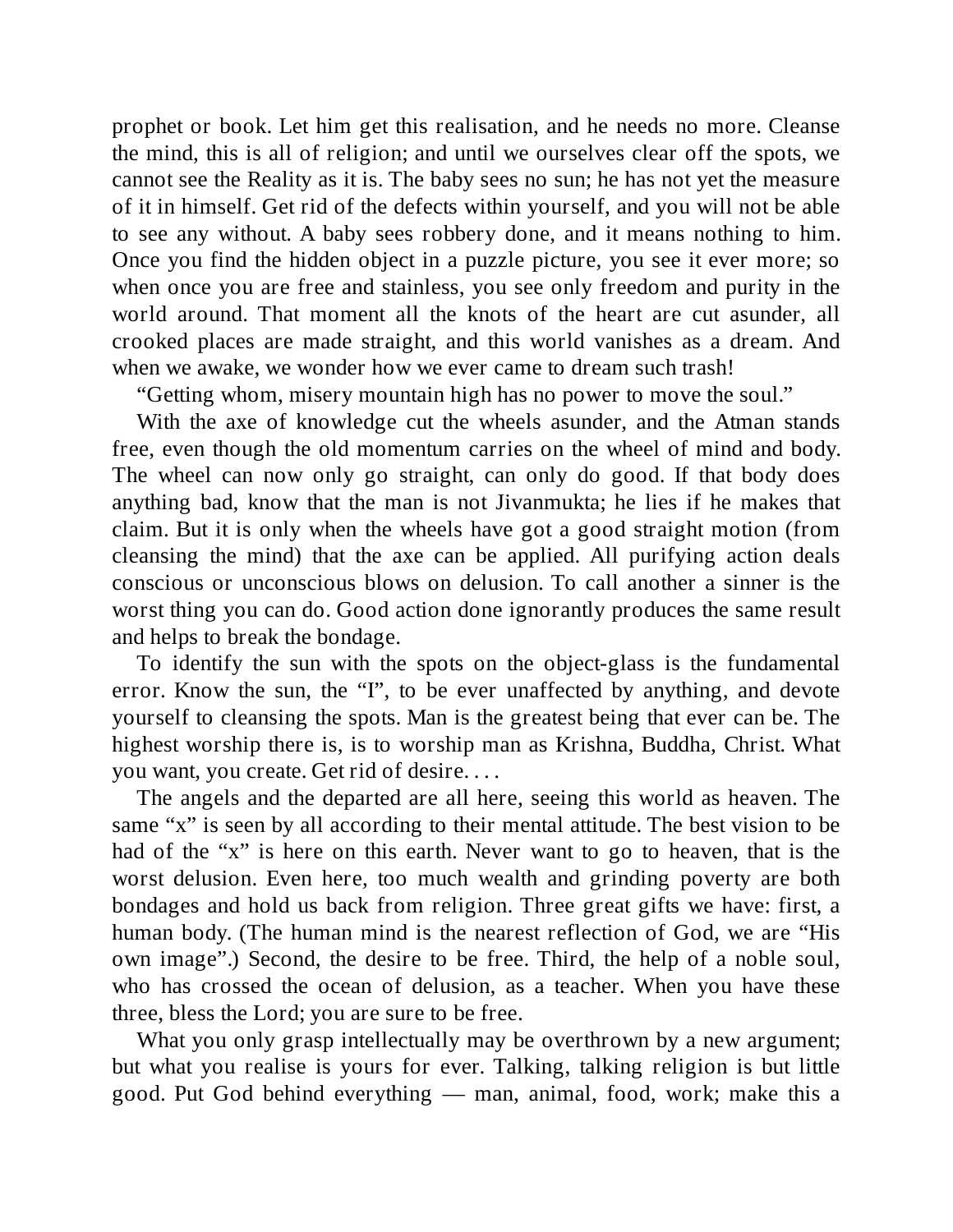prophet or book. Let him get this realisation, and he needs no more. Cleanse the mind, this is all of religion; and until we ourselves clear off the spots, we cannot see the Reality as it is. The baby sees no sun; he has not yet the measure of it in himself. Get rid of the defects within yourself, and you will not be able to see any without. A baby sees robbery done, and it means nothing to him. Once you find the hidden object in a puzzle picture, you see it ever more; so when once you are free and stainless, you see only freedom and purity in the world around. That moment all the knots of the heart are cut asunder, all crooked places are made straight, and this world vanishes as a dream. And when we awake, we wonder how we ever came to dream such trash!

"Getting whom, misery mountain high has no power to move the soul."

With the axe of knowledge cut the wheels asunder, and the Atman stands free, even though the old momentum carries on the wheel of mind and body. The wheel can now only go straight, can only do good. If that body does anything bad, know that the man is not Jivanmukta; he lies if he makes that claim. But it is only when the wheels have got a good straight motion (from cleansing the mind) that the axe can be applied. All purifying action deals conscious or unconscious blows on delusion. To call another a sinner is the worst thing you can do. Good action done ignorantly produces the same result and helps to break the bondage.

To identify the sun with the spots on the object-glass is the fundamental error. Know the sun, the "I", to be ever unaffected by anything, and devote yourself to cleansing the spots. Man is the greatest being that ever can be. The highest worship there is, is to worship man as Krishna, Buddha, Christ. What you want, you create. Get rid of desire. . . .

The angels and the departed are all here, seeing this world as heaven. The same "x" is seen by all according to their mental attitude. The best vision to be had of the "x" is here on this earth. Never want to go to heaven, that is the worst delusion. Even here, too much wealth and grinding poverty are both bondages and hold us back from religion. Three great gifts we have: first, a human body. (The human mind is the nearest reflection of God, we are "His own image".) Second, the desire to be free. Third, the help of a noble soul, who has crossed the ocean of delusion, as a teacher. When you have these three, bless the Lord; you are sure to be free.

What you only grasp intellectually may be overthrown by a new argument; but what you realise is yours for ever. Talking, talking religion is but little good. Put God behind everything — man, animal, food, work; make this a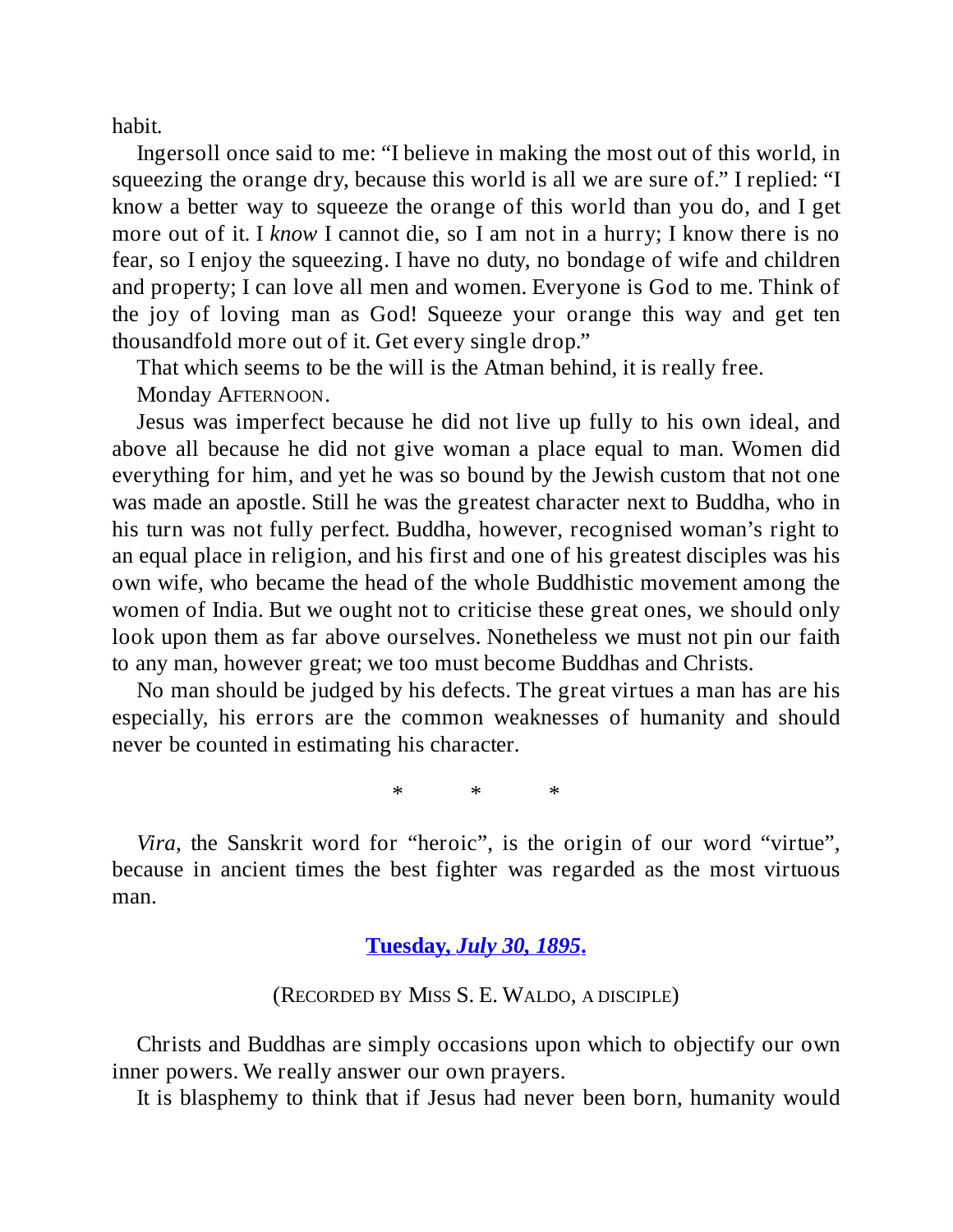habit.

Ingersoll once said to me: “I believe in making the most out of this world, in squeezing the orange dry, because this world is all we are sure of.” I replied: “I know a better way to squeeze the orange of this world than you do, and I get more out of it. I *know* I cannot die, so I am not in a hurry; I know there is no fear, so I enjoy the squeezing. I have no duty, no bondage of wife and children and property; I can love all men and women. Everyone is God to me. Think of the joy of loving man as God! Squeeze your orange this way and get ten thousandfold more out of it. Get every single drop.”

That which seems to be the will is the Atman behind, it is really free.

Monday Afternoon.

Jesus was imperfect because he did not live up fully to his own ideal, and above all because he did not give woman a place equal to man. Women did everything for him, and yet he was so bound by the Jewish custom that not one was made an apostle. Still he was the greatest character next to Buddha, who in his turn was not fully perfect. Buddha, however, recognised woman’s right to an equal place in religion, and his first and one of his greatest disciples was his own wife, who became the head of the whole Buddhistic movement among the women of India. But we ought not to criticise these great ones, we should only look upon them as far above ourselves. Nonetheless we must not pin our faith to any man, however great; we too must become Buddhas and Christs.

No man should be judged by his defects. The great virtues a man has are his especially, his errors are the common weaknesses of humanity and should never be counted in estimating his character.

\* \* \*

*Vira*, the Sanskrit word for “heroic”, is the origin of our word “virtue”, because in ancient times the best fighter was regarded as the most virtuous man.

### **Tuesday, *July 30, 1895*.**

(Recorded by Miss S. E. Waldo, a disciple)

Christs and Buddhas are simply occasions upon which to objectify our own inner powers. We really answer our own prayers.

It is blasphemy to think that if Jesus had never been born, humanity would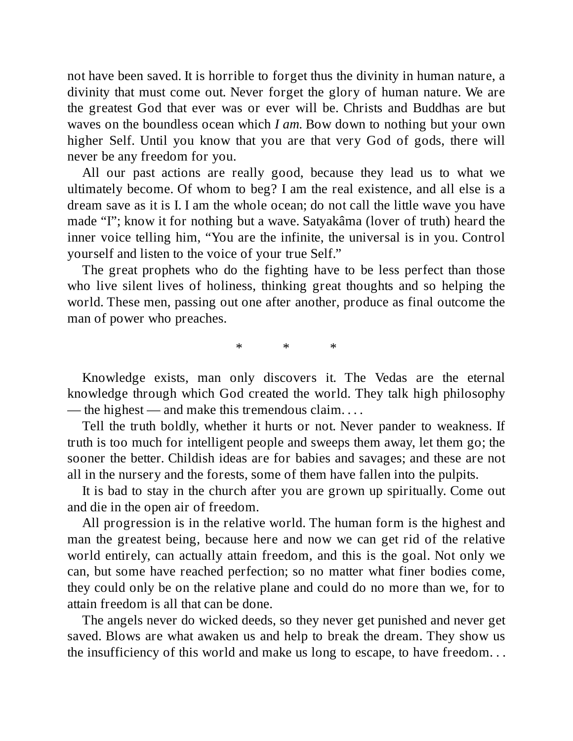not have been saved. It is horrible to forget thus the divinity in human nature, a divinity that must come out. Never forget the glory of human nature. We are the greatest God that ever was or ever will be. Christs and Buddhas are but waves on the boundless ocean which *I am*. Bow down to nothing but your own higher Self. Until you know that you are that very God of gods, there will never be any freedom for you.

All our past actions are really good, because they lead us to what we ultimately become. Of whom to beg? I am the real existence, and all else is a dream save as it is I. I am the whole ocean; do not call the little wave you have made "I"; know it for nothing but a wave. Satyakâma (lover of truth) heard the inner voice telling him, "You are the infinite, the universal is in you. Control yourself and listen to the voice of your true Self."

The great prophets who do the fighting have to be less perfect than those who live silent lives of holiness, thinking great thoughts and so helping the world. These men, passing out one after another, produce as final outcome the man of power who preaches.

\* \* \*

Knowledge exists, man only discovers it. The Vedas are the eternal knowledge through which God created the world. They talk high philosophy — the highest — and make this tremendous claim. . . .

Tell the truth boldly, whether it hurts or not. Never pander to weakness. If truth is too much for intelligent people and sweeps them away, let them go; the sooner the better. Childish ideas are for babies and savages; and these are not all in the nursery and the forests, some of them have fallen into the pulpits.

It is bad to stay in the church after you are grown up spiritually. Come out and die in the open air of freedom.

All progression is in the relative world. The human form is the highest and man the greatest being, because here and now we can get rid of the relative world entirely, can actually attain freedom, and this is the goal. Not only we can, but some have reached perfection; so no matter what finer bodies come, they could only be on the relative plane and could do no more than we, for to attain freedom is all that can be done.

The angels never do wicked deeds, so they never get punished and never get saved. Blows are what awaken us and help to break the dream. They show us the insufficiency of this world and make us long to escape, to have freedom. . .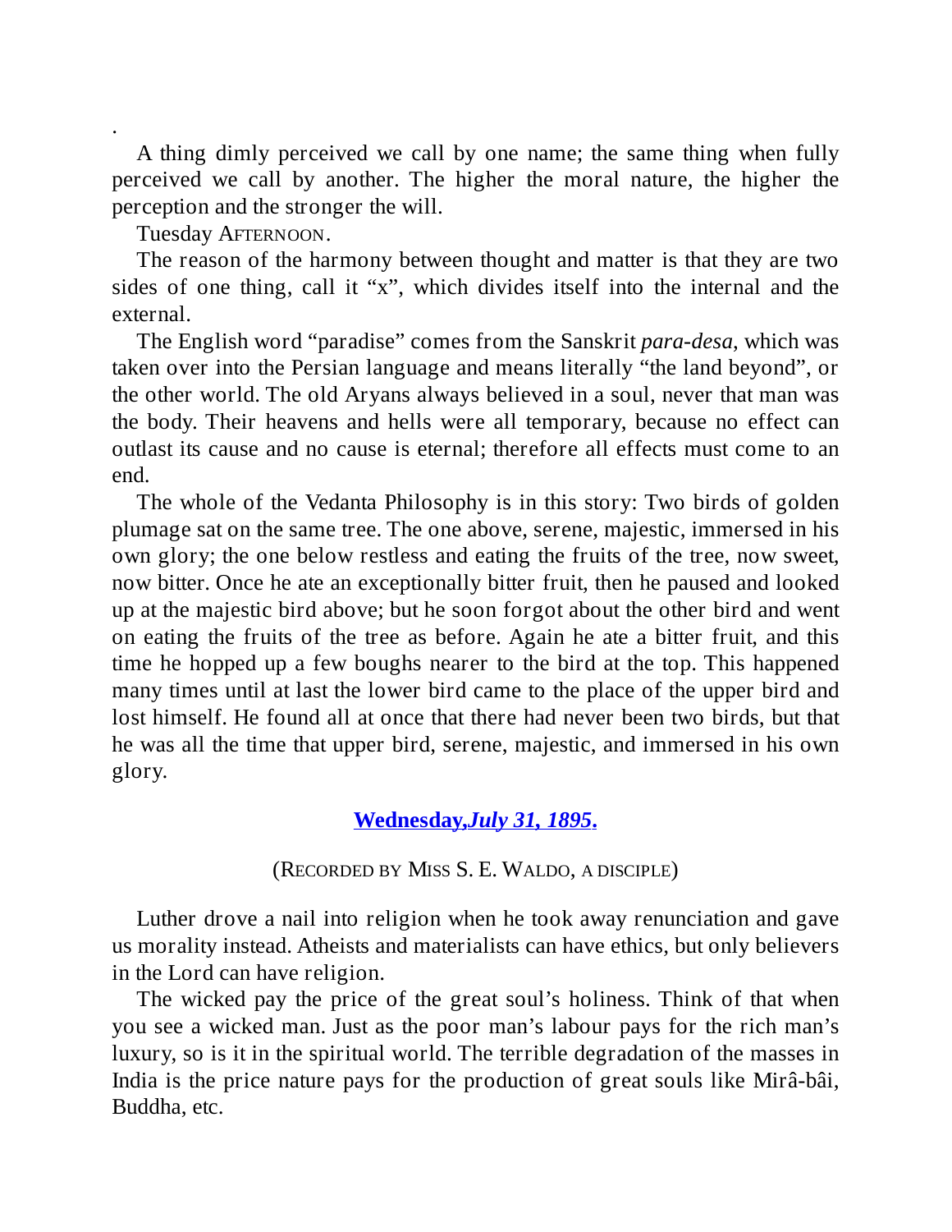.

A thing dimly perceived we call by one name; the same thing when fully perceived we call by another. The higher the moral nature, the higher the perception and the stronger the will.

Tuesday AFTERNOON.

The reason of the harmony between thought and matter is that they are two sides of one thing, call it "x", which divides itself into the internal and the external.

The English word "paradise" comes from the Sanskrit *para-desa*, which was taken over into the Persian language and means literally "the land beyond", or the other world. The old Aryans always believed in a soul, never that man was the body. Their heavens and hells were all temporary, because no effect can outlast its cause and no cause is eternal; therefore all effects must come to an end.

The whole of the Vedanta Philosophy is in this story: Two birds of golden plumage sat on the same tree. The one above, serene, majestic, immersed in his own glory; the one below restless and eating the fruits of the tree, now sweet, now bitter. Once he ate an exceptionally bitter fruit, then he paused and looked up at the majestic bird above; but he soon forgot about the other bird and went on eating the fruits of the tree as before. Again he ate a bitter fruit, and this time he hopped up a few boughs nearer to the bird at the top. This happened many times until at last the lower bird came to the place of the upper bird and lost himself. He found all at once that there had never been two birds, but that he was all the time that upper bird, serene, majestic, and immersed in his own glory.

## **Wednesday, *July 31, 1895*.**

(RECORDED BY MISS S. E. WALDO, A DISCIPLE)

Luther drove a nail into religion when he took away renunciation and gave us morality instead. Atheists and materialists can have ethics, but only believers in the Lord can have religion.

The wicked pay the price of the great soul's holiness. Think of that when you see a wicked man. Just as the poor man's labour pays for the rich man's luxury, so is it in the spiritual world. The terrible degradation of the masses in India is the price nature pays for the production of great souls like Mirâ-bâi, Buddha, etc.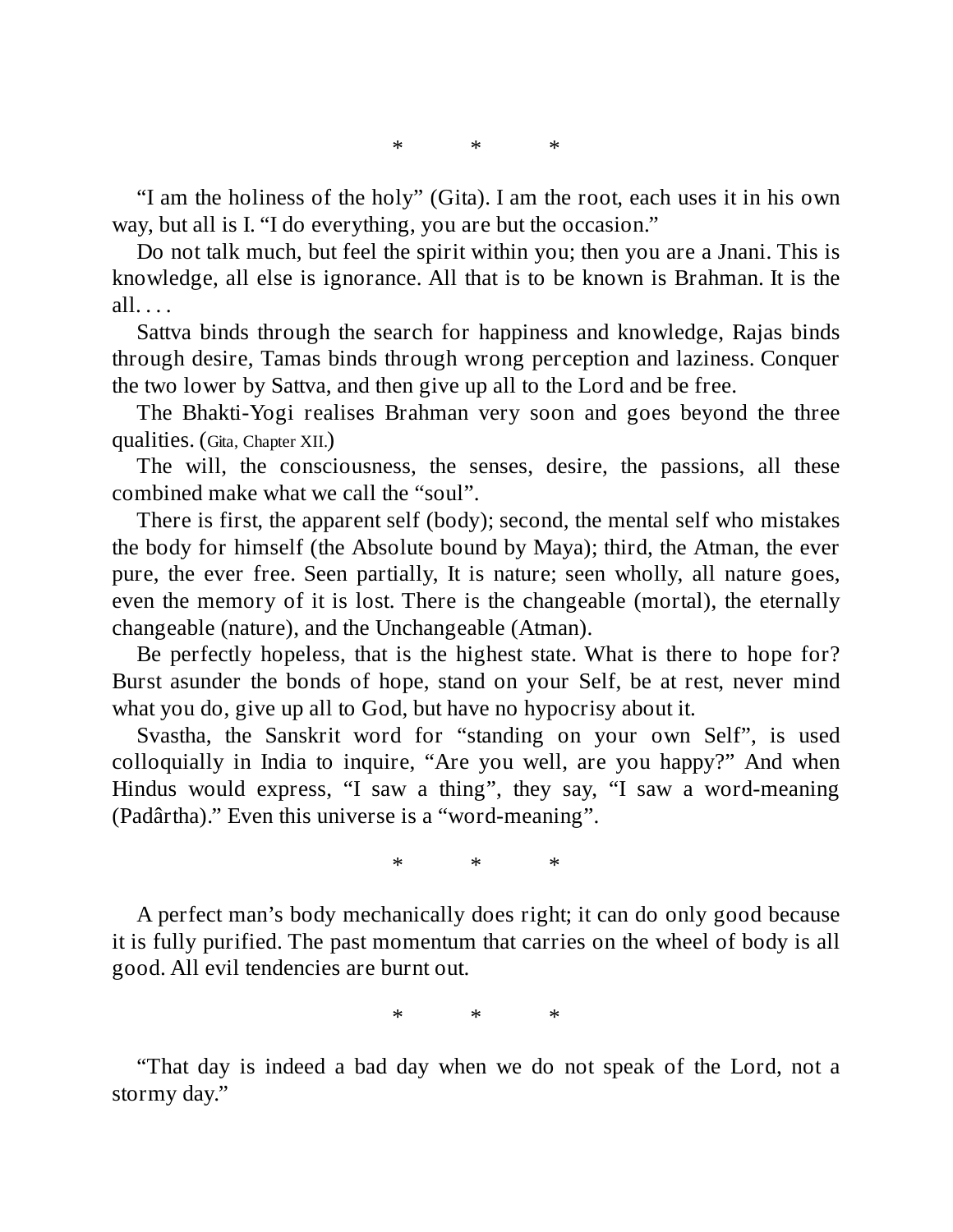\*           \*           \*

“I am the holiness of the holy” (Gita). I am the root, each uses it in his own way, but all is I. “I do everything, you are but the occasion.”

Do not talk much, but feel the spirit within you; then you are a Jnani. This is knowledge, all else is ignorance. All that is to be known is Brahman. It is the all. . . .

Sattva binds through the search for happiness and knowledge, Rajas binds through desire, Tamas binds through wrong perception and laziness. Conquer the two lower by Sattva, and then give up all to the Lord and be free.

The Bhakti-Yogi realises Brahman very soon and goes beyond the three qualities. (Gita, Chapter XII.)

The will, the consciousness, the senses, desire, the passions, all these combined make what we call the “soul”.

There is first, the apparent self (body); second, the mental self who mistakes the body for himself (the Absolute bound by Maya); third, the Atman, the ever pure, the ever free. Seen partially, It is nature; seen wholly, all nature goes, even the memory of it is lost. There is the changeable (mortal), the eternally changeable (nature), and the Unchangeable (Atman).

Be perfectly hopeless, that is the highest state. What is there to hope for? Burst asunder the bonds of hope, stand on your Self, be at rest, never mind what you do, give up all to God, but have no hypocrisy about it.

Svastha, the Sanskrit word for “standing on your own Self”, is used colloquially in India to inquire, “Are you well, are you happy?” And when Hindus would express, “I saw a thing”, they say, “I saw a word-meaning (Padârtha).” Even this universe is a “word-meaning”.

\*           \*           \*

A perfect man’s body mechanically does right; it can do only good because it is fully purified. The past momentum that carries on the wheel of body is all good. All evil tendencies are burnt out.

\*           \*           \*

“That day is indeed a bad day when we do not speak of the Lord, not a stormy day.”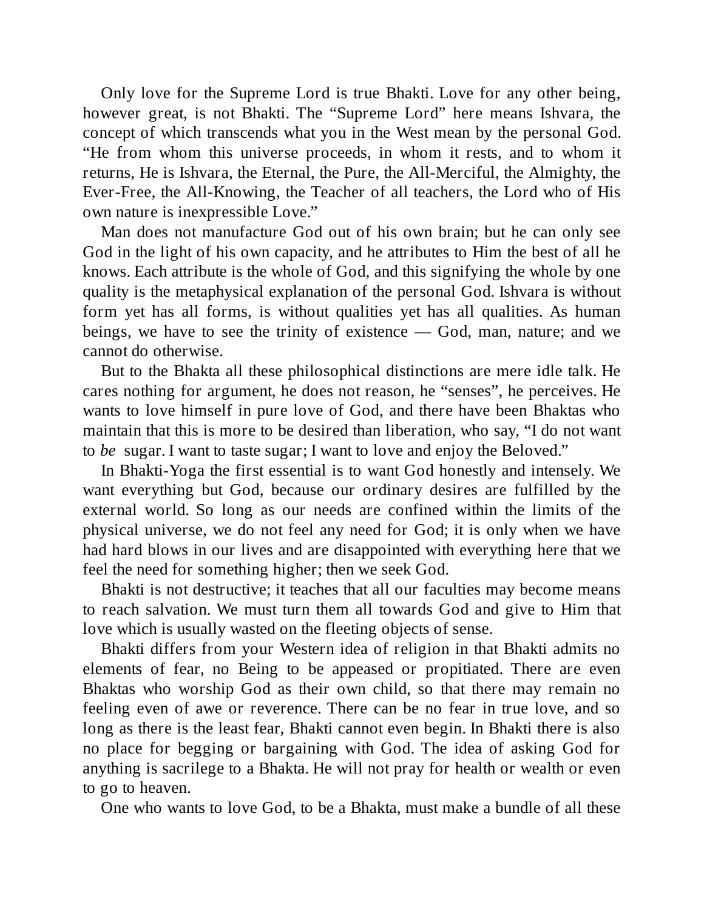Only love for the Supreme Lord is true Bhakti. Love for any other being, however great, is not Bhakti. The "Supreme Lord" here means Ishvara, the concept of which transcends what you in the West mean by the personal God. "He from whom this universe proceeds, in whom it rests, and to whom it returns, He is Ishvara, the Eternal, the Pure, the All-Merciful, the Almighty, the Ever-Free, the All-Knowing, the Teacher of all teachers, the Lord who of His own nature is inexpressible Love."

Man does not manufacture God out of his own brain; but he can only see God in the light of his own capacity, and he attributes to Him the best of all he knows. Each attribute is the whole of God, and this signifying the whole by one quality is the metaphysical explanation of the personal God. Ishvara is without form yet has all forms, is without qualities yet has all qualities. As human beings, we have to see the trinity of existence — God, man, nature; and we cannot do otherwise.

But to the Bhakta all these philosophical distinctions are mere idle talk. He cares nothing for argument, he does not reason, he "senses", he perceives. He wants to love himself in pure love of God, and there have been Bhaktas who maintain that this is more to be desired than liberation, who say, "I do not want to *be* sugar. I want to taste sugar; I want to love and enjoy the Beloved."

In Bhakti-Yoga the first essential is to want God honestly and intensely. We want everything but God, because our ordinary desires are fulfilled by the external world. So long as our needs are confined within the limits of the physical universe, we do not feel any need for God; it is only when we have had hard blows in our lives and are disappointed with everything here that we feel the need for something higher; then we seek God.

Bhakti is not destructive; it teaches that all our faculties may become means to reach salvation. We must turn them all towards God and give to Him that love which is usually wasted on the fleeting objects of sense.

Bhakti differs from your Western idea of religion in that Bhakti admits no elements of fear, no Being to be appeased or propitiated. There are even Bhaktas who worship God as their own child, so that there may remain no feeling even of awe or reverence. There can be no fear in true love, and so long as there is the least fear, Bhakti cannot even begin. In Bhakti there is also no place for begging or bargaining with God. The idea of asking God for anything is sacrilege to a Bhakta. He will not pray for health or wealth or even to go to heaven.

One who wants to love God, to be a Bhakta, must make a bundle of all these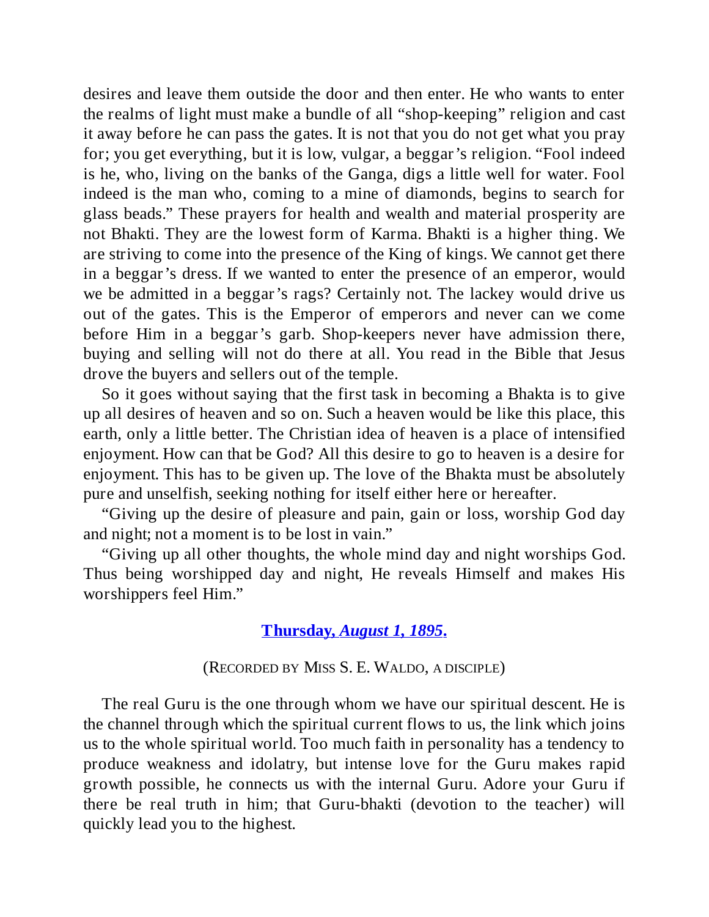desires and leave them outside the door and then enter. He who wants to enter the realms of light must make a bundle of all "shop-keeping" religion and cast it away before he can pass the gates. It is not that you do not get what you pray for; you get everything, but it is low, vulgar, a beggar's religion. "Fool indeed is he, who, living on the banks of the Ganga, digs a little well for water. Fool indeed is the man who, coming to a mine of diamonds, begins to search for glass beads." These prayers for health and wealth and material prosperity are not Bhakti. They are the lowest form of Karma. Bhakti is a higher thing. We are striving to come into the presence of the King of kings. We cannot get there in a beggar's dress. If we wanted to enter the presence of an emperor, would we be admitted in a beggar's rags? Certainly not. The lackey would drive us out of the gates. This is the Emperor of emperors and never can we come before Him in a beggar's garb. Shop-keepers never have admission there, buying and selling will not do there at all. You read in the Bible that Jesus drove the buyers and sellers out of the temple.

So it goes without saying that the first task in becoming a Bhakta is to give up all desires of heaven and so on. Such a heaven would be like this place, this earth, only a little better. The Christian idea of heaven is a place of intensified enjoyment. How can that be God? All this desire to go to heaven is a desire for enjoyment. This has to be given up. The love of the Bhakta must be absolutely pure and unselfish, seeking nothing for itself either here or hereafter.

"Giving up the desire of pleasure and pain, gain or loss, worship God day and night; not a moment is to be lost in vain."

"Giving up all other thoughts, the whole mind day and night worships God. Thus being worshipped day and night, He reveals Himself and makes His worshippers feel Him."

## **Thursday, *August 1, 1895*.**

(RECORDED BY MISS S. E. WALDO, A DISCIPLE)

The real Guru is the one through whom we have our spiritual descent. He is the channel through which the spiritual current flows to us, the link which joins us to the whole spiritual world. Too much faith in personality has a tendency to produce weakness and idolatry, but intense love for the Guru makes rapid growth possible, he connects us with the internal Guru. Adore your Guru if there be real truth in him; that Guru-bhakti (devotion to the teacher) will quickly lead you to the highest.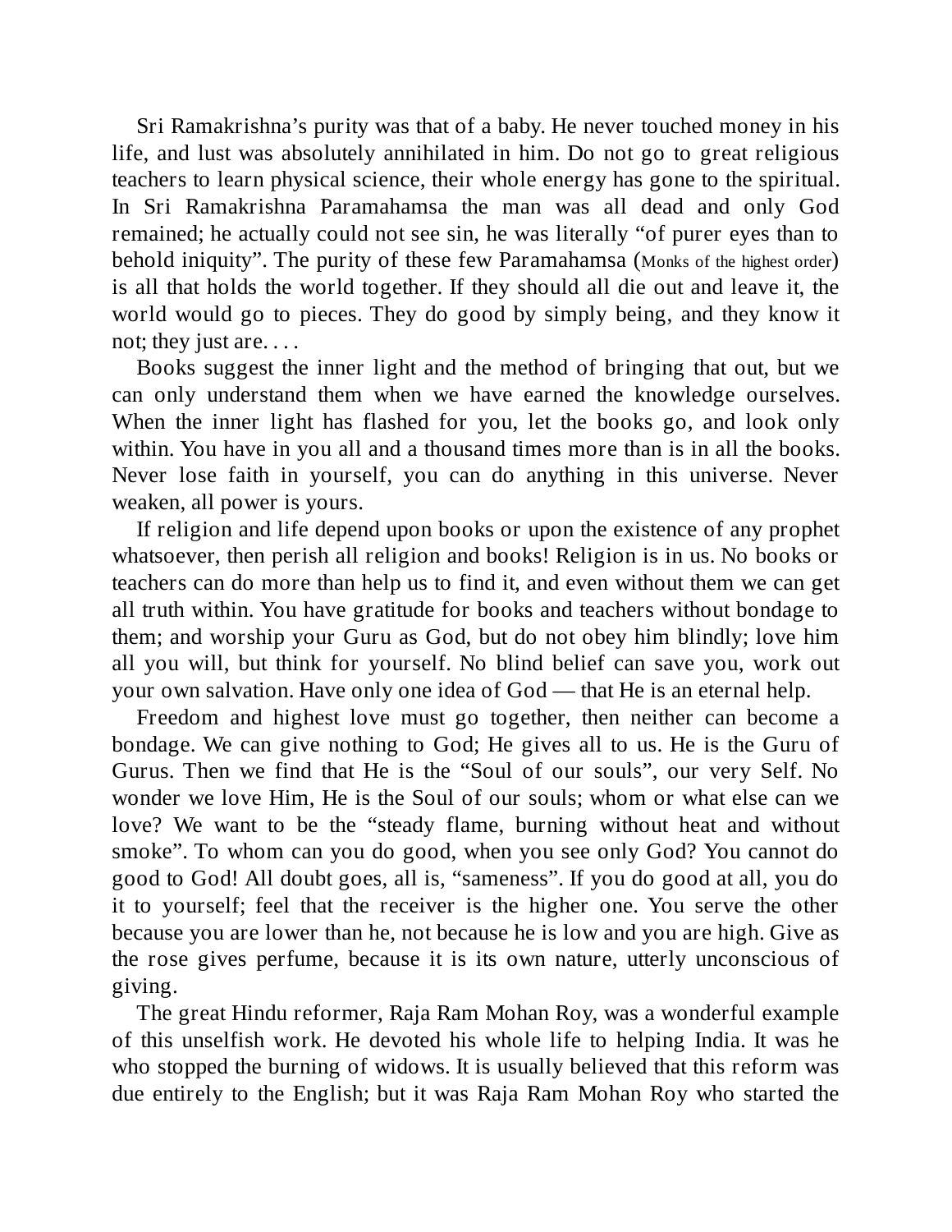Sri Ramakrishna’s purity was that of a baby. He never touched money in his life, and lust was absolutely annihilated in him. Do not go to great religious teachers to learn physical science, their whole energy has gone to the spiritual. In Sri Ramakrishna Paramahamsa the man was all dead and only God remained; he actually could not see sin, he was literally “of purer eyes than to behold iniquity”. The purity of these few Paramahamsa (Monks of the highest order) is all that holds the world together. If they should all die out and leave it, the world would go to pieces. They do good by simply being, and they know it not; they just are. . . .

Books suggest the inner light and the method of bringing that out, but we can only understand them when we have earned the knowledge ourselves. When the inner light has flashed for you, let the books go, and look only within. You have in you all and a thousand times more than is in all the books. Never lose faith in yourself, you can do anything in this universe. Never weaken, all power is yours.

If religion and life depend upon books or upon the existence of any prophet whatsoever, then perish all religion and books! Religion is in us. No books or teachers can do more than help us to find it, and even without them we can get all truth within. You have gratitude for books and teachers without bondage to them; and worship your Guru as God, but do not obey him blindly; love him all you will, but think for yourself. No blind belief can save you, work out your own salvation. Have only one idea of God — that He is an eternal help.

Freedom and highest love must go together, then neither can become a bondage. We can give nothing to God; He gives all to us. He is the Guru of Gurus. Then we find that He is the “Soul of our souls”, our very Self. No wonder we love Him, He is the Soul of our souls; whom or what else can we love? We want to be the “steady flame, burning without heat and without smoke”. To whom can you do good, when you see only God? You cannot do good to God! All doubt goes, all is, “sameness”. If you do good at all, you do it to yourself; feel that the receiver is the higher one. You serve the other because you are lower than he, not because he is low and you are high. Give as the rose gives perfume, because it is its own nature, utterly unconscious of giving.

The great Hindu reformer, Raja Ram Mohan Roy, was a wonderful example of this unselfish work. He devoted his whole life to helping India. It was he who stopped the burning of widows. It is usually believed that this reform was due entirely to the English; but it was Raja Ram Mohan Roy who started the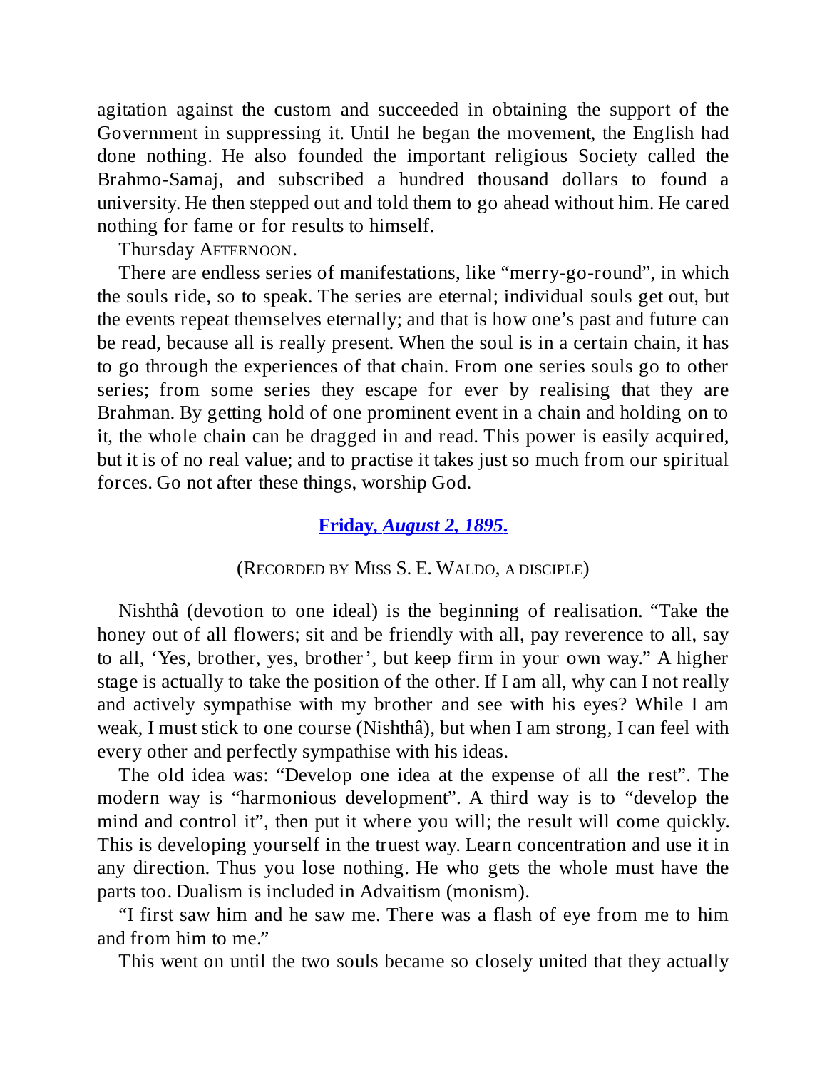agitation against the custom and succeeded in obtaining the support of the Government in suppressing it. Until he began the movement, the English had done nothing. He also founded the important religious Society called the Brahmo-Samaj, and subscribed a hundred thousand dollars to found a university. He then stepped out and told them to go ahead without him. He cared nothing for fame or for results to himself.

Thursday AFTERNOON.

There are endless series of manifestations, like "merry-go-round", in which the souls ride, so to speak. The series are eternal; individual souls get out, but the events repeat themselves eternally; and that is how one's past and future can be read, because all is really present. When the soul is in a certain chain, it has to go through the experiences of that chain. From one series souls go to other series; from some series they escape for ever by realising that they are Brahman. By getting hold of one prominent event in a chain and holding on to it, the whole chain can be dragged in and read. This power is easily acquired, but it is of no real value; and to practise it takes just so much from our spiritual forces. Go not after these things, worship God.

## **Friday, *August 2, 1895*.**

(RECORDED BY MISS S. E. WALDO, A DISCIPLE)

Nishthâ (devotion to one ideal) is the beginning of realisation. "Take the honey out of all flowers; sit and be friendly with all, pay reverence to all, say to all, 'Yes, brother, yes, brother', but keep firm in your own way." A higher stage is actually to take the position of the other. If I am all, why can I not really and actively sympathise with my brother and see with his eyes? While I am weak, I must stick to one course (Nishthâ), but when I am strong, I can feel with every other and perfectly sympathise with his ideas.

The old idea was: "Develop one idea at the expense of all the rest". The modern way is "harmonious development". A third way is to "develop the mind and control it", then put it where you will; the result will come quickly. This is developing yourself in the truest way. Learn concentration and use it in any direction. Thus you lose nothing. He who gets the whole must have the parts too. Dualism is included in Advaitism (monism).

"I first saw him and he saw me. There was a flash of eye from me to him and from him to me."

This went on until the two souls became so closely united that they actually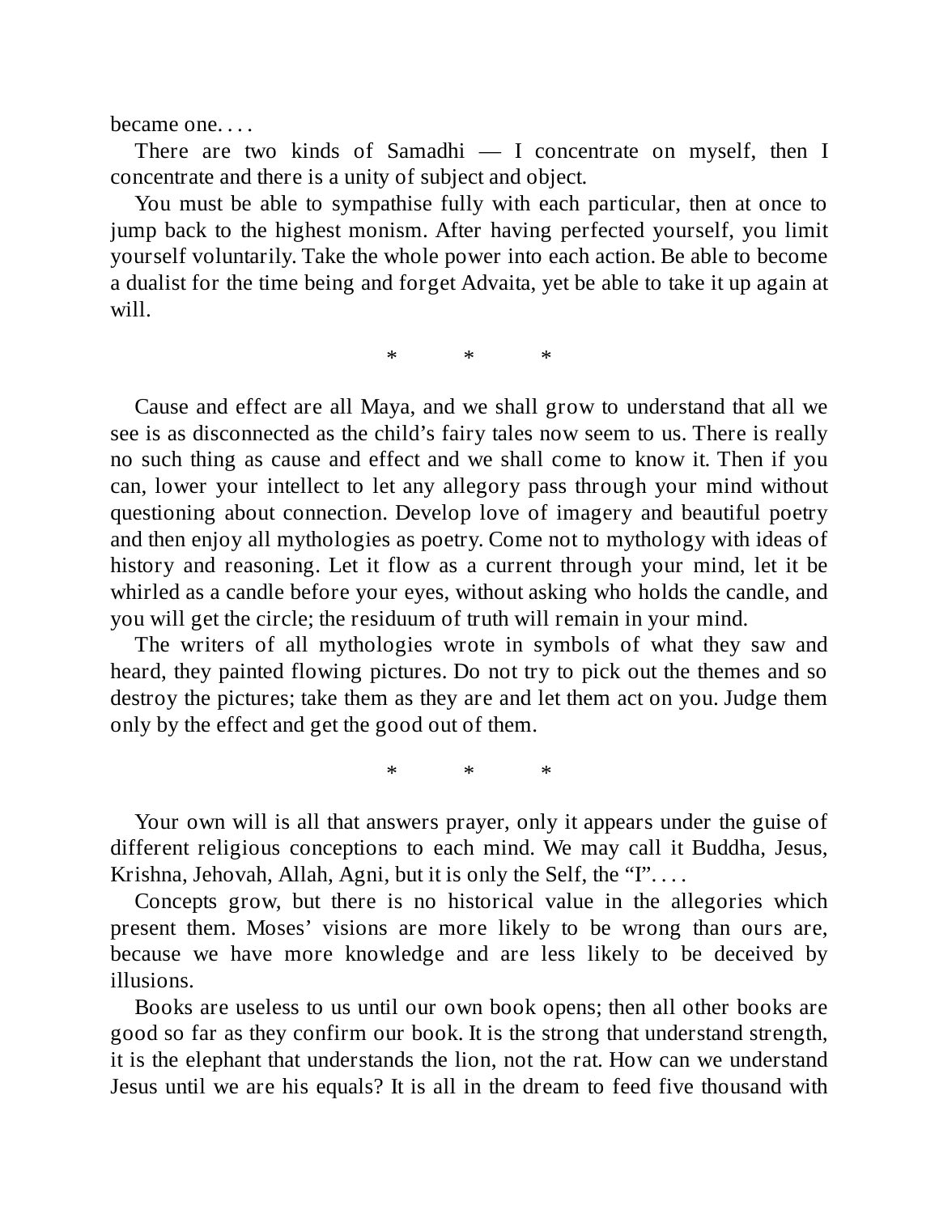became one. . . .

There are two kinds of Samadhi — I concentrate on myself, then I concentrate and there is a unity of subject and object.

You must be able to sympathise fully with each particular, then at once to jump back to the highest monism. After having perfected yourself, you limit yourself voluntarily. Take the whole power into each action. Be able to become a dualist for the time being and forget Advaita, yet be able to take it up again at will.

\* \* \*

Cause and effect are all Maya, and we shall grow to understand that all we see is as disconnected as the child's fairy tales now seem to us. There is really no such thing as cause and effect and we shall come to know it. Then if you can, lower your intellect to let any allegory pass through your mind without questioning about connection. Develop love of imagery and beautiful poetry and then enjoy all mythologies as poetry. Come not to mythology with ideas of history and reasoning. Let it flow as a current through your mind, let it be whirled as a candle before your eyes, without asking who holds the candle, and you will get the circle; the residuum of truth will remain in your mind.

The writers of all mythologies wrote in symbols of what they saw and heard, they painted flowing pictures. Do not try to pick out the themes and so destroy the pictures; take them as they are and let them act on you. Judge them only by the effect and get the good out of them.

\* \* \*

Your own will is all that answers prayer, only it appears under the guise of different religious conceptions to each mind. We may call it Buddha, Jesus, Krishna, Jehovah, Allah, Agni, but it is only the Self, the "I". . . .

Concepts grow, but there is no historical value in the allegories which present them. Moses' visions are more likely to be wrong than ours are, because we have more knowledge and are less likely to be deceived by illusions.

Books are useless to us until our own book opens; then all other books are good so far as they confirm our book. It is the strong that understand strength, it is the elephant that understands the lion, not the rat. How can we understand Jesus until we are his equals? It is all in the dream to feed five thousand with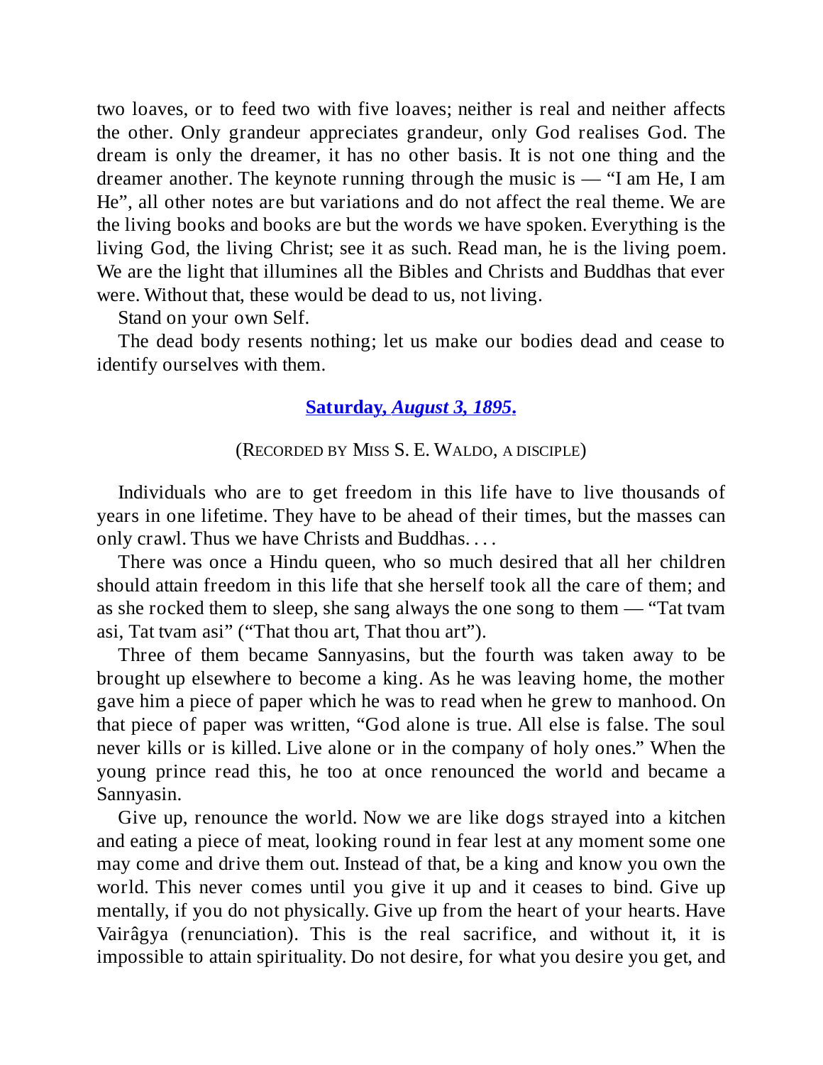two loaves, or to feed two with five loaves; neither is real and neither affects the other. Only grandeur appreciates grandeur, only God realises God. The dream is only the dreamer, it has no other basis. It is not one thing and the dreamer another. The keynote running through the music is — "I am He, I am He", all other notes are but variations and do not affect the real theme. We are the living books and books are but the words we have spoken. Everything is the living God, the living Christ; see it as such. Read man, he is the living poem. We are the light that illumines all the Bibles and Christs and Buddhas that ever were. Without that, these would be dead to us, not living.

Stand on your own Self.

The dead body resents nothing; let us make our bodies dead and cease to identify ourselves with them.

### **Saturday, *August 3, 1895*.**

(RECORDED BY MISS S. E. WALDO, A DISCIPLE)

Individuals who are to get freedom in this life have to live thousands of years in one lifetime. They have to be ahead of their times, but the masses can only crawl. Thus we have Christs and Buddhas. . . .

There was once a Hindu queen, who so much desired that all her children should attain freedom in this life that she herself took all the care of them; and as she rocked them to sleep, she sang always the one song to them — "Tat tvam asi, Tat tvam asi" ("That thou art, That thou art").

Three of them became Sannyasins, but the fourth was taken away to be brought up elsewhere to become a king. As he was leaving home, the mother gave him a piece of paper which he was to read when he grew to manhood. On that piece of paper was written, "God alone is true. All else is false. The soul never kills or is killed. Live alone or in the company of holy ones." When the young prince read this, he too at once renounced the world and became a Sannyasin.

Give up, renounce the world. Now we are like dogs strayed into a kitchen and eating a piece of meat, looking round in fear lest at any moment some one may come and drive them out. Instead of that, be a king and know you own the world. This never comes until you give it up and it ceases to bind. Give up mentally, if you do not physically. Give up from the heart of your hearts. Have Vairâgya (renunciation). This is the real sacrifice, and without it, it is impossible to attain spirituality. Do not desire, for what you desire you get, and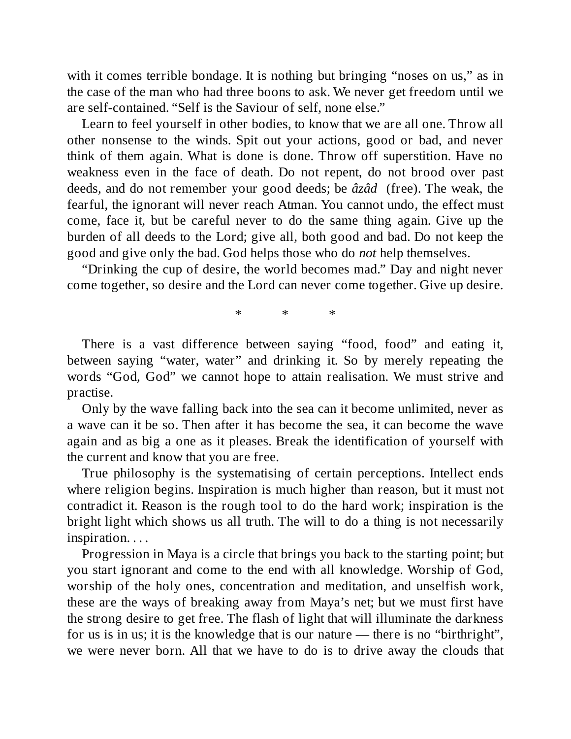with it comes terrible bondage. It is nothing but bringing "noses on us," as in the case of the man who had three boons to ask. We never get freedom until we are self-contained. "Self is the Saviour of self, none else."

Learn to feel yourself in other bodies, to know that we are all one. Throw all other nonsense to the winds. Spit out your actions, good or bad, and never think of them again. What is done is done. Throw off superstition. Have no weakness even in the face of death. Do not repent, do not brood over past deeds, and do not remember your good deeds; be *âzâd* (free). The weak, the fearful, the ignorant will never reach Atman. You cannot undo, the effect must come, face it, but be careful never to do the same thing again. Give up the burden of all deeds to the Lord; give all, both good and bad. Do not keep the good and give only the bad. God helps those who do *not* help themselves.

"Drinking the cup of desire, the world becomes mad." Day and night never come together, so desire and the Lord can never come together. Give up desire.

\* \* \*

There is a vast difference between saying "food, food" and eating it, between saying "water, water" and drinking it. So by merely repeating the words "God, God" we cannot hope to attain realisation. We must strive and practise.

Only by the wave falling back into the sea can it become unlimited, never as a wave can it be so. Then after it has become the sea, it can become the wave again and as big a one as it pleases. Break the identification of yourself with the current and know that you are free.

True philosophy is the systematising of certain perceptions. Intellect ends where religion begins. Inspiration is much higher than reason, but it must not contradict it. Reason is the rough tool to do the hard work; inspiration is the bright light which shows us all truth. The will to do a thing is not necessarily inspiration. . . .

Progression in Maya is a circle that brings you back to the starting point; but you start ignorant and come to the end with all knowledge. Worship of God, worship of the holy ones, concentration and meditation, and unselfish work, these are the ways of breaking away from Maya's net; but we must first have the strong desire to get free. The flash of light that will illuminate the darkness for us is in us; it is the knowledge that is our nature — there is no "birthright", we were never born. All that we have to do is to drive away the clouds that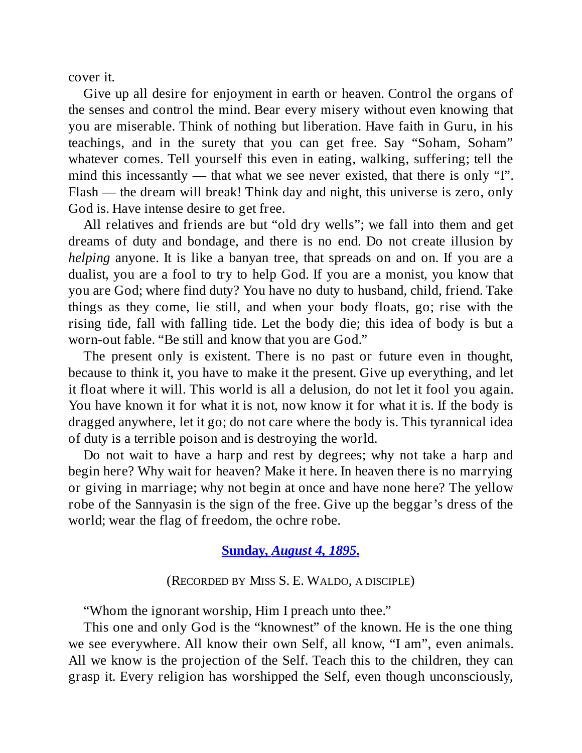cover it.

Give up all desire for enjoyment in earth or heaven. Control the organs of the senses and control the mind. Bear every misery without even knowing that you are miserable. Think of nothing but liberation. Have faith in Guru, in his teachings, and in the surety that you can get free. Say "Soham, Soham" whatever comes. Tell yourself this even in eating, walking, suffering; tell the mind this incessantly — that what we see never existed, that there is only "I". Flash — the dream will break! Think day and night, this universe is zero, only God is. Have intense desire to get free.

All relatives and friends are but "old dry wells"; we fall into them and get dreams of duty and bondage, and there is no end. Do not create illusion by *helping* anyone. It is like a banyan tree, that spreads on and on. If you are a dualist, you are a fool to try to help God. If you are a monist, you know that you are God; where find duty? You have no duty to husband, child, friend. Take things as they come, lie still, and when your body floats, go; rise with the rising tide, fall with falling tide. Let the body die; this idea of body is but a worn-out fable. "Be still and know that you are God."

The present only is existent. There is no past or future even in thought, because to think it, you have to make it the present. Give up everything, and let it float where it will. This world is all a delusion, do not let it fool you again. You have known it for what it is not, now know it for what it is. If the body is dragged anywhere, let it go; do not care where the body is. This tyrannical idea of duty is a terrible poison and is destroying the world.

Do not wait to have a harp and rest by degrees; why not take a harp and begin here? Why wait for heaven? Make it here. In heaven there is no marrying or giving in marriage; why not begin at once and have none here? The yellow robe of the Sannyasin is the sign of the free. Give up the beggar's dress of the world; wear the flag of freedom, the ochre robe.

### **Sunday, *August 4, 1895*.**

(RECORDED BY MISS S. E. WALDO, A DISCIPLE)

"Whom the ignorant worship, Him I preach unto thee."

This one and only God is the "knownest" of the known. He is the one thing we see everywhere. All know their own Self, all know, "I am", even animals. All we know is the projection of the Self. Teach this to the children, they can grasp it. Every religion has worshipped the Self, even though unconsciously,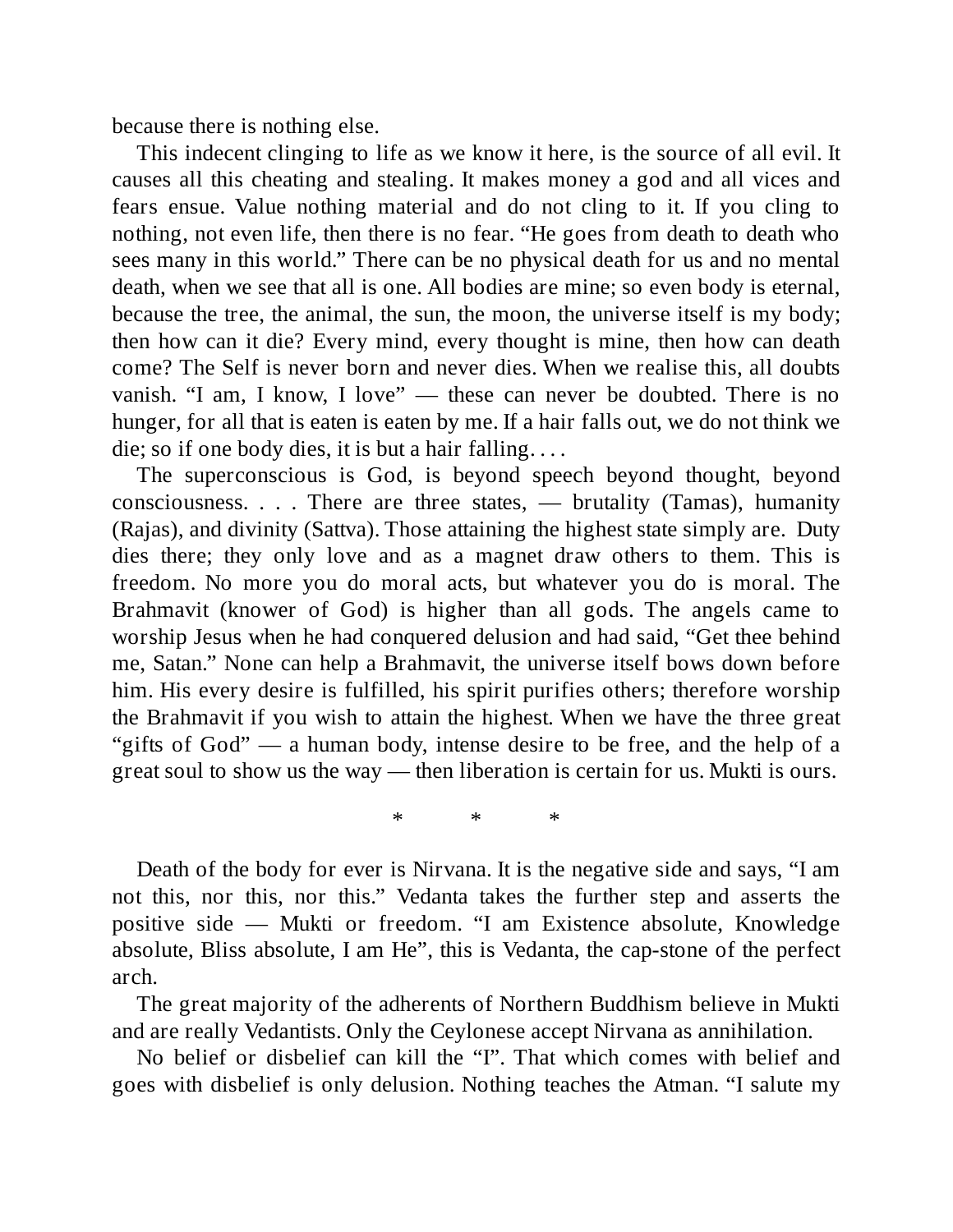because there is nothing else.

This indecent clinging to life as we know it here, is the source of all evil. It causes all this cheating and stealing. It makes money a god and all vices and fears ensue. Value nothing material and do not cling to it. If you cling to nothing, not even life, then there is no fear. "He goes from death to death who sees many in this world." There can be no physical death for us and no mental death, when we see that all is one. All bodies are mine; so even body is eternal, because the tree, the animal, the sun, the moon, the universe itself is my body; then how can it die? Every mind, every thought is mine, then how can death come? The Self is never born and never dies. When we realise this, all doubts vanish. "I am, I know, I love" — these can never be doubted. There is no hunger, for all that is eaten is eaten by me. If a hair falls out, we do not think we die; so if one body dies, it is but a hair falling. . . .

The superconscious is God, is beyond speech beyond thought, beyond consciousness. . . . There are three states, — brutality (Tamas), humanity (Rajas), and divinity (Sattva). Those attaining the highest state simply are. Duty dies there; they only love and as a magnet draw others to them. This is freedom. No more you do moral acts, but whatever you do is moral. The Brahmavit (knower of God) is higher than all gods. The angels came to worship Jesus when he had conquered delusion and had said, "Get thee behind me, Satan." None can help a Brahmavit, the universe itself bows down before him. His every desire is fulfilled, his spirit purifies others; therefore worship the Brahmavit if you wish to attain the highest. When we have the three great "gifts of God" — a human body, intense desire to be free, and the help of a great soul to show us the way — then liberation is certain for us. Mukti is ours.

\* \* \*

Death of the body for ever is Nirvana. It is the negative side and says, "I am not this, nor this, nor this." Vedanta takes the further step and asserts the positive side — Mukti or freedom. "I am Existence absolute, Knowledge absolute, Bliss absolute, I am He", this is Vedanta, the cap-stone of the perfect arch.

The great majority of the adherents of Northern Buddhism believe in Mukti and are really Vedantists. Only the Ceylonese accept Nirvana as annihilation.

No belief or disbelief can kill the "I". That which comes with belief and goes with disbelief is only delusion. Nothing teaches the Atman. "I salute my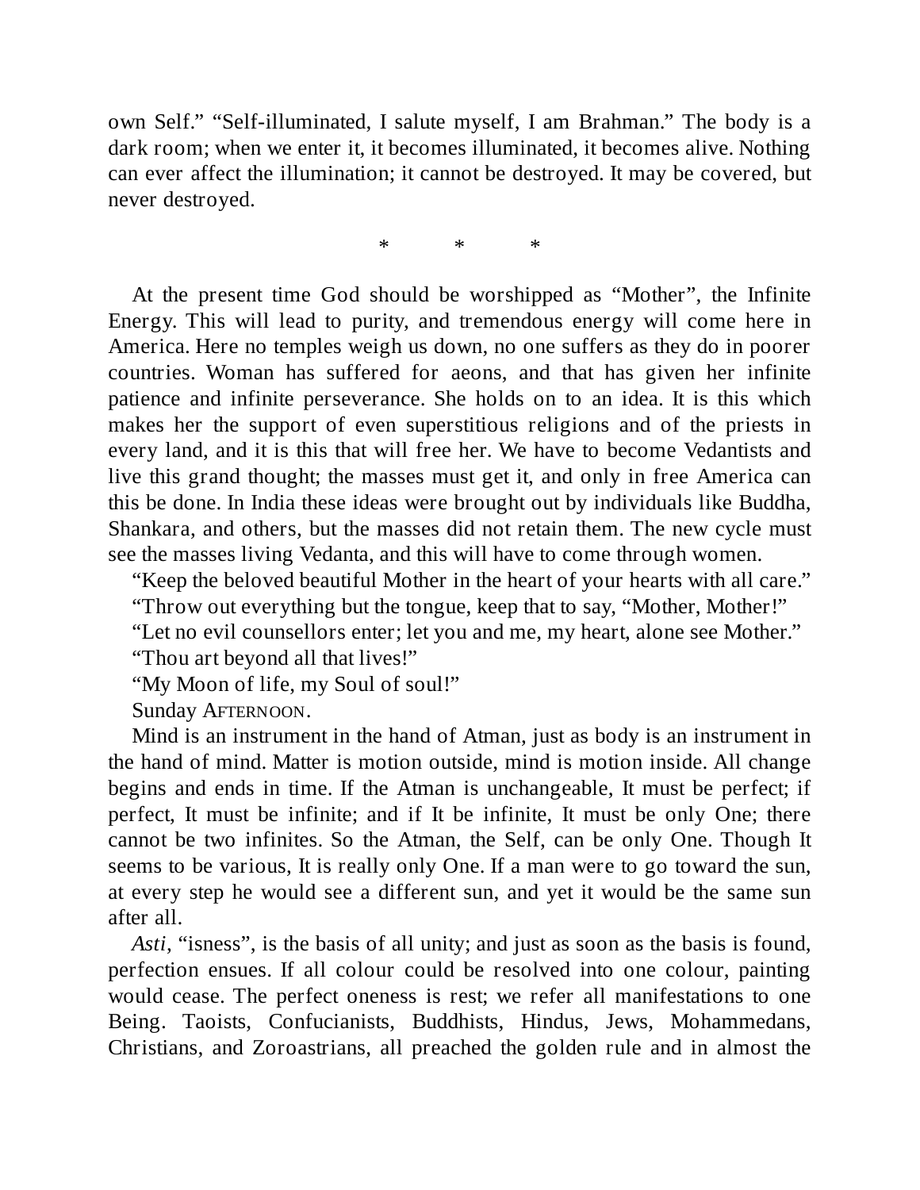own Self." "Self-illuminated, I salute myself, I am Brahman." The body is a dark room; when we enter it, it becomes illuminated, it becomes alive. Nothing can ever affect the illumination; it cannot be destroyed. It may be covered, but never destroyed.

\* \* \*

At the present time God should be worshipped as "Mother", the Infinite Energy. This will lead to purity, and tremendous energy will come here in America. Here no temples weigh us down, no one suffers as they do in poorer countries. Woman has suffered for aeons, and that has given her infinite patience and infinite perseverance. She holds on to an idea. It is this which makes her the support of even superstitious religions and of the priests in every land, and it is this that will free her. We have to become Vedantists and live this grand thought; the masses must get it, and only in free America can this be done. In India these ideas were brought out by individuals like Buddha, Shankara, and others, but the masses did not retain them. The new cycle must see the masses living Vedanta, and this will have to come through women.

"Keep the beloved beautiful Mother in the heart of your hearts with all care."

"Throw out everything but the tongue, keep that to say, "Mother, Mother!"

"Let no evil counsellors enter; let you and me, my heart, alone see Mother."

"Thou art beyond all that lives!"

"My Moon of life, my Soul of soul!"

Sunday AFTERNOON.

Mind is an instrument in the hand of Atman, just as body is an instrument in the hand of mind. Matter is motion outside, mind is motion inside. All change begins and ends in time. If the Atman is unchangeable, It must be perfect; if perfect, It must be infinite; and if It be infinite, It must be only One; there cannot be two infinites. So the Atman, the Self, can be only One. Though It seems to be various, It is really only One. If a man were to go toward the sun, at every step he would see a different sun, and yet it would be the same sun after all.

*Asti*, "isness", is the basis of all unity; and just as soon as the basis is found, perfection ensues. If all colour could be resolved into one colour, painting would cease. The perfect oneness is rest; we refer all manifestations to one Being. Taoists, Confucianists, Buddhists, Hindus, Jews, Mohammedans, Christians, and Zoroastrians, all preached the golden rule and in almost the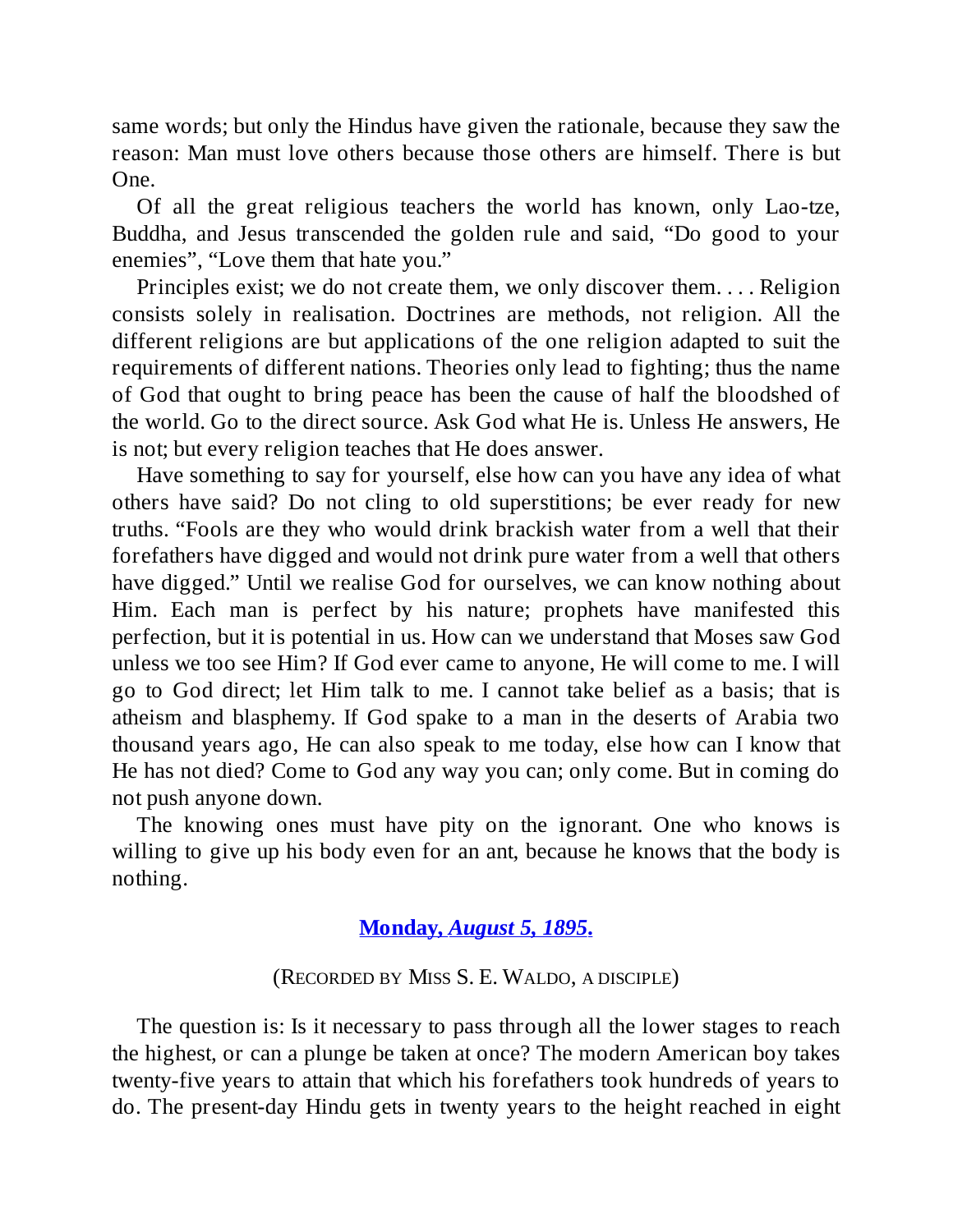same words; but only the Hindus have given the rationale, because they saw the reason: Man must love others because those others are himself. There is but One.

Of all the great religious teachers the world has known, only Lao-tze, Buddha, and Jesus transcended the golden rule and said, “Do good to your enemies”, “Love them that hate you.”

Principles exist; we do not create them, we only discover them. . . . Religion consists solely in realisation. Doctrines are methods, not religion. All the different religions are but applications of the one religion adapted to suit the requirements of different nations. Theories only lead to fighting; thus the name of God that ought to bring peace has been the cause of half the bloodshed of the world. Go to the direct source. Ask God what He is. Unless He answers, He is not; but every religion teaches that He does answer.

Have something to say for yourself, else how can you have any idea of what others have said? Do not cling to old superstitions; be ever ready for new truths. “Fools are they who would drink brackish water from a well that their forefathers have digged and would not drink pure water from a well that others have digged.” Until we realise God for ourselves, we can know nothing about Him. Each man is perfect by his nature; prophets have manifested this perfection, but it is potential in us. How can we understand that Moses saw God unless we too see Him? If God ever came to anyone, He will come to me. I will go to God direct; let Him talk to me. I cannot take belief as a basis; that is atheism and blasphemy. If God spake to a man in the deserts of Arabia two thousand years ago, He can also speak to me today, else how can I know that He has not died? Come to God any way you can; only come. But in coming do not push anyone down.

The knowing ones must have pity on the ignorant. One who knows is willing to give up his body even for an ant, because he knows that the body is nothing.

### **Monday, *August 5, 1895*.**

(Recorded by Miss S. E. Waldo, a disciple)

The question is: Is it necessary to pass through all the lower stages to reach the highest, or can a plunge be taken at once? The modern American boy takes twenty-five years to attain that which his forefathers took hundreds of years to do. The present-day Hindu gets in twenty years to the height reached in eight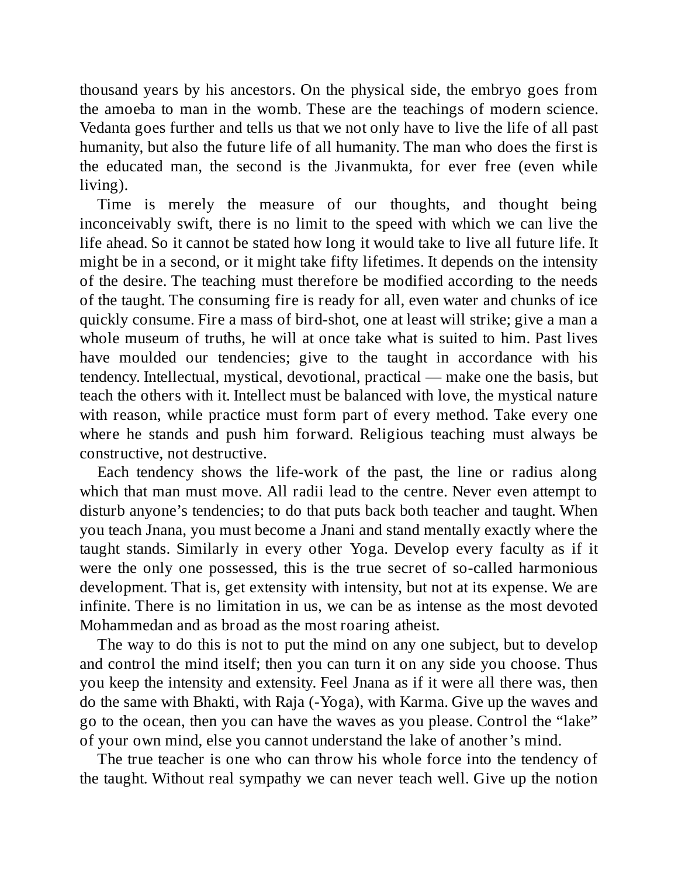thousand years by his ancestors. On the physical side, the embryo goes from the amoeba to man in the womb. These are the teachings of modern science. Vedanta goes further and tells us that we not only have to live the life of all past humanity, but also the future life of all humanity. The man who does the first is the educated man, the second is the Jivanmukta, for ever free (even while living).

Time is merely the measure of our thoughts, and thought being inconceivably swift, there is no limit to the speed with which we can live the life ahead. So it cannot be stated how long it would take to live all future life. It might be in a second, or it might take fifty lifetimes. It depends on the intensity of the desire. The teaching must therefore be modified according to the needs of the taught. The consuming fire is ready for all, even water and chunks of ice quickly consume. Fire a mass of bird-shot, one at least will strike; give a man a whole museum of truths, he will at once take what is suited to him. Past lives have moulded our tendencies; give to the taught in accordance with his tendency. Intellectual, mystical, devotional, practical — make one the basis, but teach the others with it. Intellect must be balanced with love, the mystical nature with reason, while practice must form part of every method. Take every one where he stands and push him forward. Religious teaching must always be constructive, not destructive.

Each tendency shows the life-work of the past, the line or radius along which that man must move. All radii lead to the centre. Never even attempt to disturb anyone's tendencies; to do that puts back both teacher and taught. When you teach Jnana, you must become a Jnani and stand mentally exactly where the taught stands. Similarly in every other Yoga. Develop every faculty as if it were the only one possessed, this is the true secret of so-called harmonious development. That is, get extensity with intensity, but not at its expense. We are infinite. There is no limitation in us, we can be as intense as the most devoted Mohammedan and as broad as the most roaring atheist.

The way to do this is not to put the mind on any one subject, but to develop and control the mind itself; then you can turn it on any side you choose. Thus you keep the intensity and extensity. Feel Jnana as if it were all there was, then do the same with Bhakti, with Raja (-Yoga), with Karma. Give up the waves and go to the ocean, then you can have the waves as you please. Control the "lake" of your own mind, else you cannot understand the lake of another's mind.

The true teacher is one who can throw his whole force into the tendency of the taught. Without real sympathy we can never teach well. Give up the notion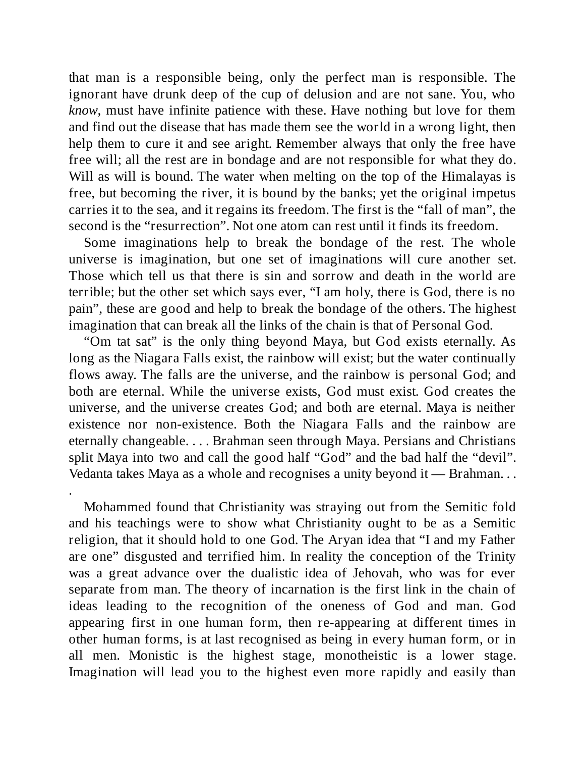that man is a responsible being, only the perfect man is responsible. The ignorant have drunk deep of the cup of delusion and are not sane. You, who *know*, must have infinite patience with these. Have nothing but love for them and find out the disease that has made them see the world in a wrong light, then help them to cure it and see aright. Remember always that only the free have free will; all the rest are in bondage and are not responsible for what they do. Will as will is bound. The water when melting on the top of the Himalayas is free, but becoming the river, it is bound by the banks; yet the original impetus carries it to the sea, and it regains its freedom. The first is the "fall of man", the second is the "resurrection". Not one atom can rest until it finds its freedom.

Some imaginations help to break the bondage of the rest. The whole universe is imagination, but one set of imaginations will cure another set. Those which tell us that there is sin and sorrow and death in the world are terrible; but the other set which says ever, "I am holy, there is God, there is no pain", these are good and help to break the bondage of the others. The highest imagination that can break all the links of the chain is that of Personal God.

"Om tat sat" is the only thing beyond Maya, but God exists eternally. As long as the Niagara Falls exist, the rainbow will exist; but the water continually flows away. The falls are the universe, and the rainbow is personal God; and both are eternal. While the universe exists, God must exist. God creates the universe, and the universe creates God; and both are eternal. Maya is neither existence nor non-existence. Both the Niagara Falls and the rainbow are eternally changeable. . . . Brahman seen through Maya. Persians and Christians split Maya into two and call the good half "God" and the bad half the "devil". Vedanta takes Maya as a whole and recognises a unity beyond it — Brahman. . . .

Mohammed found that Christianity was straying out from the Semitic fold and his teachings were to show what Christianity ought to be as a Semitic religion, that it should hold to one God. The Aryan idea that "I and my Father are one" disgusted and terrified him. In reality the conception of the Trinity was a great advance over the dualistic idea of Jehovah, who was for ever separate from man. The theory of incarnation is the first link in the chain of ideas leading to the recognition of the oneness of God and man. God appearing first in one human form, then re-appearing at different times in other human forms, is at last recognised as being in every human form, or in all men. Monistic is the highest stage, monotheistic is a lower stage. Imagination will lead you to the highest even more rapidly and easily than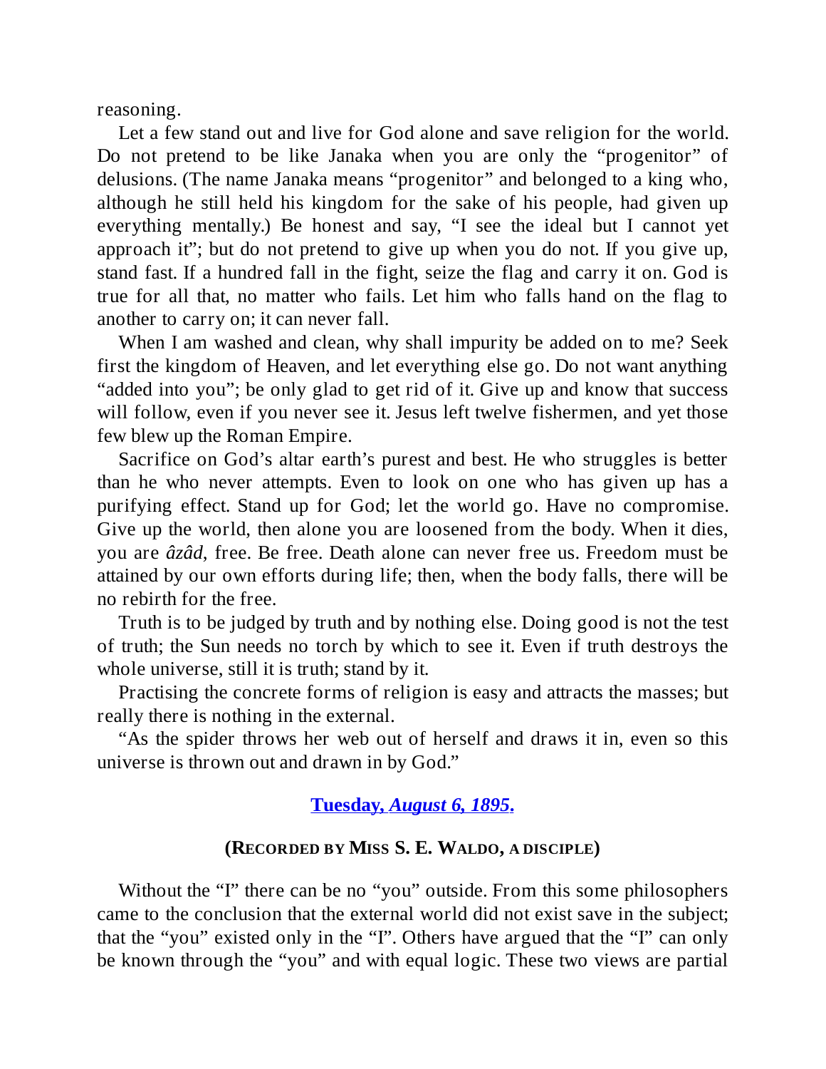reasoning.

Let a few stand out and live for God alone and save religion for the world. Do not pretend to be like Janaka when you are only the "progenitor" of delusions. (The name Janaka means "progenitor" and belonged to a king who, although he still held his kingdom for the sake of his people, had given up everything mentally.) Be honest and say, "I see the ideal but I cannot yet approach it"; but do not pretend to give up when you do not. If you give up, stand fast. If a hundred fall in the fight, seize the flag and carry it on. God is true for all that, no matter who fails. Let him who falls hand on the flag to another to carry on; it can never fall.

When I am washed and clean, why shall impurity be added on to me? Seek first the kingdom of Heaven, and let everything else go. Do not want anything "added into you"; be only glad to get rid of it. Give up and know that success will follow, even if you never see it. Jesus left twelve fishermen, and yet those few blew up the Roman Empire.

Sacrifice on God's altar earth's purest and best. He who struggles is better than he who never attempts. Even to look on one who has given up has a purifying effect. Stand up for God; let the world go. Have no compromise. Give up the world, then alone you are loosened from the body. When it dies, you are *âzâd*, free. Be free. Death alone can never free us. Freedom must be attained by our own efforts during life; then, when the body falls, there will be no rebirth for the free.

Truth is to be judged by truth and by nothing else. Doing good is not the test of truth; the Sun needs no torch by which to see it. Even if truth destroys the whole universe, still it is truth; stand by it.

Practising the concrete forms of religion is easy and attracts the masses; but really there is nothing in the external.

"As the spider throws her web out of herself and draws it in, even so this universe is thrown out and drawn in by God."

## **Tuesday, *August 6, 1895*.**

### (Recorded by Miss S. E. Waldo, a disciple)

Without the "I" there can be no "you" outside. From this some philosophers came to the conclusion that the external world did not exist save in the subject; that the "you" existed only in the "I". Others have argued that the "I" can only be known through the "you" and with equal logic. These two views are partial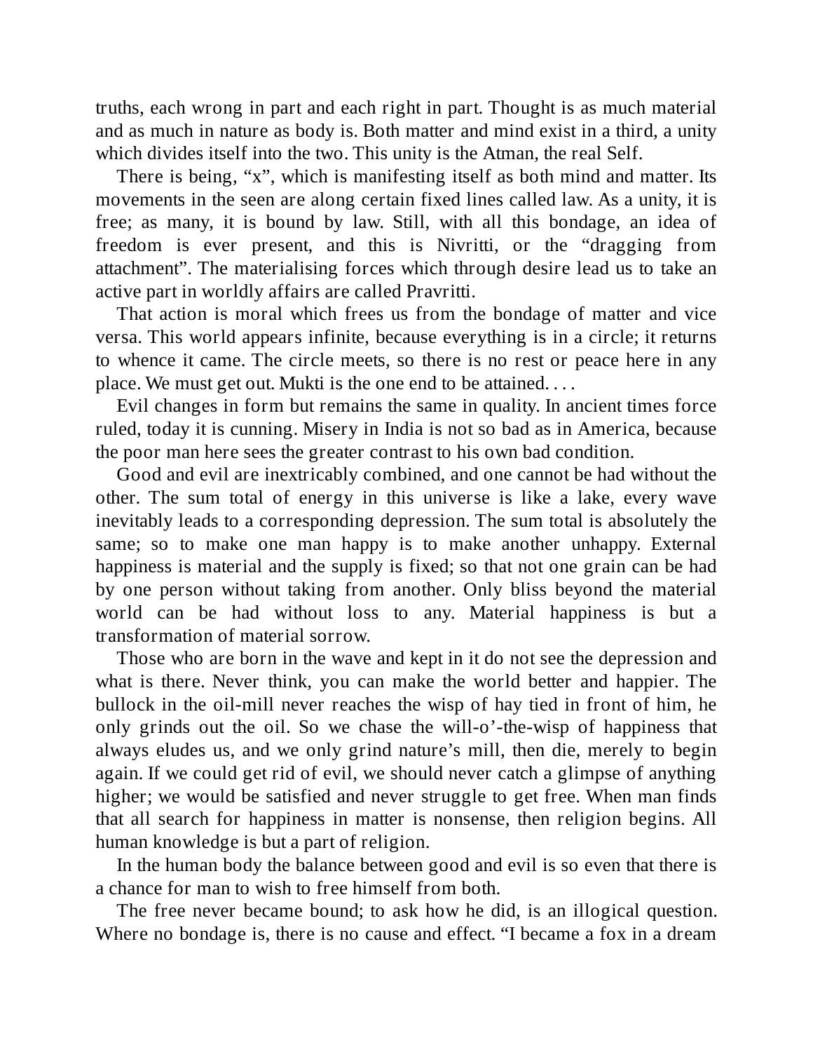truths, each wrong in part and each right in part. Thought is as much material and as much in nature as body is. Both matter and mind exist in a third, a unity which divides itself into the two. This unity is the Atman, the real Self.

There is being, "x", which is manifesting itself as both mind and matter. Its movements in the seen are along certain fixed lines called law. As a unity, it is free; as many, it is bound by law. Still, with all this bondage, an idea of freedom is ever present, and this is Nivritti, or the "dragging from attachment". The materialising forces which through desire lead us to take an active part in worldly affairs are called Pravritti.

That action is moral which frees us from the bondage of matter and vice versa. This world appears infinite, because everything is in a circle; it returns to whence it came. The circle meets, so there is no rest or peace here in any place. We must get out. Mukti is the one end to be attained. . . .

Evil changes in form but remains the same in quality. In ancient times force ruled, today it is cunning. Misery in India is not so bad as in America, because the poor man here sees the greater contrast to his own bad condition.

Good and evil are inextricably combined, and one cannot be had without the other. The sum total of energy in this universe is like a lake, every wave inevitably leads to a corresponding depression. The sum total is absolutely the same; so to make one man happy is to make another unhappy. External happiness is material and the supply is fixed; so that not one grain can be had by one person without taking from another. Only bliss beyond the material world can be had without loss to any. Material happiness is but a transformation of material sorrow.

Those who are born in the wave and kept in it do not see the depression and what is there. Never think, you can make the world better and happier. The bullock in the oil-mill never reaches the wisp of hay tied in front of him, he only grinds out the oil. So we chase the will-o'-the-wisp of happiness that always eludes us, and we only grind nature's mill, then die, merely to begin again. If we could get rid of evil, we should never catch a glimpse of anything higher; we would be satisfied and never struggle to get free. When man finds that all search for happiness in matter is nonsense, then religion begins. All human knowledge is but a part of religion.

In the human body the balance between good and evil is so even that there is a chance for man to wish to free himself from both.

The free never became bound; to ask how he did, is an illogical question. Where no bondage is, there is no cause and effect. "I became a fox in a dream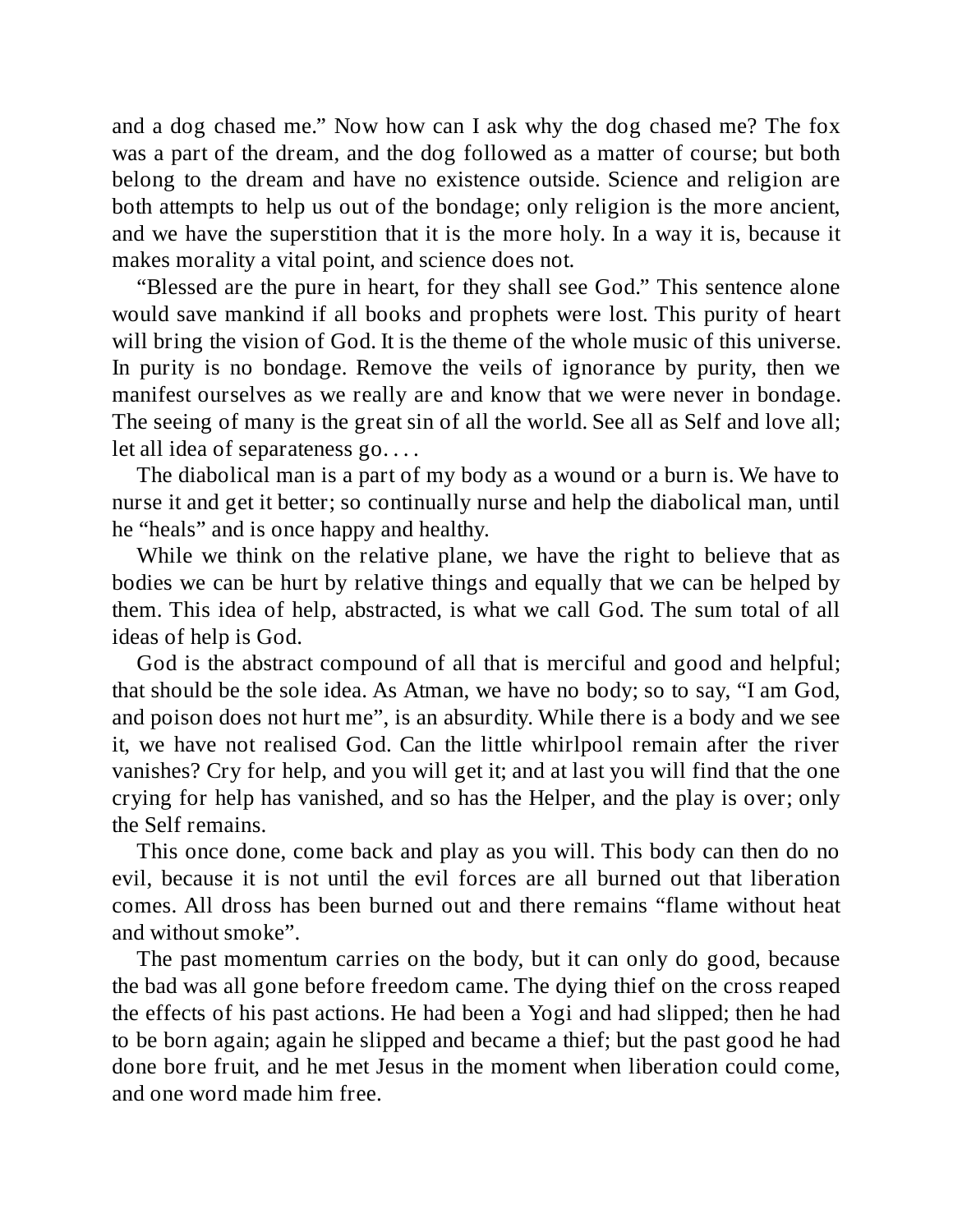and a dog chased me." Now how can I ask why the dog chased me? The fox was a part of the dream, and the dog followed as a matter of course; but both belong to the dream and have no existence outside. Science and religion are both attempts to help us out of the bondage; only religion is the more ancient, and we have the superstition that it is the more holy. In a way it is, because it makes morality a vital point, and science does not.

"Blessed are the pure in heart, for they shall see God." This sentence alone would save mankind if all books and prophets were lost. This purity of heart will bring the vision of God. It is the theme of the whole music of this universe. In purity is no bondage. Remove the veils of ignorance by purity, then we manifest ourselves as we really are and know that we were never in bondage. The seeing of many is the great sin of all the world. See all as Self and love all; let all idea of separateness go. . . .

The diabolical man is a part of my body as a wound or a burn is. We have to nurse it and get it better; so continually nurse and help the diabolical man, until he "heals" and is once happy and healthy.

While we think on the relative plane, we have the right to believe that as bodies we can be hurt by relative things and equally that we can be helped by them. This idea of help, abstracted, is what we call God. The sum total of all ideas of help is God.

God is the abstract compound of all that is merciful and good and helpful; that should be the sole idea. As Atman, we have no body; so to say, "I am God, and poison does not hurt me", is an absurdity. While there is a body and we see it, we have not realised God. Can the little whirlpool remain after the river vanishes? Cry for help, and you will get it; and at last you will find that the one crying for help has vanished, and so has the Helper, and the play is over; only the Self remains.

This once done, come back and play as you will. This body can then do no evil, because it is not until the evil forces are all burned out that liberation comes. All dross has been burned out and there remains "flame without heat and without smoke".

The past momentum carries on the body, but it can only do good, because the bad was all gone before freedom came. The dying thief on the cross reaped the effects of his past actions. He had been a Yogi and had slipped; then he had to be born again; again he slipped and became a thief; but the past good he had done bore fruit, and he met Jesus in the moment when liberation could come, and one word made him free.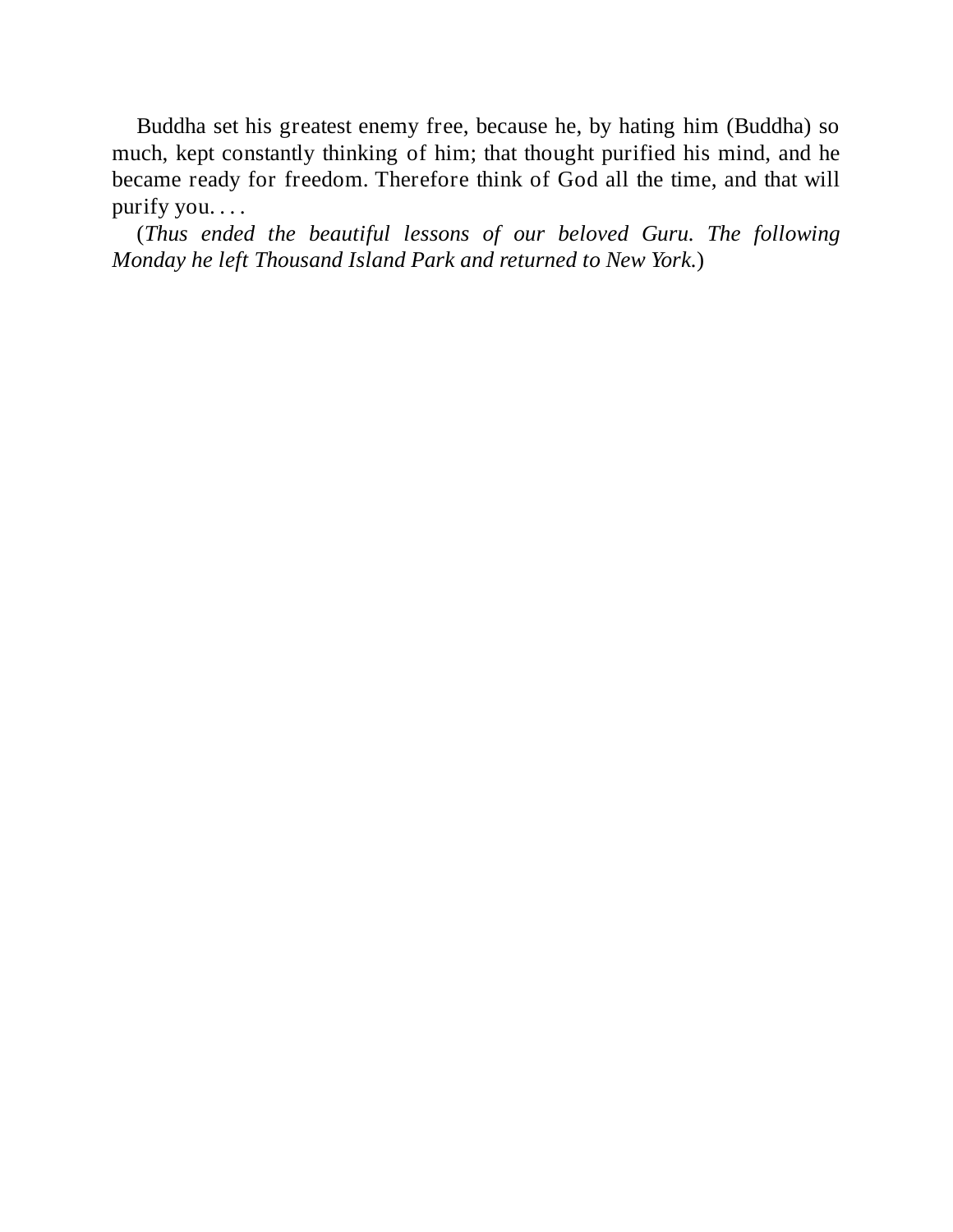Buddha set his greatest enemy free, because he, by hating him (Buddha) so much, kept constantly thinking of him; that thought purified his mind, and he became ready for freedom. Therefore think of God all the time, and that will purify you. . . .

(*Thus ended the beautiful lessons of our beloved Guru. The following Monday he left Thousand Island Park and returned to New York.*)